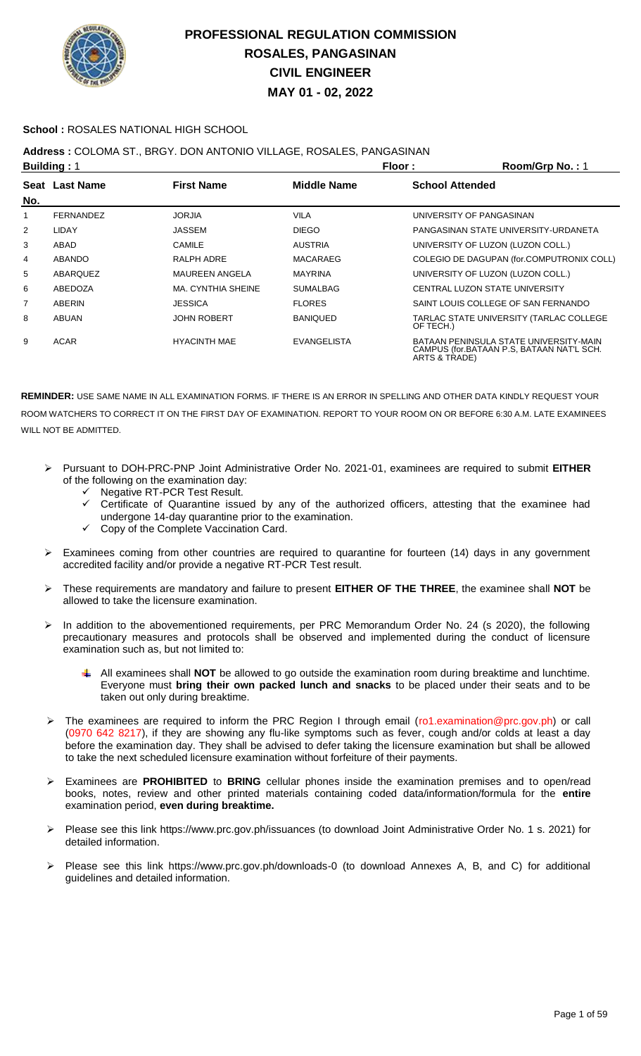# PROFESSIONAL REGULATION COMMISSION
# ROSALES, PANGASINAN
# CIVIL ENGINEER
# MAY 01 - 02, 2022

**School :** ROSALES NATIONAL HIGH SCHOOL

**Address :** COLOMA ST., BRGY. DON ANTONIO VILLAGE, ROSALES, PANGASINAN

**Building :** 1 **Floor :** **Room/Grp No. :** 1

| Seat No. | Last Name | First Name | Middle Name | School Attended |
|---|---|---|---|---|
| 1 | FERNANDEZ | JORJIA | VILA | UNIVERSITY OF PANGASINAN |
| 2 | LIDAY | JASSEM | DIEGO | PANGASINAN STATE UNIVERSITY-URDANETA |
| 3 | ABAD | CAMILE | AUSTRIA | UNIVERSITY OF LUZON (LUZON COLL.) |
| 4 | ABANDO | RALPH ADRE | MACARAEG | COLEGIO DE DAGUPAN (for.COMPUTRONIX COLL) |
| 5 | ABARQUEZ | MAUREEN ANGELA | MAYRINA | UNIVERSITY OF LUZON (LUZON COLL.) |
| 6 | ABEDOZA | MA. CYNTHIA SHEINE | SUMALBAG | CENTRAL LUZON STATE UNIVERSITY |
| 7 | ABERIN | JESSICA | FLORES | SAINT LOUIS COLLEGE OF SAN FERNANDO |
| 8 | ABUAN | JOHN ROBERT | BANIQUED | TARLAC STATE UNIVERSITY (TARLAC COLLEGE OF TECH.) |
| 9 | ACAR | HYACINTH MAE | EVANGELISTA | BATAAN PENINSULA STATE UNIVERSITY-MAIN CAMPUS (for.BATAAN P.S, BATAAN NAT'L SCH. ARTS & TRADE) |

**REMINDER:** USE SAME NAME IN ALL EXAMINATION FORMS. IF THERE IS AN ERROR IN SPELLING AND OTHER DATA KINDLY REQUEST YOUR ROOM WATCHERS TO CORRECT IT ON THE FIRST DAY OF EXAMINATION. REPORT TO YOUR ROOM ON OR BEFORE 6:30 A.M. LATE EXAMINEES WILL NOT BE ADMITTED.

- Pursuant to DOH-PRC-PNP Joint Administrative Order No. 2021-01, examinees are required to submit **EITHER** of the following on the examination day:
  - Negative RT-PCR Test Result.
  - Certificate of Quarantine issued by any of the authorized officers, attesting that the examinee had undergone 14-day quarantine prior to the examination.
  - Copy of the Complete Vaccination Card.
- Examinees coming from other countries are required to quarantine for fourteen (14) days in any government accredited facility and/or provide a negative RT-PCR Test result.
- These requirements are mandatory and failure to present **EITHER OF THE THREE**, the examinee shall **NOT** be allowed to take the licensure examination.
- In addition to the abovementioned requirements, per PRC Memorandum Order No. 24 (s 2020), the following precautionary measures and protocols shall be observed and implemented during the conduct of licensure examination such as, but not limited to:
  - All examinees shall **NOT** be allowed to go outside the examination room during breaktime and lunchtime. Everyone must **bring their own packed lunch and snacks** to be placed under their seats and to be taken out only during breaktime.
- The examinees are required to inform the PRC Region I through email (ro1.examination@prc.gov.ph) or call (0970 642 8217), if they are showing any flu-like symptoms such as fever, cough and/or colds at least a day before the examination day. They shall be advised to defer taking the licensure examination but shall be allowed to take the next scheduled licensure examination without forfeiture of their payments.
- Examinees are **PROHIBITED** to **BRING** cellular phones inside the examination premises and to open/read books, notes, review and other printed materials containing coded data/information/formula for the **entire** examination period, **even during breaktime.**
- Please see this link https://www.prc.gov.ph/issuances (to download Joint Administrative Order No. 1 s. 2021) for detailed information.
- Please see this link https://www.prc.gov.ph/downloads-0 (to download Annexes A, B, and C) for additional guidelines and detailed information.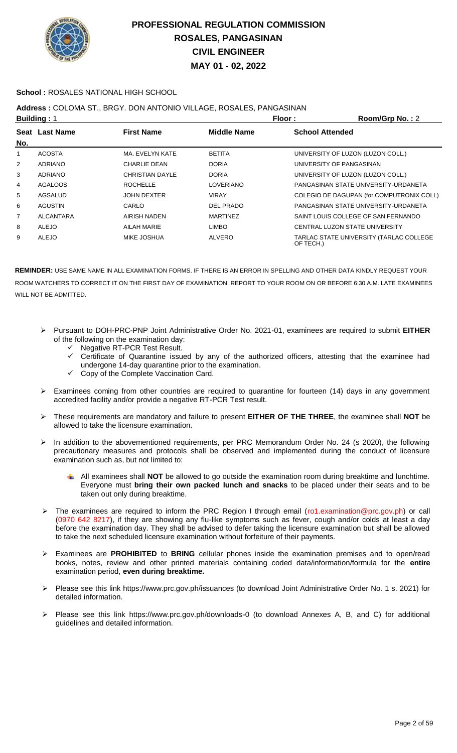# PROFESSIONAL REGULATION COMMISSION
## ROSALES, PANGASINAN
## CIVIL ENGINEER
## MAY 01 - 02, 2022

**School :** ROSALES NATIONAL HIGH SCHOOL

**Address :** COLOMA ST., BRGY. DON ANTONIO VILLAGE, ROSALES, PANGASINAN

**Building :** 1 **Floor :** **Room/Grp No. :** 2

| Seat No. | Last Name | First Name | Middle Name | School Attended |
|---|---|---|---|---|
| 1 | ACOSTA | MA. EVELYN KATE | BETITA | UNIVERSITY OF LUZON (LUZON COLL.) |
| 2 | ADRIANO | CHARLIE DEAN | DORIA | UNIVERSITY OF PANGASINAN |
| 3 | ADRIANO | CHRISTIAN DAYLE | DORIA | UNIVERSITY OF LUZON (LUZON COLL.) |
| 4 | AGALOOS | ROCHELLE | LOVERIANO | PANGASINAN STATE UNIVERSITY-URDANETA |
| 5 | AGSALUD | JOHN DEXTER | VIRAY | COLEGIO DE DAGUPAN (for.COMPUTRONIX COLL) |
| 6 | AGUSTIN | CARLO | DEL PRADO | PANGASINAN STATE UNIVERSITY-URDANETA |
| 7 | ALCANTARA | AIRISH NADEN | MARTINEZ | SAINT LOUIS COLLEGE OF SAN FERNANDO |
| 8 | ALEJO | AILAH MARIE | LIMBO | CENTRAL LUZON STATE UNIVERSITY |
| 9 | ALEJO | MIKE JOSHUA | ALVERO | TARLAC STATE UNIVERSITY (TARLAC COLLEGE OF TECH.) |

**REMINDER:** USE SAME NAME IN ALL EXAMINATION FORMS. IF THERE IS AN ERROR IN SPELLING AND OTHER DATA KINDLY REQUEST YOUR ROOM WATCHERS TO CORRECT IT ON THE FIRST DAY OF EXAMINATION. REPORT TO YOUR ROOM ON OR BEFORE 6:30 A.M. LATE EXAMINEES WILL NOT BE ADMITTED.

- Pursuant to DOH-PRC-PNP Joint Administrative Order No. 2021-01, examinees are required to submit **EITHER** of the following on the examination day:
  - ✓ Negative RT-PCR Test Result.
  - ✓ Certificate of Quarantine issued by any of the authorized officers, attesting that the examinee had undergone 14-day quarantine prior to the examination.
  - ✓ Copy of the Complete Vaccination Card.
- Examinees coming from other countries are required to quarantine for fourteen (14) days in any government accredited facility and/or provide a negative RT-PCR Test result.
- These requirements are mandatory and failure to present **EITHER OF THE THREE**, the examinee shall **NOT** be allowed to take the licensure examination.
- In addition to the abovementioned requirements, per PRC Memorandum Order No. 24 (s 2020), the following precautionary measures and protocols shall be observed and implemented during the conduct of licensure examination such as, but not limited to:
  - All examinees shall **NOT** be allowed to go outside the examination room during breaktime and lunchtime. Everyone must **bring their own packed lunch and snacks** to be placed under their seats and to be taken out only during breaktime.
- The examinees are required to inform the PRC Region I through email (ro1.examination@prc.gov.ph) or call (0970 642 8217), if they are showing any flu-like symptoms such as fever, cough and/or colds at least a day before the examination day. They shall be advised to defer taking the licensure examination but shall be allowed to take the next scheduled licensure examination without forfeiture of their payments.
- Examinees are **PROHIBITED** to **BRING** cellular phones inside the examination premises and to open/read books, notes, review and other printed materials containing coded data/information/formula for the **entire** examination period, **even during breaktime.**
- Please see this link https://www.prc.gov.ph/issuances (to download Joint Administrative Order No. 1 s. 2021) for detailed information.
- Please see this link https://www.prc.gov.ph/downloads-0 (to download Annexes A, B, and C) for additional guidelines and detailed information.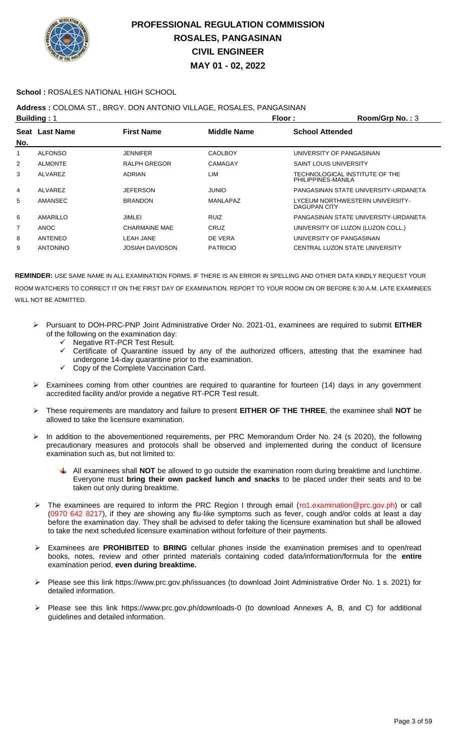# PROFESSIONAL REGULATION COMMISSION
# ROSALES, PANGASINAN
# CIVIL ENGINEER
# MAY 01 - 02, 2022

**School :** ROSALES NATIONAL HIGH SCHOOL

**Address :** COLOMA ST., BRGY. DON ANTONIO VILLAGE, ROSALES, PANGASINAN

**Building :** 1 **Floor :** **Room/Grp No. :** 3

| Seat No. | Last Name | First Name | Middle Name | School Attended |
|---|---|---|---|---|
| 1 | ALFONSO | JENNIFER | CAOLBOY | UNIVERSITY OF PANGASINAN |
| 2 | ALMONTE | RALPH GREGOR | CAMAGAY | SAINT LOUIS UNIVERSITY |
| 3 | ALVAREZ | ADRIAN | LIM | TECHNOLOGICAL INSTITUTE OF THE PHILIPPINES-MANILA |
| 4 | ALVAREZ | JEFERSON | JUNIO | PANGASINAN STATE UNIVERSITY-URDANETA |
| 5 | AMANSEC | BRANDON | MANLAPAZ | LYCEUM NORTHWESTERN UNIVERSITY-DAGUPAN CITY |
| 6 | AMARILLO | JIMLEI | RUIZ | PANGASINAN STATE UNIVERSITY-URDANETA |
| 7 | ANOC | CHARMAINE MAE | CRUZ | UNIVERSITY OF LUZON (LUZON COLL.) |
| 8 | ANTENEO | LEAH JANE | DE VERA | UNIVERSITY OF PANGASINAN |
| 9 | ANTONINO | JOSIAH DAVIDSON | PATRICIO | CENTRAL LUZON STATE UNIVERSITY |

**REMINDER:** USE SAME NAME IN ALL EXAMINATION FORMS. IF THERE IS AN ERROR IN SPELLING AND OTHER DATA KINDLY REQUEST YOUR ROOM WATCHERS TO CORRECT IT ON THE FIRST DAY OF EXAMINATION. REPORT TO YOUR ROOM ON OR BEFORE 6:30 A.M. LATE EXAMINEES WILL NOT BE ADMITTED.

- Pursuant to DOH-PRC-PNP Joint Administrative Order No. 2021-01, examinees are required to submit **EITHER** of the following on the examination day:
  - ✓ Negative RT-PCR Test Result.
  - ✓ Certificate of Quarantine issued by any of the authorized officers, attesting that the examinee had undergone 14-day quarantine prior to the examination.
  - ✓ Copy of the Complete Vaccination Card.
- Examinees coming from other countries are required to quarantine for fourteen (14) days in any government accredited facility and/or provide a negative RT-PCR Test result.
- These requirements are mandatory and failure to present **EITHER OF THE THREE**, the examinee shall **NOT** be allowed to take the licensure examination.
- In addition to the abovementioned requirements, per PRC Memorandum Order No. 24 (s 2020), the following precautionary measures and protocols shall be observed and implemented during the conduct of licensure examination such as, but not limited to:
  - All examinees shall **NOT** be allowed to go outside the examination room during breaktime and lunchtime. Everyone must **bring their own packed lunch and snacks** to be placed under their seats and to be taken out only during breaktime.
- The examinees are required to inform the PRC Region I through email (ro1.examination@prc.gov.ph) or call (0970 642 8217), if they are showing any flu-like symptoms such as fever, cough and/or colds at least a day before the examination day. They shall be advised to defer taking the licensure examination but shall be allowed to take the next scheduled licensure examination without forfeiture of their payments.
- Examinees are **PROHIBITED** to **BRING** cellular phones inside the examination premises and to open/read books, notes, review and other printed materials containing coded data/information/formula for the **entire** examination period, **even during breaktime.**
- Please see this link https://www.prc.gov.ph/issuances (to download Joint Administrative Order No. 1 s. 2021) for detailed information.
- Please see this link https://www.prc.gov.ph/downloads-0 (to download Annexes A, B, and C) for additional guidelines and detailed information.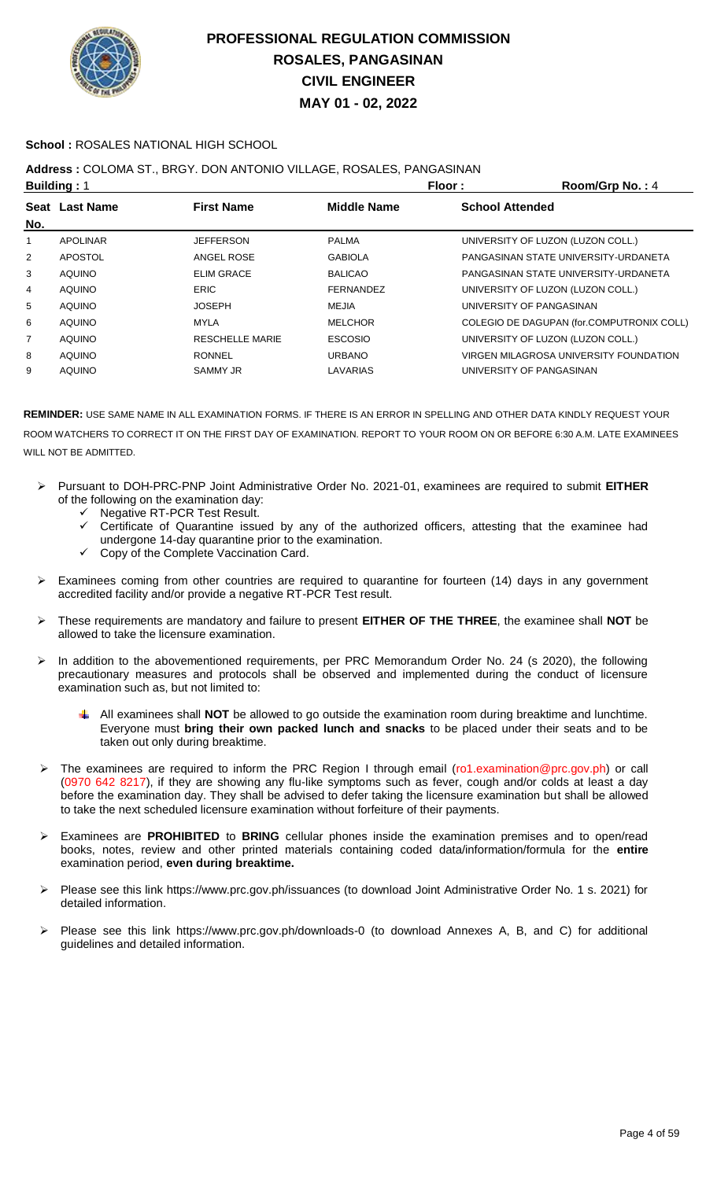# PROFESSIONAL REGULATION COMMISSION
# ROSALES, PANGASINAN
# CIVIL ENGINEER
# MAY 01 - 02, 2022

**School :** ROSALES NATIONAL HIGH SCHOOL

**Address :** COLOMA ST., BRGY. DON ANTONIO VILLAGE, ROSALES, PANGASINAN

**Building :** 1 **Floor :** **Room/Grp No. :** 4

| Seat No. | Last Name | First Name | Middle Name | School Attended |
|---|---|---|---|---|
| 1 | APOLINAR | JEFFERSON | PALMA | UNIVERSITY OF LUZON (LUZON COLL.) |
| 2 | APOSTOL | ANGEL ROSE | GABIOLA | PANGASINAN STATE UNIVERSITY-URDANETA |
| 3 | AQUINO | ELIM GRACE | BALICAO | PANGASINAN STATE UNIVERSITY-URDANETA |
| 4 | AQUINO | ERIC | FERNANDEZ | UNIVERSITY OF LUZON (LUZON COLL.) |
| 5 | AQUINO | JOSEPH | MEJIA | UNIVERSITY OF PANGASINAN |
| 6 | AQUINO | MYLA | MELCHOR | COLEGIO DE DAGUPAN (for.COMPUTRONIX COLL) |
| 7 | AQUINO | RESCHELLE MARIE | ESCOSIO | UNIVERSITY OF LUZON (LUZON COLL.) |
| 8 | AQUINO | RONNEL | URBANO | VIRGEN MILAGROSA UNIVERSITY FOUNDATION |
| 9 | AQUINO | SAMMY JR | LAVARIAS | UNIVERSITY OF PANGASINAN |

**REMINDER:** USE SAME NAME IN ALL EXAMINATION FORMS. IF THERE IS AN ERROR IN SPELLING AND OTHER DATA KINDLY REQUEST YOUR ROOM WATCHERS TO CORRECT IT ON THE FIRST DAY OF EXAMINATION. REPORT TO YOUR ROOM ON OR BEFORE 6:30 A.M. LATE EXAMINEES WILL NOT BE ADMITTED.

- Pursuant to DOH-PRC-PNP Joint Administrative Order No. 2021-01, examinees are required to submit **EITHER** of the following on the examination day:
  - ✓ Negative RT-PCR Test Result.
  - ✓ Certificate of Quarantine issued by any of the authorized officers, attesting that the examinee had undergone 14-day quarantine prior to the examination.
  - ✓ Copy of the Complete Vaccination Card.
- Examinees coming from other countries are required to quarantine for fourteen (14) days in any government accredited facility and/or provide a negative RT-PCR Test result.
- These requirements are mandatory and failure to present **EITHER OF THE THREE**, the examinee shall **NOT** be allowed to take the licensure examination.
- In addition to the abovementioned requirements, per PRC Memorandum Order No. 24 (s 2020), the following precautionary measures and protocols shall be observed and implemented during the conduct of licensure examination such as, but not limited to:
  - All examinees shall **NOT** be allowed to go outside the examination room during breaktime and lunchtime. Everyone must **bring their own packed lunch and snacks** to be placed under their seats and to be taken out only during breaktime.
- The examinees are required to inform the PRC Region I through email (ro1.examination@prc.gov.ph) or call (0970 642 8217), if they are showing any flu-like symptoms such as fever, cough and/or colds at least a day before the examination day. They shall be advised to defer taking the licensure examination but shall be allowed to take the next scheduled licensure examination without forfeiture of their payments.
- Examinees are **PROHIBITED** to **BRING** cellular phones inside the examination premises and to open/read books, notes, review and other printed materials containing coded data/information/formula for the **entire** examination period, **even during breaktime.**
- Please see this link https://www.prc.gov.ph/issuances (to download Joint Administrative Order No. 1 s. 2021) for detailed information.
- Please see this link https://www.prc.gov.ph/downloads-0 (to download Annexes A, B, and C) for additional guidelines and detailed information.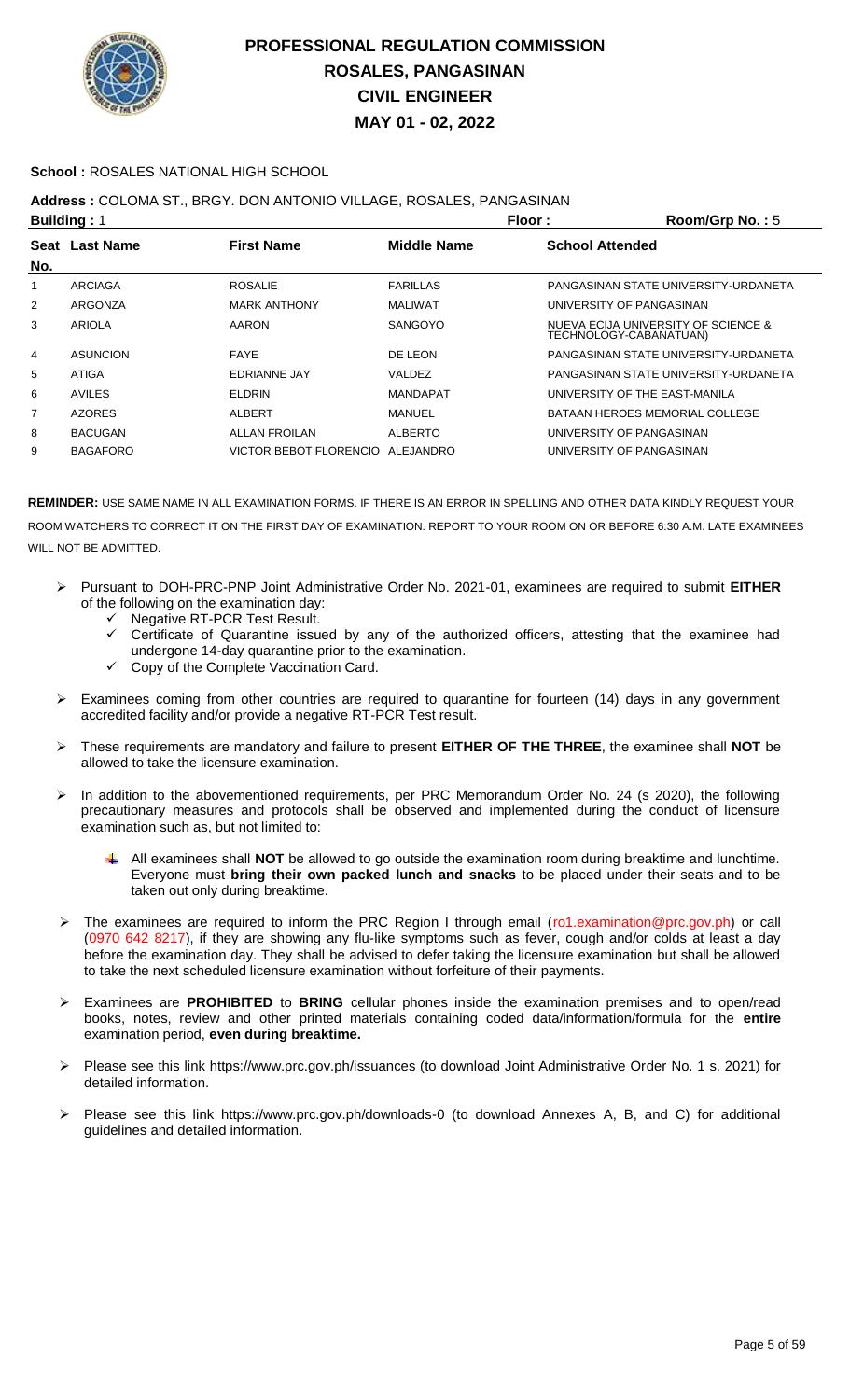# PROFESSIONAL REGULATION COMMISSION
# ROSALES, PANGASINAN
# CIVIL ENGINEER
# MAY 01 - 02, 2022

**School :** ROSALES NATIONAL HIGH SCHOOL

**Address :** COLOMA ST., BRGY. DON ANTONIO VILLAGE, ROSALES, PANGASINAN

**Building :** 1 **Floor :** **Room/Grp No. :** 5

| Seat No. | Last Name | First Name | Middle Name | School Attended |
|---|---|---|---|---|
| 1 | ARCIAGA | ROSALIE | FARILLAS | PANGASINAN STATE UNIVERSITY-URDANETA |
| 2 | ARGONZA | MARK ANTHONY | MALIWAT | UNIVERSITY OF PANGASINAN |
| 3 | ARIOLA | AARON | SANGOYO | NUEVA ECIJA UNIVERSITY OF SCIENCE & TECHNOLOGY-CABANATUAN) |
| 4 | ASUNCION | FAYE | DE LEON | PANGASINAN STATE UNIVERSITY-URDANETA |
| 5 | ATIGA | EDRIANNE JAY | VALDEZ | PANGASINAN STATE UNIVERSITY-URDANETA |
| 6 | AVILES | ELDRIN | MANDAPAT | UNIVERSITY OF THE EAST-MANILA |
| 7 | AZORES | ALBERT | MANUEL | BATAAN HEROES MEMORIAL COLLEGE |
| 8 | BACUGAN | ALLAN FROILAN | ALBERTO | UNIVERSITY OF PANGASINAN |
| 9 | BAGAFORO | VICTOR BEBOT FLORENCIO | ALEJANDRO | UNIVERSITY OF PANGASINAN |

**REMINDER:** USE SAME NAME IN ALL EXAMINATION FORMS. IF THERE IS AN ERROR IN SPELLING AND OTHER DATA KINDLY REQUEST YOUR ROOM WATCHERS TO CORRECT IT ON THE FIRST DAY OF EXAMINATION. REPORT TO YOUR ROOM ON OR BEFORE 6:30 A.M. LATE EXAMINEES WILL NOT BE ADMITTED.

- Pursuant to DOH-PRC-PNP Joint Administrative Order No. 2021-01, examinees are required to submit **EITHER** of the following on the examination day:
  - Negative RT-PCR Test Result.
  - Certificate of Quarantine issued by any of the authorized officers, attesting that the examinee had undergone 14-day quarantine prior to the examination.
  - Copy of the Complete Vaccination Card.
- Examinees coming from other countries are required to quarantine for fourteen (14) days in any government accredited facility and/or provide a negative RT-PCR Test result.
- These requirements are mandatory and failure to present **EITHER OF THE THREE**, the examinee shall **NOT** be allowed to take the licensure examination.
- In addition to the abovementioned requirements, per PRC Memorandum Order No. 24 (s 2020), the following precautionary measures and protocols shall be observed and implemented during the conduct of licensure examination such as, but not limited to:
  - All examinees shall **NOT** be allowed to go outside the examination room during breaktime and lunchtime. Everyone must **bring their own packed lunch and snacks** to be placed under their seats and to be taken out only during breaktime.
- The examinees are required to inform the PRC Region I through email (ro1.examination@prc.gov.ph) or call (0970 642 8217), if they are showing any flu-like symptoms such as fever, cough and/or colds at least a day before the examination day. They shall be advised to defer taking the licensure examination but shall be allowed to take the next scheduled licensure examination without forfeiture of their payments.
- Examinees are **PROHIBITED** to **BRING** cellular phones inside the examination premises and to open/read books, notes, review and other printed materials containing coded data/information/formula for the **entire** examination period, **even during breaktime.**
- Please see this link https://www.prc.gov.ph/issuances (to download Joint Administrative Order No. 1 s. 2021) for detailed information.
- Please see this link https://www.prc.gov.ph/downloads-0 (to download Annexes A, B, and C) for additional guidelines and detailed information.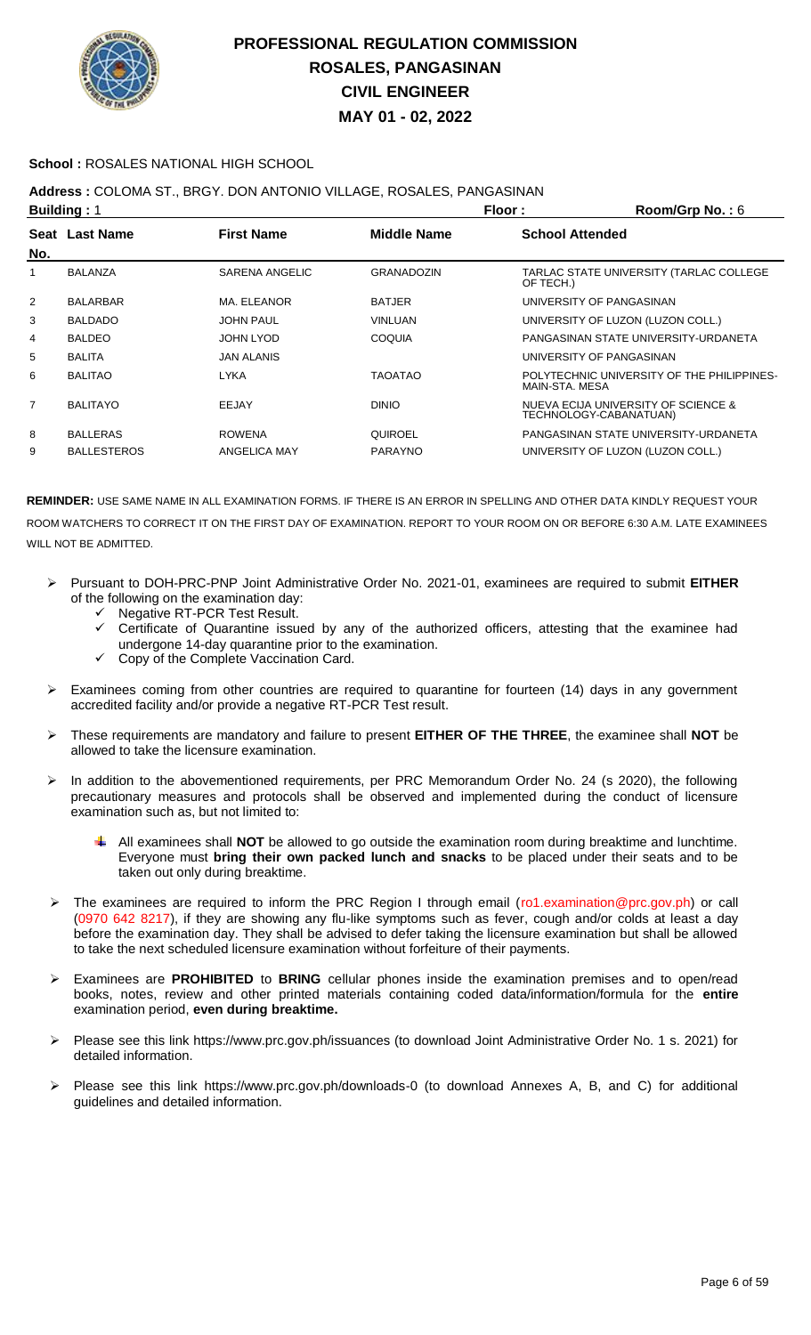# PROFESSIONAL REGULATION COMMISSION
## ROSALES, PANGASINAN
## CIVIL ENGINEER
## MAY 01 - 02, 2022

**School :** ROSALES NATIONAL HIGH SCHOOL

**Address :** COLOMA ST., BRGY. DON ANTONIO VILLAGE, ROSALES, PANGASINAN

**Building :** 1 **Floor :** **Room/Grp No. :** 6

| Seat No. | Last Name | First Name | Middle Name | School Attended |
|---|---|---|---|---|
| 1 | BALANZA | SARENA ANGELIC | GRANADOZIN | TARLAC STATE UNIVERSITY (TARLAC COLLEGE OF TECH.) |
| 2 | BALARBAR | MA. ELEANOR | BATJER | UNIVERSITY OF PANGASINAN |
| 3 | BALDADO | JOHN PAUL | VINLUAN | UNIVERSITY OF LUZON (LUZON COLL.) |
| 4 | BALDEO | JOHN LYOD | COQUIA | PANGASINAN STATE UNIVERSITY-URDANETA |
| 5 | BALITA | JAN ALANIS | | UNIVERSITY OF PANGASINAN |
| 6 | BALITAO | LYKA | TAOATAO | POLYTECHNIC UNIVERSITY OF THE PHILIPPINES-MAIN-STA. MESA |
| 7 | BALITAYO | EEJAY | DINIO | NUEVA ECIJA UNIVERSITY OF SCIENCE & TECHNOLOGY-CABANATUAN) |
| 8 | BALLERAS | ROWENA | QUIROEL | PANGASINAN STATE UNIVERSITY-URDANETA |
| 9 | BALLESTEROS | ANGELICA MAY | PARAYNO | UNIVERSITY OF LUZON (LUZON COLL.) |

**REMINDER:** USE SAME NAME IN ALL EXAMINATION FORMS. IF THERE IS AN ERROR IN SPELLING AND OTHER DATA KINDLY REQUEST YOUR ROOM WATCHERS TO CORRECT IT ON THE FIRST DAY OF EXAMINATION. REPORT TO YOUR ROOM ON OR BEFORE 6:30 A.M. LATE EXAMINEES WILL NOT BE ADMITTED.

- Pursuant to DOH-PRC-PNP Joint Administrative Order No. 2021-01, examinees are required to submit **EITHER** of the following on the examination day:
  - Negative RT-PCR Test Result.
  - Certificate of Quarantine issued by any of the authorized officers, attesting that the examinee had undergone 14-day quarantine prior to the examination.
  - Copy of the Complete Vaccination Card.
- Examinees coming from other countries are required to quarantine for fourteen (14) days in any government accredited facility and/or provide a negative RT-PCR Test result.
- These requirements are mandatory and failure to present **EITHER OF THE THREE**, the examinee shall **NOT** be allowed to take the licensure examination.
- In addition to the abovementioned requirements, per PRC Memorandum Order No. 24 (s 2020), the following precautionary measures and protocols shall be observed and implemented during the conduct of licensure examination such as, but not limited to:
  - All examinees shall **NOT** be allowed to go outside the examination room during breaktime and lunchtime. Everyone must **bring their own packed lunch and snacks** to be placed under their seats and to be taken out only during breaktime.
- The examinees are required to inform the PRC Region I through email (ro1.examination@prc.gov.ph) or call (0970 642 8217), if they are showing any flu-like symptoms such as fever, cough and/or colds at least a day before the examination day. They shall be advised to defer taking the licensure examination but shall be allowed to take the next scheduled licensure examination without forfeiture of their payments.
- Examinees are **PROHIBITED** to **BRING** cellular phones inside the examination premises and to open/read books, notes, review and other printed materials containing coded data/information/formula for the **entire** examination period, **even during breaktime.**
- Please see this link https://www.prc.gov.ph/issuances (to download Joint Administrative Order No. 1 s. 2021) for detailed information.
- Please see this link https://www.prc.gov.ph/downloads-0 (to download Annexes A, B, and C) for additional guidelines and detailed information.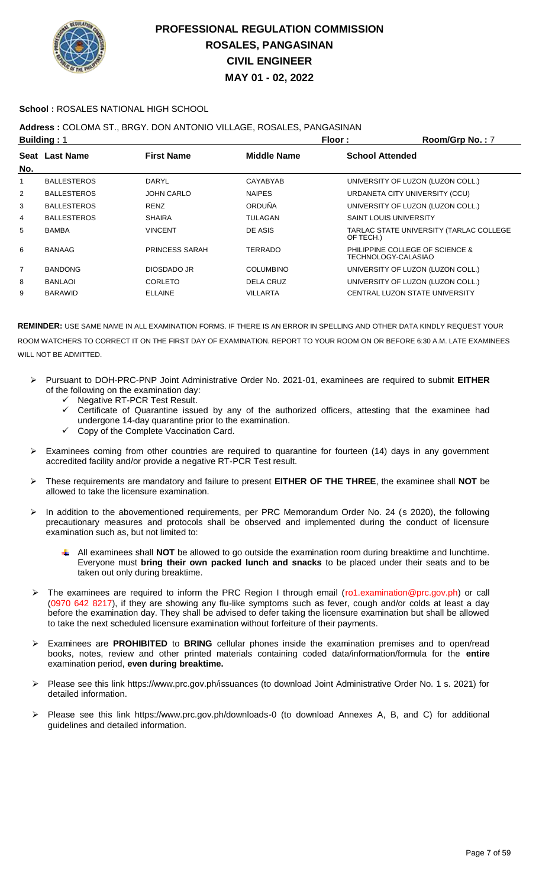# PROFESSIONAL REGULATION COMMISSION
# ROSALES, PANGASINAN
# CIVIL ENGINEER
# MAY 01 - 02, 2022

**School :** ROSALES NATIONAL HIGH SCHOOL

**Address :** COLOMA ST., BRGY. DON ANTONIO VILLAGE, ROSALES, PANGASINAN

**Building :** 1 **Floor :** **Room/Grp No. :** 7

| Seat No. | Last Name | First Name | Middle Name | School Attended |
|---|---|---|---|---|
| 1 | BALLESTEROS | DARYL | CAYABYAB | UNIVERSITY OF LUZON (LUZON COLL.) |
| 2 | BALLESTEROS | JOHN CARLO | NAIPES | URDANETA CITY UNIVERSITY (CCU) |
| 3 | BALLESTEROS | RENZ | ORDUÑA | UNIVERSITY OF LUZON (LUZON COLL.) |
| 4 | BALLESTEROS | SHAIRA | TULAGAN | SAINT LOUIS UNIVERSITY |
| 5 | BAMBA | VINCENT | DE ASIS | TARLAC STATE UNIVERSITY (TARLAC COLLEGE OF TECH.) |
| 6 | BANAAG | PRINCESS SARAH | TERRADO | PHILIPPINE COLLEGE OF SCIENCE & TECHNOLOGY-CALASIAO |
| 7 | BANDONG | DIOSDADO JR | COLUMBINO | UNIVERSITY OF LUZON (LUZON COLL.) |
| 8 | BANLAOI | CORLETO | DELA CRUZ | UNIVERSITY OF LUZON (LUZON COLL.) |
| 9 | BARAWID | ELLAINE | VILLARTA | CENTRAL LUZON STATE UNIVERSITY |

**REMINDER:** USE SAME NAME IN ALL EXAMINATION FORMS. IF THERE IS AN ERROR IN SPELLING AND OTHER DATA KINDLY REQUEST YOUR ROOM WATCHERS TO CORRECT IT ON THE FIRST DAY OF EXAMINATION. REPORT TO YOUR ROOM ON OR BEFORE 6:30 A.M. LATE EXAMINEES WILL NOT BE ADMITTED.

- Pursuant to DOH-PRC-PNP Joint Administrative Order No. 2021-01, examinees are required to submit **EITHER** of the following on the examination day:
  - ✓ Negative RT-PCR Test Result.
  - ✓ Certificate of Quarantine issued by any of the authorized officers, attesting that the examinee had undergone 14-day quarantine prior to the examination.
  - ✓ Copy of the Complete Vaccination Card.
- Examinees coming from other countries are required to quarantine for fourteen (14) days in any government accredited facility and/or provide a negative RT-PCR Test result.
- These requirements are mandatory and failure to present **EITHER OF THE THREE**, the examinee shall **NOT** be allowed to take the licensure examination.
- In addition to the abovementioned requirements, per PRC Memorandum Order No. 24 (s 2020), the following precautionary measures and protocols shall be observed and implemented during the conduct of licensure examination such as, but not limited to:
  - All examinees shall **NOT** be allowed to go outside the examination room during breaktime and lunchtime. Everyone must **bring their own packed lunch and snacks** to be placed under their seats and to be taken out only during breaktime.
- The examinees are required to inform the PRC Region I through email (ro1.examination@prc.gov.ph) or call (0970 642 8217), if they are showing any flu-like symptoms such as fever, cough and/or colds at least a day before the examination day. They shall be advised to defer taking the licensure examination but shall be allowed to take the next scheduled licensure examination without forfeiture of their payments.
- Examinees are **PROHIBITED** to **BRING** cellular phones inside the examination premises and to open/read books, notes, review and other printed materials containing coded data/information/formula for the **entire** examination period, **even during breaktime.**
- Please see this link https://www.prc.gov.ph/issuances (to download Joint Administrative Order No. 1 s. 2021) for detailed information.
- Please see this link https://www.prc.gov.ph/downloads-0 (to download Annexes A, B, and C) for additional guidelines and detailed information.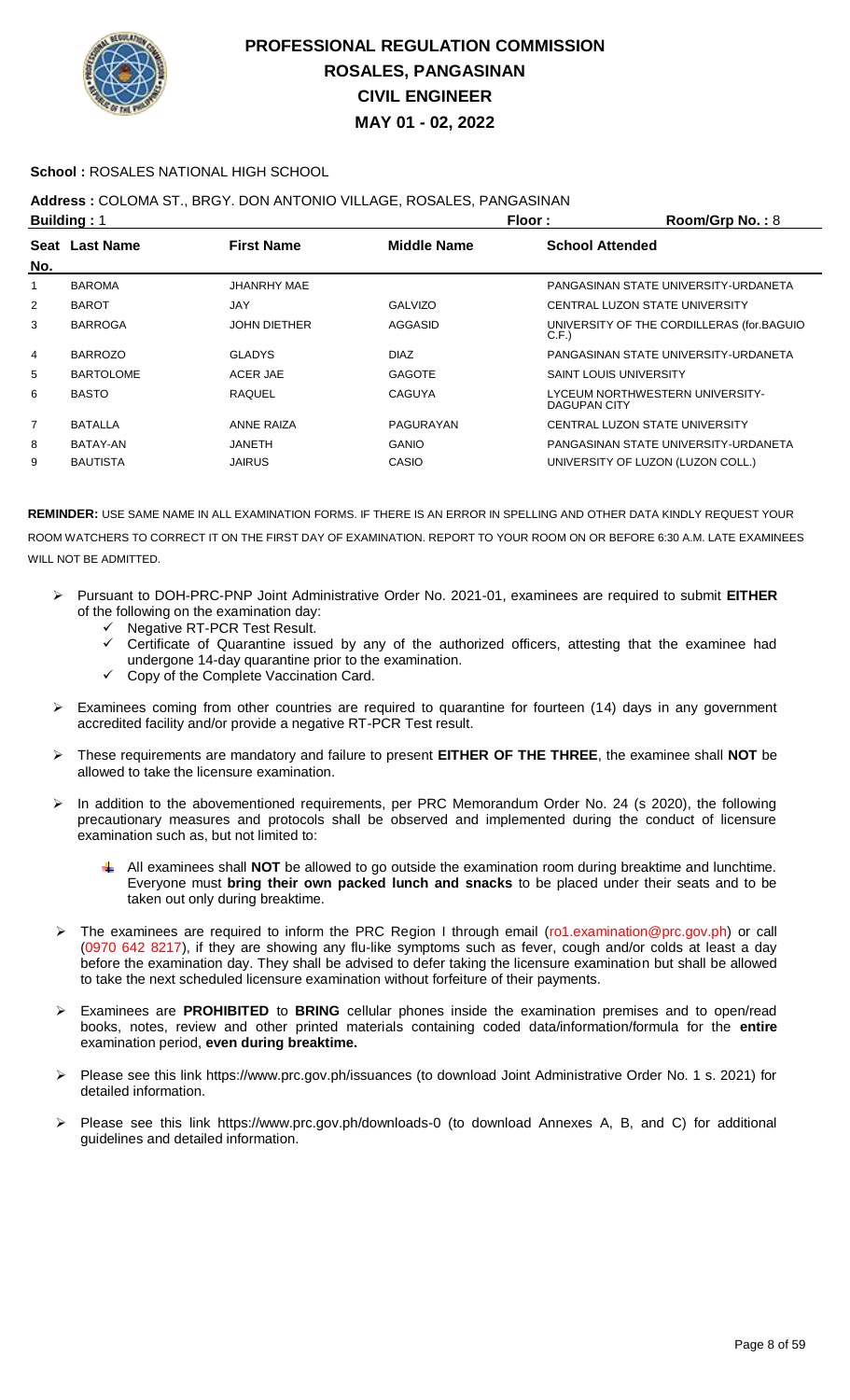# PROFESSIONAL REGULATION COMMISSION
## ROSALES, PANGASINAN
## CIVIL ENGINEER
## MAY 01 - 02, 2022

**School :** ROSALES NATIONAL HIGH SCHOOL

**Address :** COLOMA ST., BRGY. DON ANTONIO VILLAGE, ROSALES, PANGASINAN

**Building :** 1 **Floor :** **Room/Grp No. :** 8

| Seat No. | Last Name | First Name | Middle Name | School Attended |
|---|---|---|---|---|
| 1 | BAROMA | JHANRHY MAE | | PANGASINAN STATE UNIVERSITY-URDANETA |
| 2 | BAROT | JAY | GALVIZO | CENTRAL LUZON STATE UNIVERSITY |
| 3 | BARROGA | JOHN DIETHER | AGGASID | UNIVERSITY OF THE CORDILLERAS (for.BAGUIO C.F.) |
| 4 | BARROZO | GLADYS | DIAZ | PANGASINAN STATE UNIVERSITY-URDANETA |
| 5 | BARTOLOME | ACER JAE | GAGOTE | SAINT LOUIS UNIVERSITY |
| 6 | BASTO | RAQUEL | CAGUYA | LYCEUM NORTHWESTERN UNIVERSITY-DAGUPAN CITY |
| 7 | BATALLA | ANNE RAIZA | PAGURAYAN | CENTRAL LUZON STATE UNIVERSITY |
| 8 | BATAY-AN | JANETH | GANIO | PANGASINAN STATE UNIVERSITY-URDANETA |
| 9 | BAUTISTA | JAIRUS | CASIO | UNIVERSITY OF LUZON (LUZON COLL.) |

**REMINDER:** USE SAME NAME IN ALL EXAMINATION FORMS. IF THERE IS AN ERROR IN SPELLING AND OTHER DATA KINDLY REQUEST YOUR ROOM WATCHERS TO CORRECT IT ON THE FIRST DAY OF EXAMINATION. REPORT TO YOUR ROOM ON OR BEFORE 6:30 A.M. LATE EXAMINEES WILL NOT BE ADMITTED.

- Pursuant to DOH-PRC-PNP Joint Administrative Order No. 2021-01, examinees are required to submit **EITHER** of the following on the examination day:
  - ✓ Negative RT-PCR Test Result.
  - ✓ Certificate of Quarantine issued by any of the authorized officers, attesting that the examinee had undergone 14-day quarantine prior to the examination.
  - ✓ Copy of the Complete Vaccination Card.
- Examinees coming from other countries are required to quarantine for fourteen (14) days in any government accredited facility and/or provide a negative RT-PCR Test result.
- These requirements are mandatory and failure to present **EITHER OF THE THREE**, the examinee shall **NOT** be allowed to take the licensure examination.
- In addition to the abovementioned requirements, per PRC Memorandum Order No. 24 (s 2020), the following precautionary measures and protocols shall be observed and implemented during the conduct of licensure examination such as, but not limited to:
  - All examinees shall **NOT** be allowed to go outside the examination room during breaktime and lunchtime. Everyone must **bring their own packed lunch and snacks** to be placed under their seats and to be taken out only during breaktime.
- The examinees are required to inform the PRC Region I through email (ro1.examination@prc.gov.ph) or call (0970 642 8217), if they are showing any flu-like symptoms such as fever, cough and/or colds at least a day before the examination day. They shall be advised to defer taking the licensure examination but shall be allowed to take the next scheduled licensure examination without forfeiture of their payments.
- Examinees are **PROHIBITED** to **BRING** cellular phones inside the examination premises and to open/read books, notes, review and other printed materials containing coded data/information/formula for the **entire** examination period, **even during breaktime.**
- Please see this link https://www.prc.gov.ph/issuances (to download Joint Administrative Order No. 1 s. 2021) for detailed information.
- Please see this link https://www.prc.gov.ph/downloads-0 (to download Annexes A, B, and C) for additional guidelines and detailed information.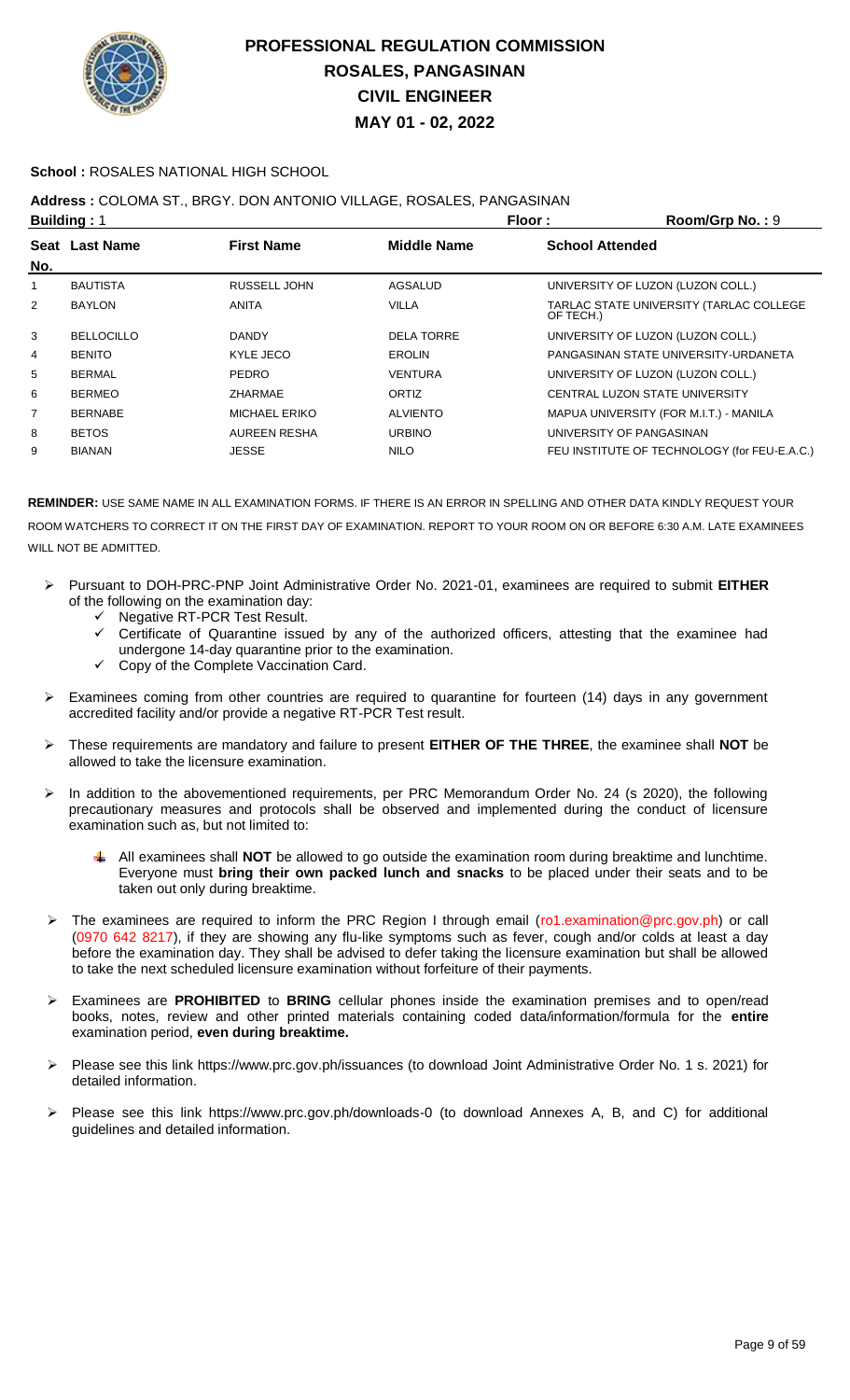# PROFESSIONAL REGULATION COMMISSION
## ROSALES, PANGASINAN
## CIVIL ENGINEER
## MAY 01 - 02, 2022

**School :** ROSALES NATIONAL HIGH SCHOOL

**Address :** COLOMA ST., BRGY. DON ANTONIO VILLAGE, ROSALES, PANGASINAN

**Building :** 1 **Floor :** **Room/Grp No. :** 9

| Seat No. | Last Name | First Name | Middle Name | School Attended |
|---|---|---|---|---|
| 1 | BAUTISTA | RUSSELL JOHN | AGSALUD | UNIVERSITY OF LUZON (LUZON COLL.) |
| 2 | BAYLON | ANITA | VILLA | TARLAC STATE UNIVERSITY (TARLAC COLLEGE OF TECH.) |
| 3 | BELLOCILLO | DANDY | DELA TORRE | UNIVERSITY OF LUZON (LUZON COLL.) |
| 4 | BENITO | KYLE JECO | EROLIN | PANGASINAN STATE UNIVERSITY-URDANETA |
| 5 | BERMAL | PEDRO | VENTURA | UNIVERSITY OF LUZON (LUZON COLL.) |
| 6 | BERMEO | ZHARMAE | ORTIZ | CENTRAL LUZON STATE UNIVERSITY |
| 7 | BERNABE | MICHAEL ERIKO | ALVIENTO | MAPUA UNIVERSITY (FOR M.I.T.) - MANILA |
| 8 | BETOS | AUREEN RESHA | URBINO | UNIVERSITY OF PANGASINAN |
| 9 | BIANAN | JESSE | NILO | FEU INSTITUTE OF TECHNOLOGY (for FEU-E.A.C.) |

**REMINDER:** USE SAME NAME IN ALL EXAMINATION FORMS. IF THERE IS AN ERROR IN SPELLING AND OTHER DATA KINDLY REQUEST YOUR ROOM WATCHERS TO CORRECT IT ON THE FIRST DAY OF EXAMINATION. REPORT TO YOUR ROOM ON OR BEFORE 6:30 A.M. LATE EXAMINEES WILL NOT BE ADMITTED.

- Pursuant to DOH-PRC-PNP Joint Administrative Order No. 2021-01, examinees are required to submit **EITHER** of the following on the examination day:
  - ✓ Negative RT-PCR Test Result.
  - ✓ Certificate of Quarantine issued by any of the authorized officers, attesting that the examinee had undergone 14-day quarantine prior to the examination.
  - ✓ Copy of the Complete Vaccination Card.
- Examinees coming from other countries are required to quarantine for fourteen (14) days in any government accredited facility and/or provide a negative RT-PCR Test result.
- These requirements are mandatory and failure to present **EITHER OF THE THREE**, the examinee shall **NOT** be allowed to take the licensure examination.
- In addition to the abovementioned requirements, per PRC Memorandum Order No. 24 (s 2020), the following precautionary measures and protocols shall be observed and implemented during the conduct of licensure examination such as, but not limited to:
  - All examinees shall **NOT** be allowed to go outside the examination room during breaktime and lunchtime. Everyone must **bring their own packed lunch and snacks** to be placed under their seats and to be taken out only during breaktime.
- The examinees are required to inform the PRC Region I through email (ro1.examination@prc.gov.ph) or call (0970 642 8217), if they are showing any flu-like symptoms such as fever, cough and/or colds at least a day before the examination day. They shall be advised to defer taking the licensure examination but shall be allowed to take the next scheduled licensure examination without forfeiture of their payments.
- Examinees are **PROHIBITED** to **BRING** cellular phones inside the examination premises and to open/read books, notes, review and other printed materials containing coded data/information/formula for the **entire** examination period, **even during breaktime.**
- Please see this link https://www.prc.gov.ph/issuances (to download Joint Administrative Order No. 1 s. 2021) for detailed information.
- Please see this link https://www.prc.gov.ph/downloads-0 (to download Annexes A, B, and C) for additional guidelines and detailed information.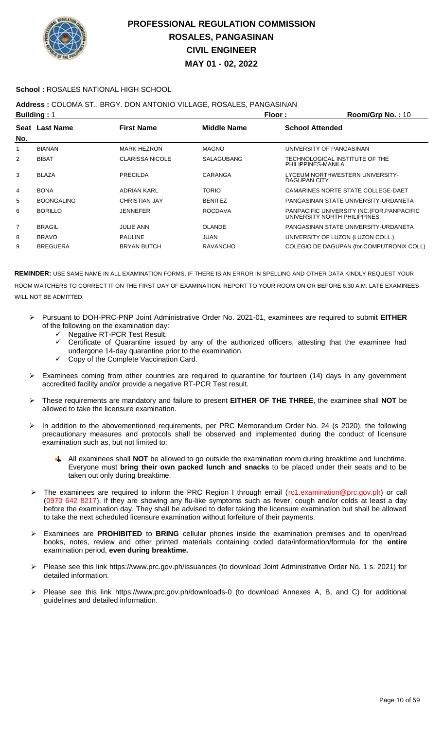# PROFESSIONAL REGULATION COMMISSION
## ROSALES, PANGASINAN
## CIVIL ENGINEER
## MAY 01 - 02, 2022

**School :** ROSALES NATIONAL HIGH SCHOOL

**Address :** COLOMA ST., BRGY. DON ANTONIO VILLAGE, ROSALES, PANGASINAN

**Building :** 1 **Floor :** **Room/Grp No. :** 10

| Seat No. | Last Name | First Name | Middle Name | School Attended |
|---|---|---|---|---|
| 1 | BIANAN | MARK HEZRON | MAGNO | UNIVERSITY OF PANGASINAN |
| 2 | BIBAT | CLARISSA NICOLE | SALAGUBANG | TECHNOLOGICAL INSTITUTE OF THE PHILIPPINES-MANILA |
| 3 | BLAZA | PRECILDA | CARANGA | LYCEUM NORTHWESTERN UNIVERSITY-DAGUPAN CITY |
| 4 | BONA | ADRIAN KARL | TORIO | CAMARINES NORTE STATE COLLEGE-DAET |
| 5 | BOONGALING | CHRISTIAN JAY | BENITEZ | PANGASINAN STATE UNIVERSITY-URDANETA |
| 6 | BORILLO | JENNEFER | ROCDAVA | PANPACIFIC UNIVERSITY INC.(FOR.PANPACIFIC UNIVERSITY NORTH PHILIPPINES |
| 7 | BRAGIL | JULIE ANN | OLANDE | PANGASINAN STATE UNIVERSITY-URDANETA |
| 8 | BRAVO | PAULINE | JUAN | UNIVERSITY OF LUZON (LUZON COLL.) |
| 9 | BREGUERA | BRYAN BUTCH | RAVANCHO | COLEGIO DE DAGUPAN (for.COMPUTRONIX COLL) |

**REMINDER:** USE SAME NAME IN ALL EXAMINATION FORMS. IF THERE IS AN ERROR IN SPELLING AND OTHER DATA KINDLY REQUEST YOUR ROOM WATCHERS TO CORRECT IT ON THE FIRST DAY OF EXAMINATION. REPORT TO YOUR ROOM ON OR BEFORE 6:30 A.M. LATE EXAMINEES WILL NOT BE ADMITTED.

- Pursuant to DOH-PRC-PNP Joint Administrative Order No. 2021-01, examinees are required to submit **EITHER** of the following on the examination day:
  - ✓ Negative RT-PCR Test Result.
  - ✓ Certificate of Quarantine issued by any of the authorized officers, attesting that the examinee had undergone 14-day quarantine prior to the examination.
  - ✓ Copy of the Complete Vaccination Card.
- Examinees coming from other countries are required to quarantine for fourteen (14) days in any government accredited facility and/or provide a negative RT-PCR Test result.
- These requirements are mandatory and failure to present **EITHER OF THE THREE**, the examinee shall **NOT** be allowed to take the licensure examination.
- In addition to the abovementioned requirements, per PRC Memorandum Order No. 24 (s 2020), the following precautionary measures and protocols shall be observed and implemented during the conduct of licensure examination such as, but not limited to:
  - All examinees shall **NOT** be allowed to go outside the examination room during breaktime and lunchtime. Everyone must **bring their own packed lunch and snacks** to be placed under their seats and to be taken out only during breaktime.
- The examinees are required to inform the PRC Region I through email (ro1.examination@prc.gov.ph) or call (0970 642 8217), if they are showing any flu-like symptoms such as fever, cough and/or colds at least a day before the examination day. They shall be advised to defer taking the licensure examination but shall be allowed to take the next scheduled licensure examination without forfeiture of their payments.
- Examinees are **PROHIBITED** to **BRING** cellular phones inside the examination premises and to open/read books, notes, review and other printed materials containing coded data/information/formula for the **entire** examination period, **even during breaktime.**
- Please see this link https://www.prc.gov.ph/issuances (to download Joint Administrative Order No. 1 s. 2021) for detailed information.
- Please see this link https://www.prc.gov.ph/downloads-0 (to download Annexes A, B, and C) for additional guidelines and detailed information.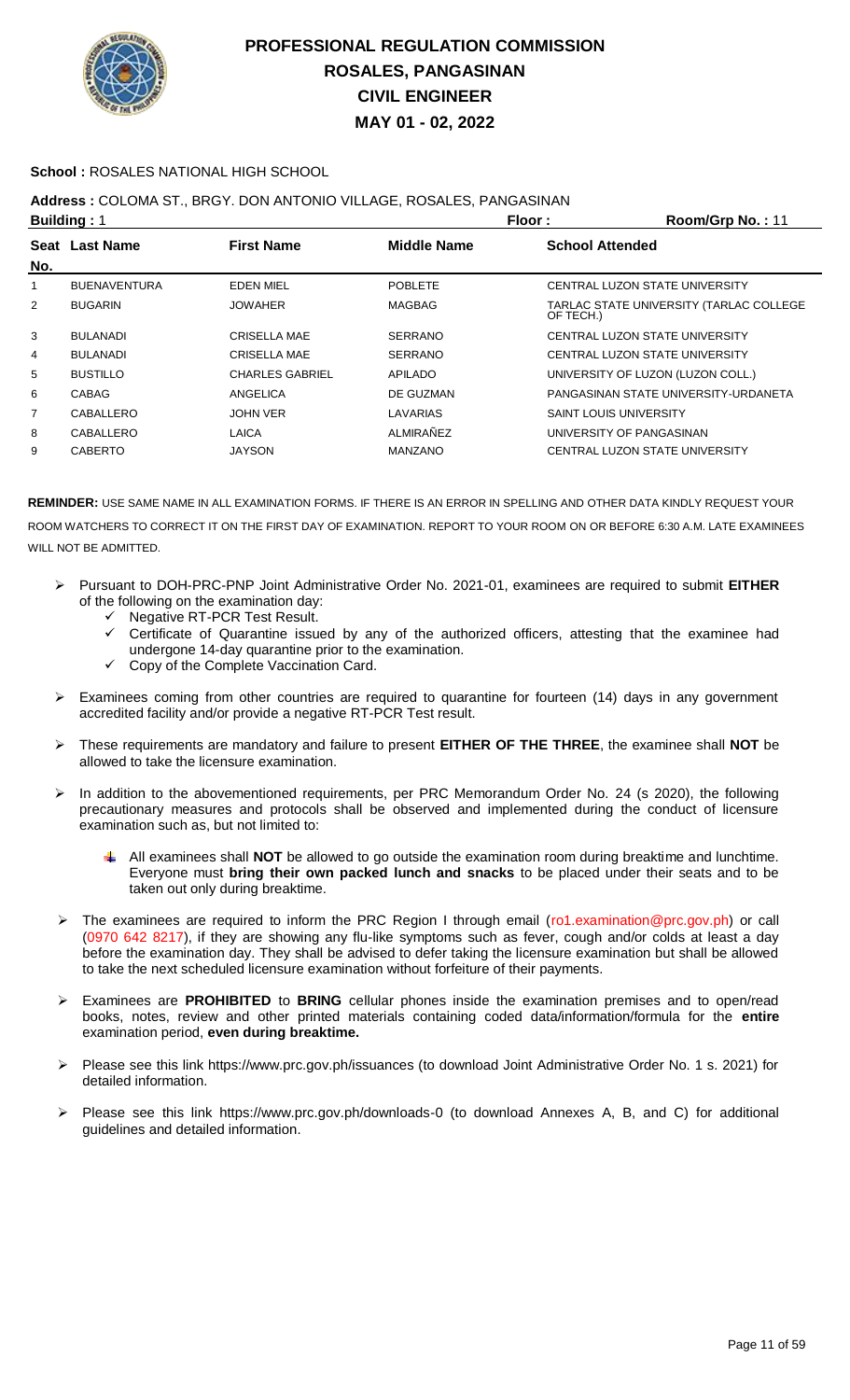# PROFESSIONAL REGULATION COMMISSION
# ROSALES, PANGASINAN
# CIVIL ENGINEER
# MAY 01 - 02, 2022

**School :** ROSALES NATIONAL HIGH SCHOOL

**Address :** COLOMA ST., BRGY. DON ANTONIO VILLAGE, ROSALES, PANGASINAN

**Building :** 1 **Floor :** **Room/Grp No. :** 11

| Seat No. | Last Name | First Name | Middle Name | School Attended |
|---|---|---|---|---|
| 1 | BUENAVENTURA | EDEN MIEL | POBLETE | CENTRAL LUZON STATE UNIVERSITY |
| 2 | BUGARIN | JOWAHER | MAGBAG | TARLAC STATE UNIVERSITY (TARLAC COLLEGE OF TECH.) |
| 3 | BULANADI | CRISELLA MAE | SERRANO | CENTRAL LUZON STATE UNIVERSITY |
| 4 | BULANADI | CRISELLA MAE | SERRANO | CENTRAL LUZON STATE UNIVERSITY |
| 5 | BUSTILLO | CHARLES GABRIEL | APILADO | UNIVERSITY OF LUZON (LUZON COLL.) |
| 6 | CABAG | ANGELICA | DE GUZMAN | PANGASINAN STATE UNIVERSITY-URDANETA |
| 7 | CABALLERO | JOHN VER | LAVARIAS | SAINT LOUIS UNIVERSITY |
| 8 | CABALLERO | LAICA | ALMIRAÑEZ | UNIVERSITY OF PANGASINAN |
| 9 | CABERTO | JAYSON | MANZANO | CENTRAL LUZON STATE UNIVERSITY |

**REMINDER:** USE SAME NAME IN ALL EXAMINATION FORMS. IF THERE IS AN ERROR IN SPELLING AND OTHER DATA KINDLY REQUEST YOUR ROOM WATCHERS TO CORRECT IT ON THE FIRST DAY OF EXAMINATION. REPORT TO YOUR ROOM ON OR BEFORE 6:30 A.M. LATE EXAMINEES WILL NOT BE ADMITTED.

- Pursuant to DOH-PRC-PNP Joint Administrative Order No. 2021-01, examinees are required to submit **EITHER** of the following on the examination day:
  - ✓ Negative RT-PCR Test Result.
  - ✓ Certificate of Quarantine issued by any of the authorized officers, attesting that the examinee had undergone 14-day quarantine prior to the examination.
  - ✓ Copy of the Complete Vaccination Card.
- Examinees coming from other countries are required to quarantine for fourteen (14) days in any government accredited facility and/or provide a negative RT-PCR Test result.
- These requirements are mandatory and failure to present **EITHER OF THE THREE**, the examinee shall **NOT** be allowed to take the licensure examination.
- In addition to the abovementioned requirements, per PRC Memorandum Order No. 24 (s 2020), the following precautionary measures and protocols shall be observed and implemented during the conduct of licensure examination such as, but not limited to:
  - All examinees shall **NOT** be allowed to go outside the examination room during breaktime and lunchtime. Everyone must **bring their own packed lunch and snacks** to be placed under their seats and to be taken out only during breaktime.
- The examinees are required to inform the PRC Region I through email (ro1.examination@prc.gov.ph) or call (0970 642 8217), if they are showing any flu-like symptoms such as fever, cough and/or colds at least a day before the examination day. They shall be advised to defer taking the licensure examination but shall be allowed to take the next scheduled licensure examination without forfeiture of their payments.
- Examinees are **PROHIBITED** to **BRING** cellular phones inside the examination premises and to open/read books, notes, review and other printed materials containing coded data/information/formula for the **entire** examination period, **even during breaktime.**
- Please see this link https://www.prc.gov.ph/issuances (to download Joint Administrative Order No. 1 s. 2021) for detailed information.
- Please see this link https://www.prc.gov.ph/downloads-0 (to download Annexes A, B, and C) for additional guidelines and detailed information.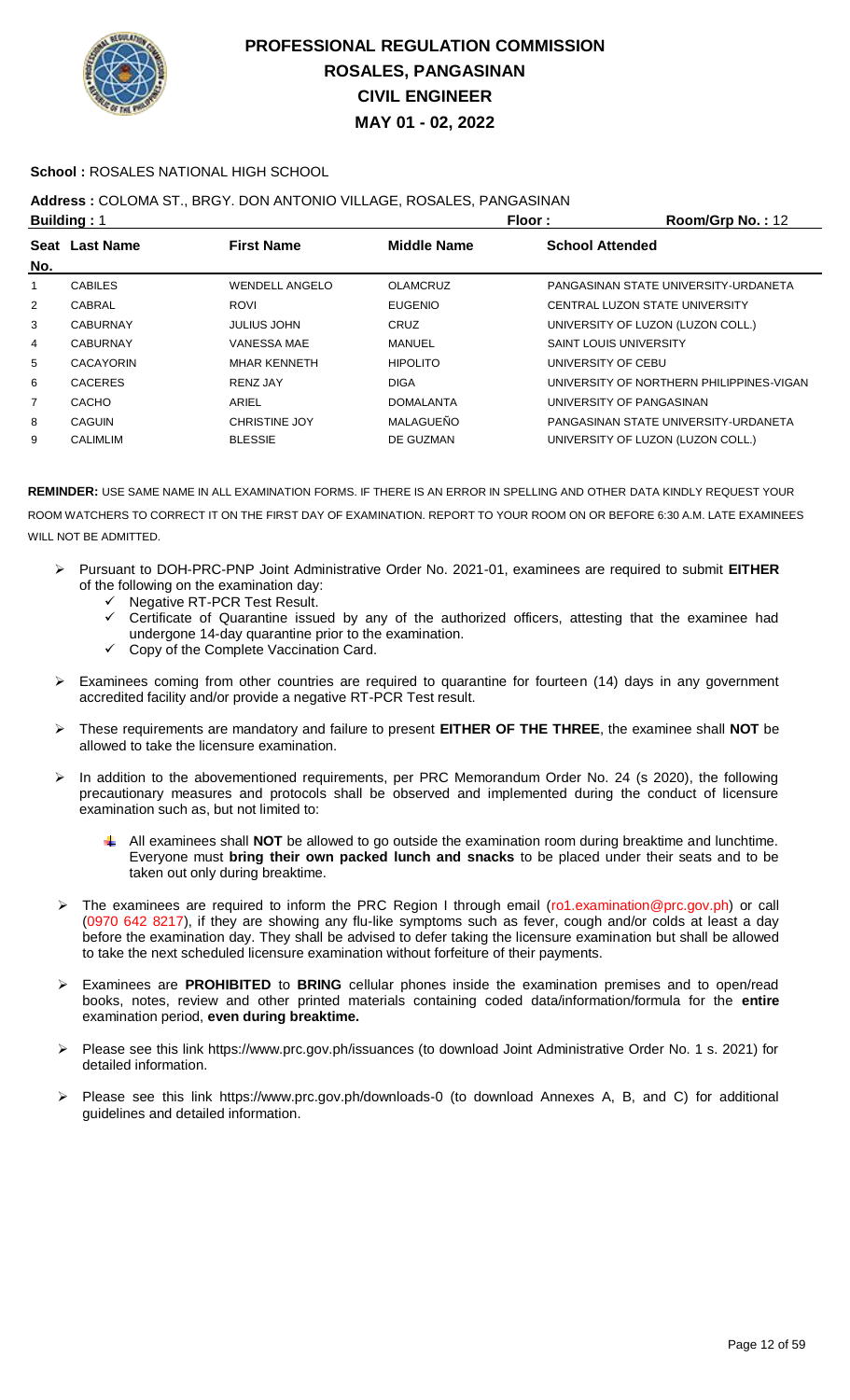# PROFESSIONAL REGULATION COMMISSION
## ROSALES, PANGASINAN
## CIVIL ENGINEER
## MAY 01 - 02, 2022

**School :** ROSALES NATIONAL HIGH SCHOOL

**Address :** COLOMA ST., BRGY. DON ANTONIO VILLAGE, ROSALES, PANGASINAN

**Building :** 1 **Floor :** **Room/Grp No. :** 12

| Seat No. | Last Name | First Name | Middle Name | School Attended |
|---|---|---|---|---|
| 1 | CABILES | WENDELL ANGELO | OLAMCRUZ | PANGASINAN STATE UNIVERSITY-URDANETA |
| 2 | CABRAL | ROVI | EUGENIO | CENTRAL LUZON STATE UNIVERSITY |
| 3 | CABURNAY | JULIUS JOHN | CRUZ | UNIVERSITY OF LUZON (LUZON COLL.) |
| 4 | CABURNAY | VANESSA MAE | MANUEL | SAINT LOUIS UNIVERSITY |
| 5 | CACAYORIN | MHAR KENNETH | HIPOLITO | UNIVERSITY OF CEBU |
| 6 | CACERES | RENZ JAY | DIGA | UNIVERSITY OF NORTHERN PHILIPPINES-VIGAN |
| 7 | CACHO | ARIEL | DOMALANTA | UNIVERSITY OF PANGASINAN |
| 8 | CAGUIN | CHRISTINE JOY | MALAGUEÑO | PANGASINAN STATE UNIVERSITY-URDANETA |
| 9 | CALIMLIM | BLESSIE | DE GUZMAN | UNIVERSITY OF LUZON (LUZON COLL.) |

**REMINDER:** USE SAME NAME IN ALL EXAMINATION FORMS. IF THERE IS AN ERROR IN SPELLING AND OTHER DATA KINDLY REQUEST YOUR ROOM WATCHERS TO CORRECT IT ON THE FIRST DAY OF EXAMINATION. REPORT TO YOUR ROOM ON OR BEFORE 6:30 A.M. LATE EXAMINEES WILL NOT BE ADMITTED.

- Pursuant to DOH-PRC-PNP Joint Administrative Order No. 2021-01, examinees are required to submit **EITHER** of the following on the examination day:
  - ✓ Negative RT-PCR Test Result.
  - ✓ Certificate of Quarantine issued by any of the authorized officers, attesting that the examinee had undergone 14-day quarantine prior to the examination.
  - ✓ Copy of the Complete Vaccination Card.
- Examinees coming from other countries are required to quarantine for fourteen (14) days in any government accredited facility and/or provide a negative RT-PCR Test result.
- These requirements are mandatory and failure to present **EITHER OF THE THREE**, the examinee shall **NOT** be allowed to take the licensure examination.
- In addition to the abovementioned requirements, per PRC Memorandum Order No. 24 (s 2020), the following precautionary measures and protocols shall be observed and implemented during the conduct of licensure examination such as, but not limited to:
  - All examinees shall **NOT** be allowed to go outside the examination room during breaktime and lunchtime. Everyone must **bring their own packed lunch and snacks** to be placed under their seats and to be taken out only during breaktime.
- The examinees are required to inform the PRC Region I through email (ro1.examination@prc.gov.ph) or call (0970 642 8217), if they are showing any flu-like symptoms such as fever, cough and/or colds at least a day before the examination day. They shall be advised to defer taking the licensure examination but shall be allowed to take the next scheduled licensure examination without forfeiture of their payments.
- Examinees are **PROHIBITED** to **BRING** cellular phones inside the examination premises and to open/read books, notes, review and other printed materials containing coded data/information/formula for the **entire** examination period, **even during breaktime.**
- Please see this link https://www.prc.gov.ph/issuances (to download Joint Administrative Order No. 1 s. 2021) for detailed information.
- Please see this link https://www.prc.gov.ph/downloads-0 (to download Annexes A, B, and C) for additional guidelines and detailed information.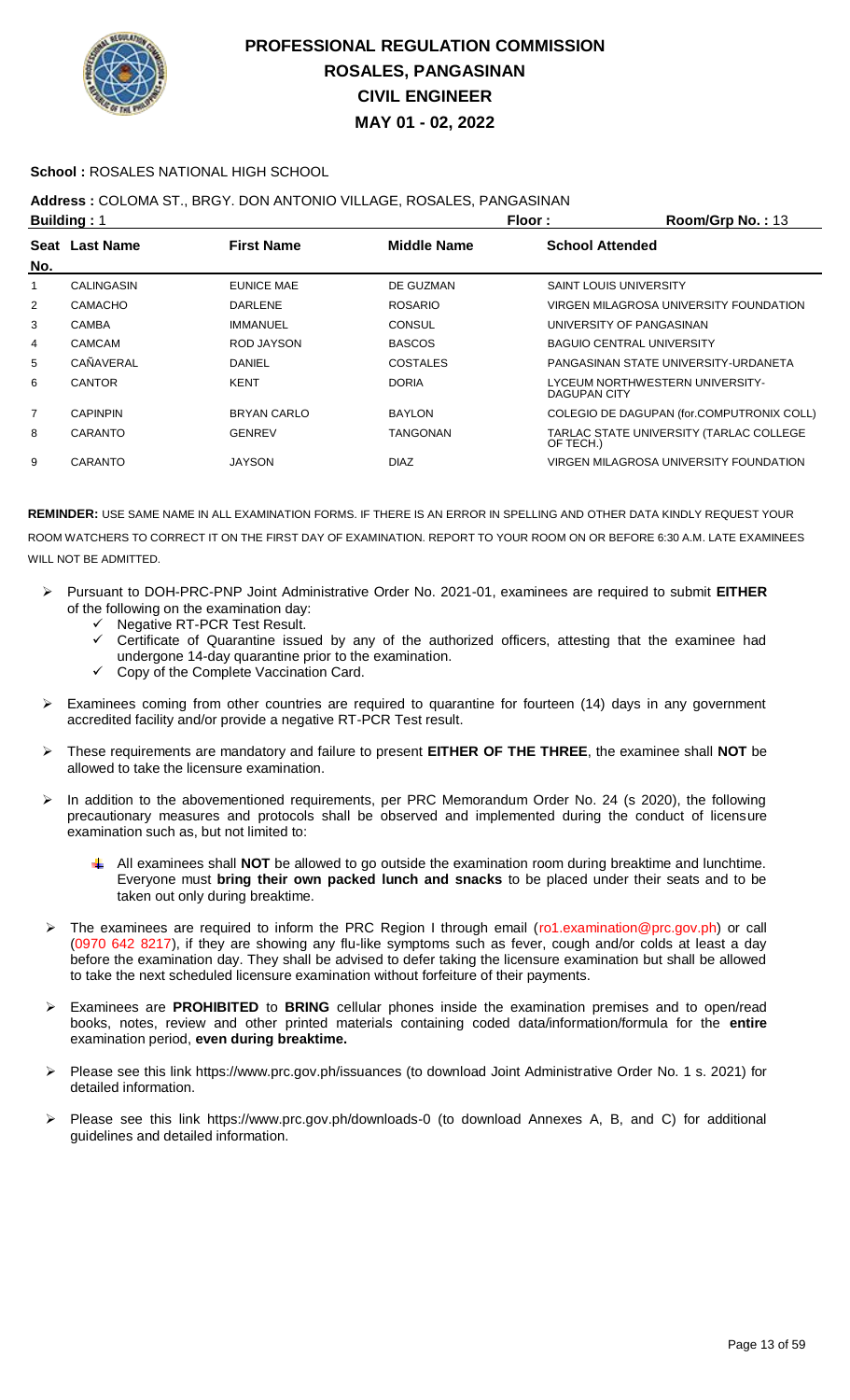# PROFESSIONAL REGULATION COMMISSION
## ROSALES, PANGASINAN
## CIVIL ENGINEER
## MAY 01 - 02, 2022

**School :** ROSALES NATIONAL HIGH SCHOOL

**Address :** COLOMA ST., BRGY. DON ANTONIO VILLAGE, ROSALES, PANGASINAN

**Building :** 1 **Floor :** **Room/Grp No. :** 13

| Seat No. | Last Name | First Name | Middle Name | School Attended |
|---|---|---|---|---|
| 1 | CALINGASIN | EUNICE MAE | DE GUZMAN | SAINT LOUIS UNIVERSITY |
| 2 | CAMACHO | DARLENE | ROSARIO | VIRGEN MILAGROSA UNIVERSITY FOUNDATION |
| 3 | CAMBA | IMMANUEL | CONSUL | UNIVERSITY OF PANGASINAN |
| 4 | CAMCAM | ROD JAYSON | BASCOS | BAGUIO CENTRAL UNIVERSITY |
| 5 | CAÑAVERAL | DANIEL | COSTALES | PANGASINAN STATE UNIVERSITY-URDANETA |
| 6 | CANTOR | KENT | DORIA | LYCEUM NORTHWESTERN UNIVERSITY-DAGUPAN CITY |
| 7 | CAPINPIN | BRYAN CARLO | BAYLON | COLEGIO DE DAGUPAN (for.COMPUTRONIX COLL) |
| 8 | CARANTO | GENREV | TANGONAN | TARLAC STATE UNIVERSITY (TARLAC COLLEGE OF TECH.) |
| 9 | CARANTO | JAYSON | DIAZ | VIRGEN MILAGROSA UNIVERSITY FOUNDATION |

**REMINDER:** USE SAME NAME IN ALL EXAMINATION FORMS. IF THERE IS AN ERROR IN SPELLING AND OTHER DATA KINDLY REQUEST YOUR ROOM WATCHERS TO CORRECT IT ON THE FIRST DAY OF EXAMINATION. REPORT TO YOUR ROOM ON OR BEFORE 6:30 A.M. LATE EXAMINEES WILL NOT BE ADMITTED.

- Pursuant to DOH-PRC-PNP Joint Administrative Order No. 2021-01, examinees are required to submit **EITHER** of the following on the examination day:
  - ✓ Negative RT-PCR Test Result.
  - ✓ Certificate of Quarantine issued by any of the authorized officers, attesting that the examinee had undergone 14-day quarantine prior to the examination.
  - ✓ Copy of the Complete Vaccination Card.
- Examinees coming from other countries are required to quarantine for fourteen (14) days in any government accredited facility and/or provide a negative RT-PCR Test result.
- These requirements are mandatory and failure to present **EITHER OF THE THREE**, the examinee shall **NOT** be allowed to take the licensure examination.
- In addition to the abovementioned requirements, per PRC Memorandum Order No. 24 (s 2020), the following precautionary measures and protocols shall be observed and implemented during the conduct of licensure examination such as, but not limited to:
  - All examinees shall **NOT** be allowed to go outside the examination room during breaktime and lunchtime. Everyone must **bring their own packed lunch and snacks** to be placed under their seats and to be taken out only during breaktime.
- The examinees are required to inform the PRC Region I through email (ro1.examination@prc.gov.ph) or call (0970 642 8217), if they are showing any flu-like symptoms such as fever, cough and/or colds at least a day before the examination day. They shall be advised to defer taking the licensure examination but shall be allowed to take the next scheduled licensure examination without forfeiture of their payments.
- Examinees are **PROHIBITED** to **BRING** cellular phones inside the examination premises and to open/read books, notes, review and other printed materials containing coded data/information/formula for the **entire** examination period, **even during breaktime.**
- Please see this link https://www.prc.gov.ph/issuances (to download Joint Administrative Order No. 1 s. 2021) for detailed information.
- Please see this link https://www.prc.gov.ph/downloads-0 (to download Annexes A, B, and C) for additional guidelines and detailed information.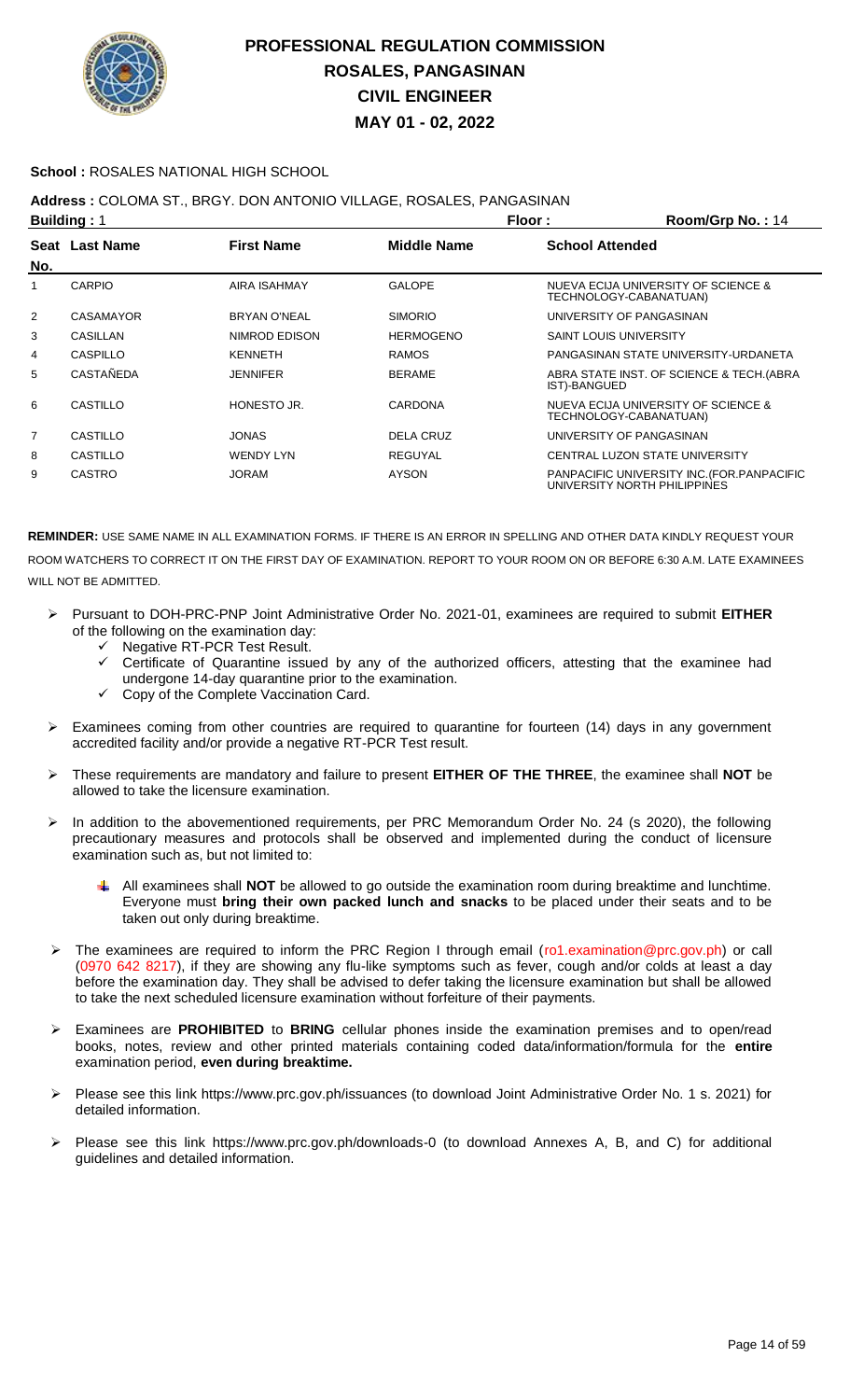# PROFESSIONAL REGULATION COMMISSION
## ROSALES, PANGASINAN
## CIVIL ENGINEER
## MAY 01 - 02, 2022

**School :** ROSALES NATIONAL HIGH SCHOOL

**Address :** COLOMA ST., BRGY. DON ANTONIO VILLAGE, ROSALES, PANGASINAN

**Building :** 1 **Floor :** **Room/Grp No. :** 14

| Seat No. | Last Name | First Name | Middle Name | School Attended |
|---|---|---|---|---|
| 1 | CARPIO | AIRA ISAHMAY | GALOPE | NUEVA ECIJA UNIVERSITY OF SCIENCE & TECHNOLOGY-CABANATUAN) |
| 2 | CASAMAYOR | BRYAN O'NEAL | SIMORIO | UNIVERSITY OF PANGASINAN |
| 3 | CASILLAN | NIMROD EDISON | HERMOGENO | SAINT LOUIS UNIVERSITY |
| 4 | CASPILLO | KENNETH | RAMOS | PANGASINAN STATE UNIVERSITY-URDANETA |
| 5 | CASTAÑEDA | JENNIFER | BERAME | ABRA STATE INST. OF SCIENCE & TECH.(ABRA IST)-BANGUED |
| 6 | CASTILLO | HONESTO JR. | CARDONA | NUEVA ECIJA UNIVERSITY OF SCIENCE & TECHNOLOGY-CABANATUAN) |
| 7 | CASTILLO | JONAS | DELA CRUZ | UNIVERSITY OF PANGASINAN |
| 8 | CASTILLO | WENDY LYN | REGUYAL | CENTRAL LUZON STATE UNIVERSITY |
| 9 | CASTRO | JORAM | AYSON | PANPACIFIC UNIVERSITY INC.(FOR.PANPACIFIC UNIVERSITY NORTH PHILIPPINES |

**REMINDER:** USE SAME NAME IN ALL EXAMINATION FORMS. IF THERE IS AN ERROR IN SPELLING AND OTHER DATA KINDLY REQUEST YOUR ROOM WATCHERS TO CORRECT IT ON THE FIRST DAY OF EXAMINATION. REPORT TO YOUR ROOM ON OR BEFORE 6:30 A.M. LATE EXAMINEES WILL NOT BE ADMITTED.

- Pursuant to DOH-PRC-PNP Joint Administrative Order No. 2021-01, examinees are required to submit **EITHER** of the following on the examination day:
  - ✓ Negative RT-PCR Test Result.
  - ✓ Certificate of Quarantine issued by any of the authorized officers, attesting that the examinee had undergone 14-day quarantine prior to the examination.
  - ✓ Copy of the Complete Vaccination Card.
- Examinees coming from other countries are required to quarantine for fourteen (14) days in any government accredited facility and/or provide a negative RT-PCR Test result.
- These requirements are mandatory and failure to present **EITHER OF THE THREE**, the examinee shall **NOT** be allowed to take the licensure examination.
- In addition to the abovementioned requirements, per PRC Memorandum Order No. 24 (s 2020), the following precautionary measures and protocols shall be observed and implemented during the conduct of licensure examination such as, but not limited to:
  - All examinees shall **NOT** be allowed to go outside the examination room during breaktime and lunchtime. Everyone must **bring their own packed lunch and snacks** to be placed under their seats and to be taken out only during breaktime.
- The examinees are required to inform the PRC Region I through email (ro1.examination@prc.gov.ph) or call (0970 642 8217), if they are showing any flu-like symptoms such as fever, cough and/or colds at least a day before the examination day. They shall be advised to defer taking the licensure examination but shall be allowed to take the next scheduled licensure examination without forfeiture of their payments.
- Examinees are **PROHIBITED** to **BRING** cellular phones inside the examination premises and to open/read books, notes, review and other printed materials containing coded data/information/formula for the **entire** examination period, **even during breaktime.**
- Please see this link https://www.prc.gov.ph/issuances (to download Joint Administrative Order No. 1 s. 2021) for detailed information.
- Please see this link https://www.prc.gov.ph/downloads-0 (to download Annexes A, B, and C) for additional guidelines and detailed information.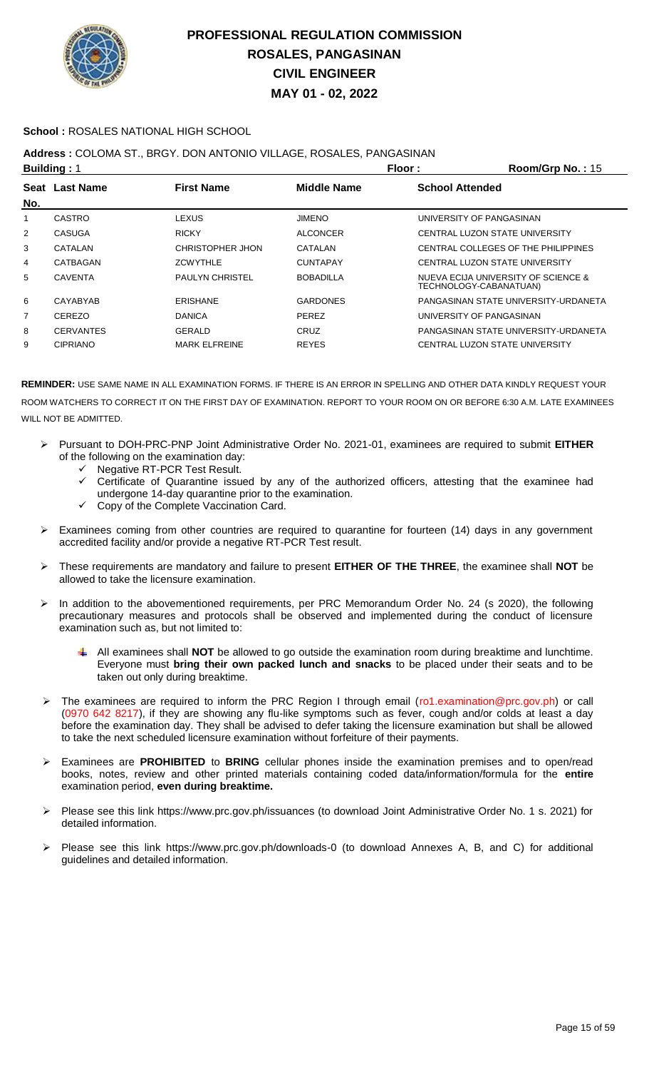# PROFESSIONAL REGULATION COMMISSION
## ROSALES, PANGASINAN
## CIVIL ENGINEER
## MAY 01 - 02, 2022

**School :** ROSALES NATIONAL HIGH SCHOOL

**Address :** COLOMA ST., BRGY. DON ANTONIO VILLAGE, ROSALES, PANGASINAN

**Building :** 1 **Floor :** **Room/Grp No. :** 15

| Seat No. | Last Name | First Name | Middle Name | School Attended |
|---|---|---|---|---|
| 1 | CASTRO | LEXUS | JIMENO | UNIVERSITY OF PANGASINAN |
| 2 | CASUGA | RICKY | ALCONCER | CENTRAL LUZON STATE UNIVERSITY |
| 3 | CATALAN | CHRISTOPHER JHON | CATALAN | CENTRAL COLLEGES OF THE PHILIPPINES |
| 4 | CATBAGAN | ZCWYTHLE | CUNTAPAY | CENTRAL LUZON STATE UNIVERSITY |
| 5 | CAVENTA | PAULYN CHRISTEL | BOBADILLA | NUEVA ECIJA UNIVERSITY OF SCIENCE & TECHNOLOGY-CABANATUAN) |
| 6 | CAYABYAB | ERISHANE | GARDONES | PANGASINAN STATE UNIVERSITY-URDANETA |
| 7 | CEREZO | DANICA | PEREZ | UNIVERSITY OF PANGASINAN |
| 8 | CERVANTES | GERALD | CRUZ | PANGASINAN STATE UNIVERSITY-URDANETA |
| 9 | CIPRIANO | MARK ELFREINE | REYES | CENTRAL LUZON STATE UNIVERSITY |

**REMINDER:** USE SAME NAME IN ALL EXAMINATION FORMS. IF THERE IS AN ERROR IN SPELLING AND OTHER DATA KINDLY REQUEST YOUR ROOM WATCHERS TO CORRECT IT ON THE FIRST DAY OF EXAMINATION. REPORT TO YOUR ROOM ON OR BEFORE 6:30 A.M. LATE EXAMINEES WILL NOT BE ADMITTED.

- Pursuant to DOH-PRC-PNP Joint Administrative Order No. 2021-01, examinees are required to submit **EITHER** of the following on the examination day:
  - Negative RT-PCR Test Result.
  - Certificate of Quarantine issued by any of the authorized officers, attesting that the examinee had undergone 14-day quarantine prior to the examination.
  - Copy of the Complete Vaccination Card.
- Examinees coming from other countries are required to quarantine for fourteen (14) days in any government accredited facility and/or provide a negative RT-PCR Test result.
- These requirements are mandatory and failure to present **EITHER OF THE THREE**, the examinee shall **NOT** be allowed to take the licensure examination.
- In addition to the abovementioned requirements, per PRC Memorandum Order No. 24 (s 2020), the following precautionary measures and protocols shall be observed and implemented during the conduct of licensure examination such as, but not limited to:
  - All examinees shall **NOT** be allowed to go outside the examination room during breaktime and lunchtime. Everyone must **bring their own packed lunch and snacks** to be placed under their seats and to be taken out only during breaktime.
- The examinees are required to inform the PRC Region I through email (ro1.examination@prc.gov.ph) or call (0970 642 8217), if they are showing any flu-like symptoms such as fever, cough and/or colds at least a day before the examination day. They shall be advised to defer taking the licensure examination but shall be allowed to take the next scheduled licensure examination without forfeiture of their payments.
- Examinees are **PROHIBITED** to **BRING** cellular phones inside the examination premises and to open/read books, notes, review and other printed materials containing coded data/information/formula for the **entire** examination period, **even during breaktime.**
- Please see this link https://www.prc.gov.ph/issuances (to download Joint Administrative Order No. 1 s. 2021) for detailed information.
- Please see this link https://www.prc.gov.ph/downloads-0 (to download Annexes A, B, and C) for additional guidelines and detailed information.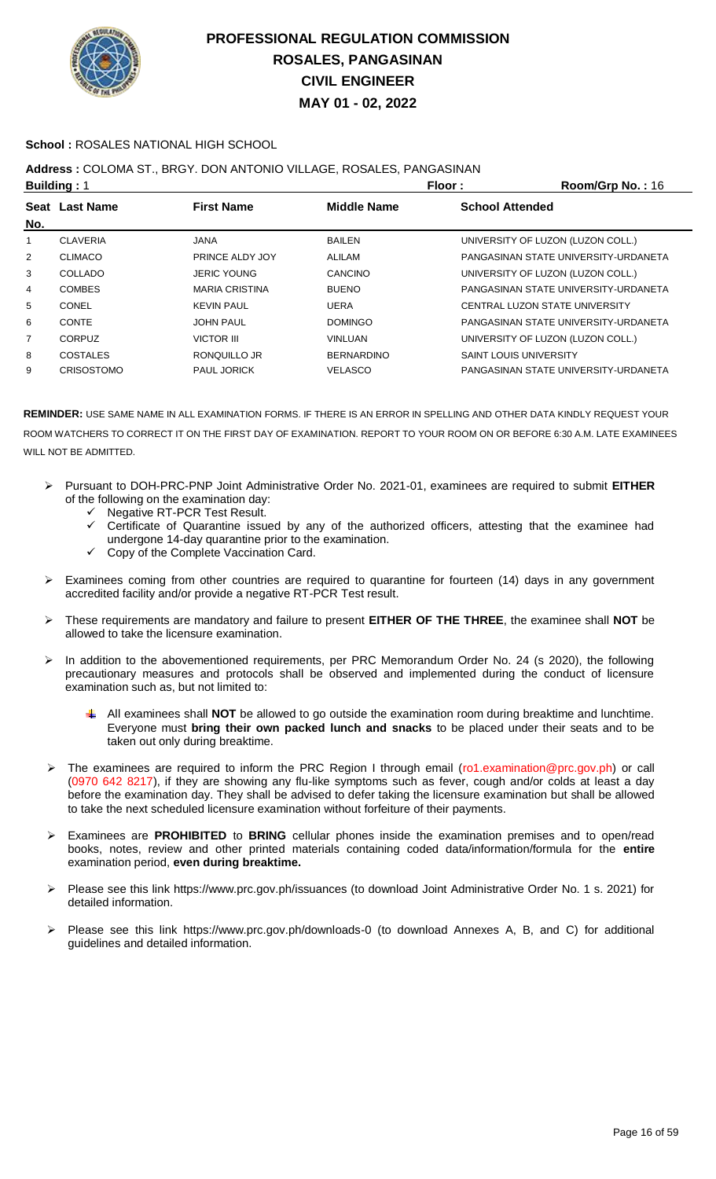# PROFESSIONAL REGULATION COMMISSION
# ROSALES, PANGASINAN
# CIVIL ENGINEER
# MAY 01 - 02, 2022

**School :** ROSALES NATIONAL HIGH SCHOOL

**Address :** COLOMA ST., BRGY. DON ANTONIO VILLAGE, ROSALES, PANGASINAN

**Building :** 1 **Floor :** **Room/Grp No. :** 16

| Seat No. | Last Name | First Name | Middle Name | School Attended |
|---|---|---|---|---|
| 1 | CLAVERIA | JANA | BAILEN | UNIVERSITY OF LUZON (LUZON COLL.) |
| 2 | CLIMACO | PRINCE ALDY JOY | ALILAM | PANGASINAN STATE UNIVERSITY-URDANETA |
| 3 | COLLADO | JERIC YOUNG | CANCINO | UNIVERSITY OF LUZON (LUZON COLL.) |
| 4 | COMBES | MARIA CRISTINA | BUENO | PANGASINAN STATE UNIVERSITY-URDANETA |
| 5 | CONEL | KEVIN PAUL | UERA | CENTRAL LUZON STATE UNIVERSITY |
| 6 | CONTE | JOHN PAUL | DOMINGO | PANGASINAN STATE UNIVERSITY-URDANETA |
| 7 | CORPUZ | VICTOR III | VINLUAN | UNIVERSITY OF LUZON (LUZON COLL.) |
| 8 | COSTALES | RONQUILLO JR | BERNARDINO | SAINT LOUIS UNIVERSITY |
| 9 | CRISOSTOMO | PAUL JORICK | VELASCO | PANGASINAN STATE UNIVERSITY-URDANETA |

**REMINDER:** USE SAME NAME IN ALL EXAMINATION FORMS. IF THERE IS AN ERROR IN SPELLING AND OTHER DATA KINDLY REQUEST YOUR ROOM WATCHERS TO CORRECT IT ON THE FIRST DAY OF EXAMINATION. REPORT TO YOUR ROOM ON OR BEFORE 6:30 A.M. LATE EXAMINEES WILL NOT BE ADMITTED.

- Pursuant to DOH-PRC-PNP Joint Administrative Order No. 2021-01, examinees are required to submit **EITHER** of the following on the examination day:
  - Negative RT-PCR Test Result.
  - Certificate of Quarantine issued by any of the authorized officers, attesting that the examinee had undergone 14-day quarantine prior to the examination.
  - Copy of the Complete Vaccination Card.
- Examinees coming from other countries are required to quarantine for fourteen (14) days in any government accredited facility and/or provide a negative RT-PCR Test result.
- These requirements are mandatory and failure to present **EITHER OF THE THREE**, the examinee shall **NOT** be allowed to take the licensure examination.
- In addition to the abovementioned requirements, per PRC Memorandum Order No. 24 (s 2020), the following precautionary measures and protocols shall be observed and implemented during the conduct of licensure examination such as, but not limited to:
  - All examinees shall **NOT** be allowed to go outside the examination room during breaktime and lunchtime. Everyone must **bring their own packed lunch and snacks** to be placed under their seats and to be taken out only during breaktime.
- The examinees are required to inform the PRC Region I through email (ro1.examination@prc.gov.ph) or call (0970 642 8217), if they are showing any flu-like symptoms such as fever, cough and/or colds at least a day before the examination day. They shall be advised to defer taking the licensure examination but shall be allowed to take the next scheduled licensure examination without forfeiture of their payments.
- Examinees are **PROHIBITED** to **BRING** cellular phones inside the examination premises and to open/read books, notes, review and other printed materials containing coded data/information/formula for the **entire** examination period, **even during breaktime.**
- Please see this link https://www.prc.gov.ph/issuances (to download Joint Administrative Order No. 1 s. 2021) for detailed information.
- Please see this link https://www.prc.gov.ph/downloads-0 (to download Annexes A, B, and C) for additional guidelines and detailed information.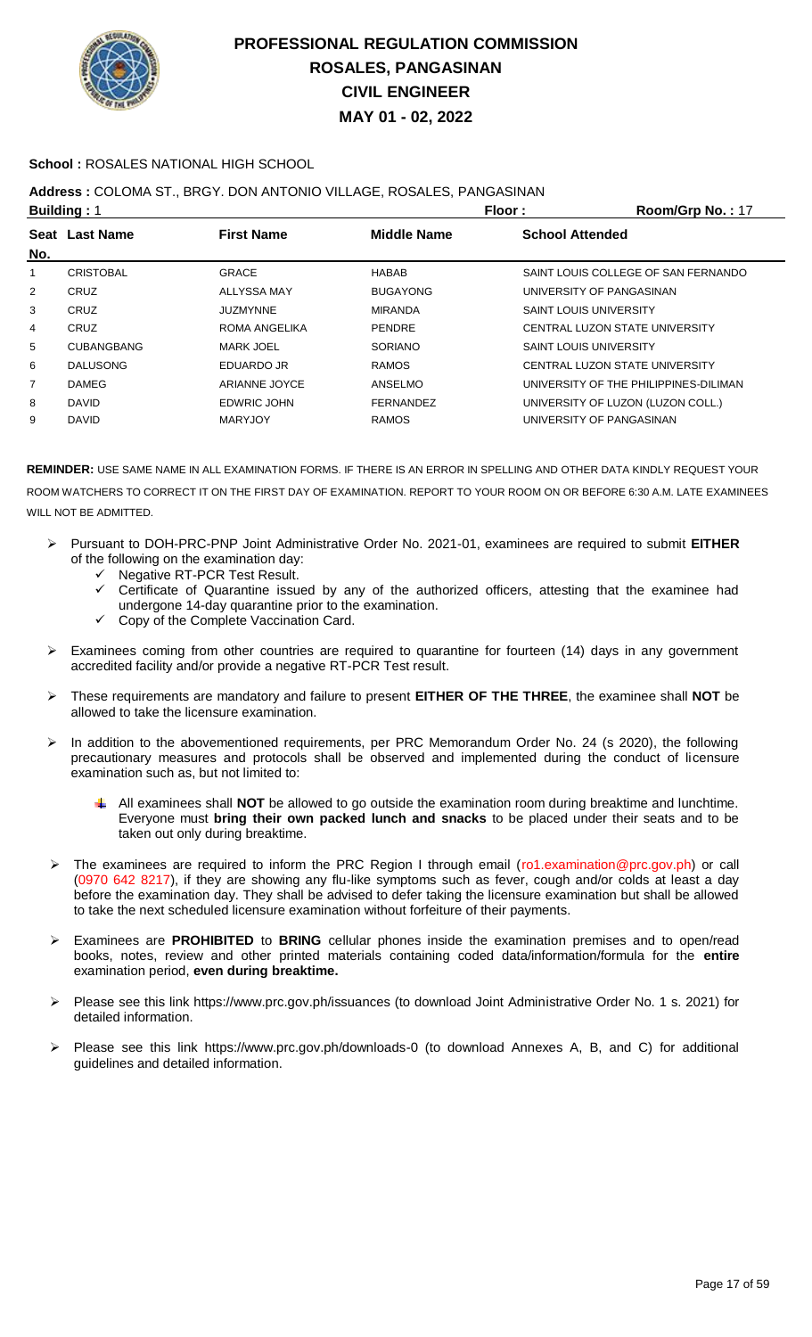# PROFESSIONAL REGULATION COMMISSION
## ROSALES, PANGASINAN
## CIVIL ENGINEER
## MAY 01 - 02, 2022

**School :** ROSALES NATIONAL HIGH SCHOOL

**Address :** COLOMA ST., BRGY. DON ANTONIO VILLAGE, ROSALES, PANGASINAN

**Building :** 1 **Floor :** **Room/Grp No. :** 17

| Seat No. | Last Name | First Name | Middle Name | School Attended |
|---|---|---|---|---|
| 1 | CRISTOBAL | GRACE | HABAB | SAINT LOUIS COLLEGE OF SAN FERNANDO |
| 2 | CRUZ | ALLYSSA MAY | BUGAYONG | UNIVERSITY OF PANGASINAN |
| 3 | CRUZ | JUZMYNNE | MIRANDA | SAINT LOUIS UNIVERSITY |
| 4 | CRUZ | ROMA ANGELIKA | PENDRE | CENTRAL LUZON STATE UNIVERSITY |
| 5 | CUBANGBANG | MARK JOEL | SORIANO | SAINT LOUIS UNIVERSITY |
| 6 | DALUSONG | EDUARDO JR | RAMOS | CENTRAL LUZON STATE UNIVERSITY |
| 7 | DAMEG | ARIANNE JOYCE | ANSELMO | UNIVERSITY OF THE PHILIPPINES-DILIMAN |
| 8 | DAVID | EDWRIC JOHN | FERNANDEZ | UNIVERSITY OF LUZON (LUZON COLL.) |
| 9 | DAVID | MARYJOY | RAMOS | UNIVERSITY OF PANGASINAN |

**REMINDER:** USE SAME NAME IN ALL EXAMINATION FORMS. IF THERE IS AN ERROR IN SPELLING AND OTHER DATA KINDLY REQUEST YOUR ROOM WATCHERS TO CORRECT IT ON THE FIRST DAY OF EXAMINATION. REPORT TO YOUR ROOM ON OR BEFORE 6:30 A.M. LATE EXAMINEES WILL NOT BE ADMITTED.

- Pursuant to DOH-PRC-PNP Joint Administrative Order No. 2021-01, examinees are required to submit **EITHER** of the following on the examination day:
  - ✓ Negative RT-PCR Test Result.
  - ✓ Certificate of Quarantine issued by any of the authorized officers, attesting that the examinee had undergone 14-day quarantine prior to the examination.
  - ✓ Copy of the Complete Vaccination Card.
- Examinees coming from other countries are required to quarantine for fourteen (14) days in any government accredited facility and/or provide a negative RT-PCR Test result.
- These requirements are mandatory and failure to present **EITHER OF THE THREE**, the examinee shall **NOT** be allowed to take the licensure examination.
- In addition to the abovementioned requirements, per PRC Memorandum Order No. 24 (s 2020), the following precautionary measures and protocols shall be observed and implemented during the conduct of licensure examination such as, but not limited to:
  - All examinees shall **NOT** be allowed to go outside the examination room during breaktime and lunchtime. Everyone must **bring their own packed lunch and snacks** to be placed under their seats and to be taken out only during breaktime.
- The examinees are required to inform the PRC Region I through email (ro1.examination@prc.gov.ph) or call (0970 642 8217), if they are showing any flu-like symptoms such as fever, cough and/or colds at least a day before the examination day. They shall be advised to defer taking the licensure examination but shall be allowed to take the next scheduled licensure examination without forfeiture of their payments.
- Examinees are **PROHIBITED** to **BRING** cellular phones inside the examination premises and to open/read books, notes, review and other printed materials containing coded data/information/formula for the **entire** examination period, **even during breaktime.**
- Please see this link https://www.prc.gov.ph/issuances (to download Joint Administrative Order No. 1 s. 2021) for detailed information.
- Please see this link https://www.prc.gov.ph/downloads-0 (to download Annexes A, B, and C) for additional guidelines and detailed information.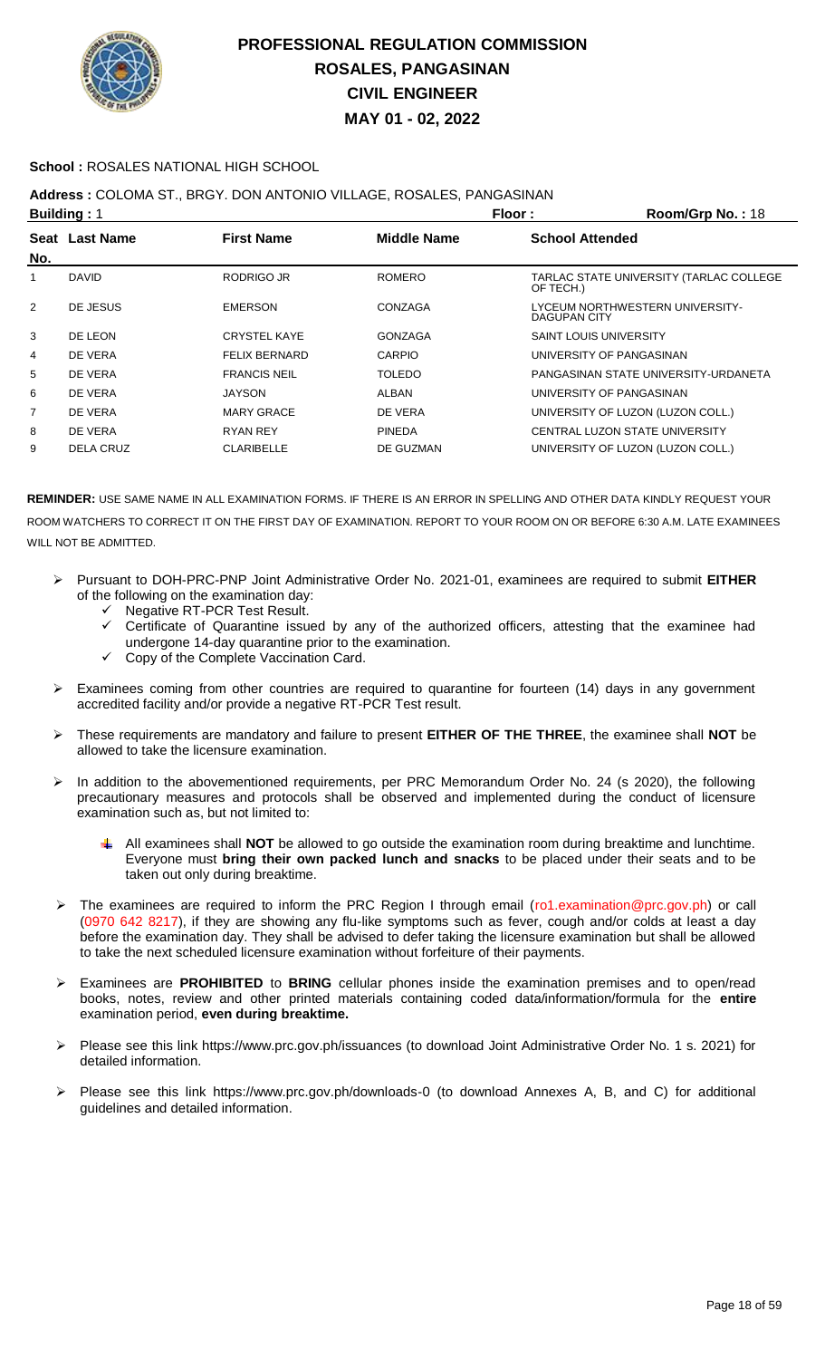# PROFESSIONAL REGULATION COMMISSION
## ROSALES, PANGASINAN
## CIVIL ENGINEER
## MAY 01 - 02, 2022

**School :** ROSALES NATIONAL HIGH SCHOOL

**Address :** COLOMA ST., BRGY. DON ANTONIO VILLAGE, ROSALES, PANGASINAN

**Building :** 1 **Floor :** **Room/Grp No. :** 18

| Seat No. | Last Name | First Name | Middle Name | School Attended |
|---|---|---|---|---|
| 1 | DAVID | RODRIGO JR | ROMERO | TARLAC STATE UNIVERSITY (TARLAC COLLEGE OF TECH.) |
| 2 | DE JESUS | EMERSON | CONZAGA | LYCEUM NORTHWESTERN UNIVERSITY-DAGUPAN CITY |
| 3 | DE LEON | CRYSTEL KAYE | GONZAGA | SAINT LOUIS UNIVERSITY |
| 4 | DE VERA | FELIX BERNARD | CARPIO | UNIVERSITY OF PANGASINAN |
| 5 | DE VERA | FRANCIS NEIL | TOLEDO | PANGASINAN STATE UNIVERSITY-URDANETA |
| 6 | DE VERA | JAYSON | ALBAN | UNIVERSITY OF PANGASINAN |
| 7 | DE VERA | MARY GRACE | DE VERA | UNIVERSITY OF LUZON (LUZON COLL.) |
| 8 | DE VERA | RYAN REY | PINEDA | CENTRAL LUZON STATE UNIVERSITY |
| 9 | DELA CRUZ | CLARIBELLE | DE GUZMAN | UNIVERSITY OF LUZON (LUZON COLL.) |

**REMINDER:** USE SAME NAME IN ALL EXAMINATION FORMS. IF THERE IS AN ERROR IN SPELLING AND OTHER DATA KINDLY REQUEST YOUR ROOM WATCHERS TO CORRECT IT ON THE FIRST DAY OF EXAMINATION. REPORT TO YOUR ROOM ON OR BEFORE 6:30 A.M. LATE EXAMINEES WILL NOT BE ADMITTED.

- Pursuant to DOH-PRC-PNP Joint Administrative Order No. 2021-01, examinees are required to submit **EITHER** of the following on the examination day:
  - ✓ Negative RT-PCR Test Result.
  - ✓ Certificate of Quarantine issued by any of the authorized officers, attesting that the examinee had undergone 14-day quarantine prior to the examination.
  - ✓ Copy of the Complete Vaccination Card.
- Examinees coming from other countries are required to quarantine for fourteen (14) days in any government accredited facility and/or provide a negative RT-PCR Test result.
- These requirements are mandatory and failure to present **EITHER OF THE THREE**, the examinee shall **NOT** be allowed to take the licensure examination.
- In addition to the abovementioned requirements, per PRC Memorandum Order No. 24 (s 2020), the following precautionary measures and protocols shall be observed and implemented during the conduct of licensure examination such as, but not limited to:
  - All examinees shall **NOT** be allowed to go outside the examination room during breaktime and lunchtime. Everyone must **bring their own packed lunch and snacks** to be placed under their seats and to be taken out only during breaktime.
- The examinees are required to inform the PRC Region I through email (ro1.examination@prc.gov.ph) or call (0970 642 8217), if they are showing any flu-like symptoms such as fever, cough and/or colds at least a day before the examination day. They shall be advised to defer taking the licensure examination but shall be allowed to take the next scheduled licensure examination without forfeiture of their payments.
- Examinees are **PROHIBITED** to **BRING** cellular phones inside the examination premises and to open/read books, notes, review and other printed materials containing coded data/information/formula for the **entire** examination period, **even during breaktime.**
- Please see this link https://www.prc.gov.ph/issuances (to download Joint Administrative Order No. 1 s. 2021) for detailed information.
- Please see this link https://www.prc.gov.ph/downloads-0 (to download Annexes A, B, and C) for additional guidelines and detailed information.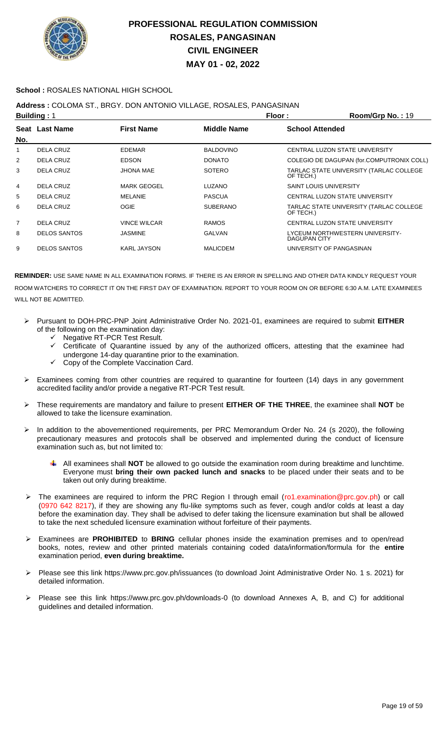# PROFESSIONAL REGULATION COMMISSION
# ROSALES, PANGASINAN
# CIVIL ENGINEER
# MAY 01 - 02, 2022

**School :** ROSALES NATIONAL HIGH SCHOOL

**Address :** COLOMA ST., BRGY. DON ANTONIO VILLAGE, ROSALES, PANGASINAN

**Building :** 1 **Floor :** **Room/Grp No. :** 19

| Seat No. | Last Name | First Name | Middle Name | School Attended |
|---|---|---|---|---|
| 1 | DELA CRUZ | EDEMAR | BALDOVINO | CENTRAL LUZON STATE UNIVERSITY |
| 2 | DELA CRUZ | EDSON | DONATO | COLEGIO DE DAGUPAN (for.COMPUTRONIX COLL) |
| 3 | DELA CRUZ | JHONA MAE | SOTERO | TARLAC STATE UNIVERSITY (TARLAC COLLEGE OF TECH.) |
| 4 | DELA CRUZ | MARK GEOGEL | LUZANO | SAINT LOUIS UNIVERSITY |
| 5 | DELA CRUZ | MELANIE | PASCUA | CENTRAL LUZON STATE UNIVERSITY |
| 6 | DELA CRUZ | OGIE | SUBERANO | TARLAC STATE UNIVERSITY (TARLAC COLLEGE OF TECH.) |
| 7 | DELA CRUZ | VINCE WILCAR | RAMOS | CENTRAL LUZON STATE UNIVERSITY |
| 8 | DELOS SANTOS | JASMINE | GALVAN | LYCEUM NORTHWESTERN UNIVERSITY-DAGUPAN CITY |
| 9 | DELOS SANTOS | KARL JAYSON | MALICDEM | UNIVERSITY OF PANGASINAN |

**REMINDER:** USE SAME NAME IN ALL EXAMINATION FORMS. IF THERE IS AN ERROR IN SPELLING AND OTHER DATA KINDLY REQUEST YOUR ROOM WATCHERS TO CORRECT IT ON THE FIRST DAY OF EXAMINATION. REPORT TO YOUR ROOM ON OR BEFORE 6:30 A.M. LATE EXAMINEES WILL NOT BE ADMITTED.

- Pursuant to DOH-PRC-PNP Joint Administrative Order No. 2021-01, examinees are required to submit **EITHER** of the following on the examination day:
  - ✓ Negative RT-PCR Test Result.
  - ✓ Certificate of Quarantine issued by any of the authorized officers, attesting that the examinee had undergone 14-day quarantine prior to the examination.
  - ✓ Copy of the Complete Vaccination Card.
- Examinees coming from other countries are required to quarantine for fourteen (14) days in any government accredited facility and/or provide a negative RT-PCR Test result.
- These requirements are mandatory and failure to present **EITHER OF THE THREE**, the examinee shall **NOT** be allowed to take the licensure examination.
- In addition to the abovementioned requirements, per PRC Memorandum Order No. 24 (s 2020), the following precautionary measures and protocols shall be observed and implemented during the conduct of licensure examination such as, but not limited to:
  - All examinees shall **NOT** be allowed to go outside the examination room during breaktime and lunchtime. Everyone must **bring their own packed lunch and snacks** to be placed under their seats and to be taken out only during breaktime.
- The examinees are required to inform the PRC Region I through email (ro1.examination@prc.gov.ph) or call (0970 642 8217), if they are showing any flu-like symptoms such as fever, cough and/or colds at least a day before the examination day. They shall be advised to defer taking the licensure examination but shall be allowed to take the next scheduled licensure examination without forfeiture of their payments.
- Examinees are **PROHIBITED** to **BRING** cellular phones inside the examination premises and to open/read books, notes, review and other printed materials containing coded data/information/formula for the **entire** examination period, **even during breaktime.**
- Please see this link https://www.prc.gov.ph/issuances (to download Joint Administrative Order No. 1 s. 2021) for detailed information.
- Please see this link https://www.prc.gov.ph/downloads-0 (to download Annexes A, B, and C) for additional guidelines and detailed information.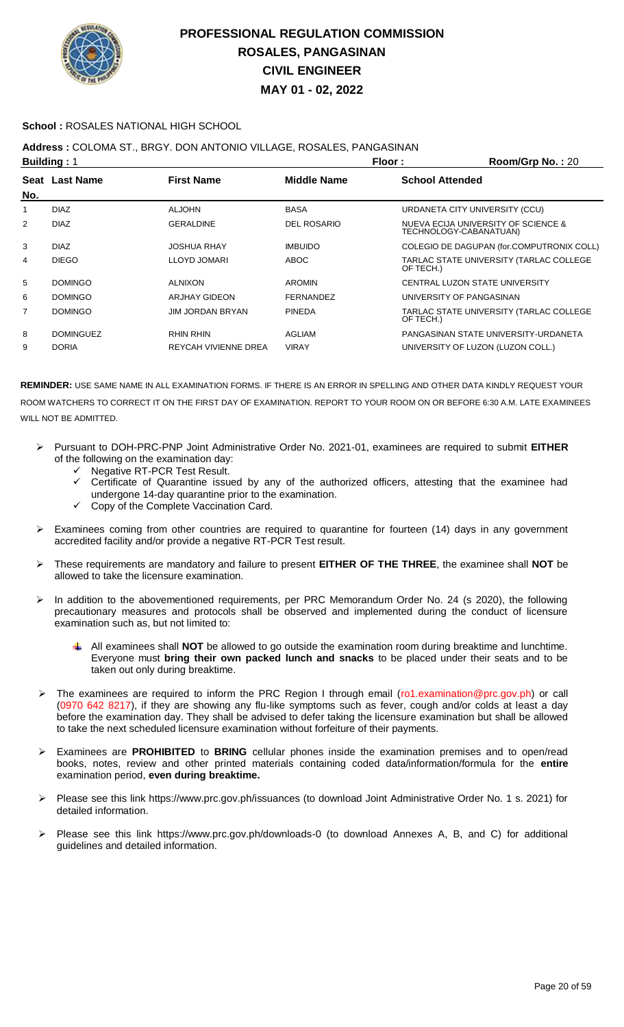# PROFESSIONAL REGULATION COMMISSION
## ROSALES, PANGASINAN
## CIVIL ENGINEER
## MAY 01 - 02, 2022

**School :** ROSALES NATIONAL HIGH SCHOOL

**Address :** COLOMA ST., BRGY. DON ANTONIO VILLAGE, ROSALES, PANGASINAN

**Building :** 1 **Floor :** **Room/Grp No. :** 20

| Seat No. | Last Name | First Name | Middle Name | School Attended |
|---|---|---|---|---|
| 1 | DIAZ | ALJOHN | BASA | URDANETA CITY UNIVERSITY (CCU) |
| 2 | DIAZ | GERALDINE | DEL ROSARIO | NUEVA ECIJA UNIVERSITY OF SCIENCE & TECHNOLOGY-CABANATUAN) |
| 3 | DIAZ | JOSHUA RHAY | IMBUIDO | COLEGIO DE DAGUPAN (for.COMPUTRONIX COLL) |
| 4 | DIEGO | LLOYD JOMARI | ABOC | TARLAC STATE UNIVERSITY (TARLAC COLLEGE OF TECH.) |
| 5 | DOMINGO | ALNIXON | AROMIN | CENTRAL LUZON STATE UNIVERSITY |
| 6 | DOMINGO | ARJHAY GIDEON | FERNANDEZ | UNIVERSITY OF PANGASINAN |
| 7 | DOMINGO | JIM JORDAN BRYAN | PINEDA | TARLAC STATE UNIVERSITY (TARLAC COLLEGE OF TECH.) |
| 8 | DOMINGUEZ | RHIN RHIN | AGLIAM | PANGASINAN STATE UNIVERSITY-URDANETA |
| 9 | DORIA | REYCAH VIVIENNE DREA | VIRAY | UNIVERSITY OF LUZON (LUZON COLL.) |

**REMINDER:** USE SAME NAME IN ALL EXAMINATION FORMS. IF THERE IS AN ERROR IN SPELLING AND OTHER DATA KINDLY REQUEST YOUR ROOM WATCHERS TO CORRECT IT ON THE FIRST DAY OF EXAMINATION. REPORT TO YOUR ROOM ON OR BEFORE 6:30 A.M. LATE EXAMINEES WILL NOT BE ADMITTED.

- Pursuant to DOH-PRC-PNP Joint Administrative Order No. 2021-01, examinees are required to submit **EITHER** of the following on the examination day:
  - ✓ Negative RT-PCR Test Result.
  - ✓ Certificate of Quarantine issued by any of the authorized officers, attesting that the examinee had undergone 14-day quarantine prior to the examination.
  - ✓ Copy of the Complete Vaccination Card.
- Examinees coming from other countries are required to quarantine for fourteen (14) days in any government accredited facility and/or provide a negative RT-PCR Test result.
- These requirements are mandatory and failure to present **EITHER OF THE THREE**, the examinee shall **NOT** be allowed to take the licensure examination.
- In addition to the abovementioned requirements, per PRC Memorandum Order No. 24 (s 2020), the following precautionary measures and protocols shall be observed and implemented during the conduct of licensure examination such as, but not limited to:
  - All examinees shall **NOT** be allowed to go outside the examination room during breaktime and lunchtime. Everyone must **bring their own packed lunch and snacks** to be placed under their seats and to be taken out only during breaktime.
- The examinees are required to inform the PRC Region I through email (ro1.examination@prc.gov.ph) or call (0970 642 8217), if they are showing any flu-like symptoms such as fever, cough and/or colds at least a day before the examination day. They shall be advised to defer taking the licensure examination but shall be allowed to take the next scheduled licensure examination without forfeiture of their payments.
- Examinees are **PROHIBITED** to **BRING** cellular phones inside the examination premises and to open/read books, notes, review and other printed materials containing coded data/information/formula for the **entire** examination period, **even during breaktime.**
- Please see this link https://www.prc.gov.ph/issuances (to download Joint Administrative Order No. 1 s. 2021) for detailed information.
- Please see this link https://www.prc.gov.ph/downloads-0 (to download Annexes A, B, and C) for additional guidelines and detailed information.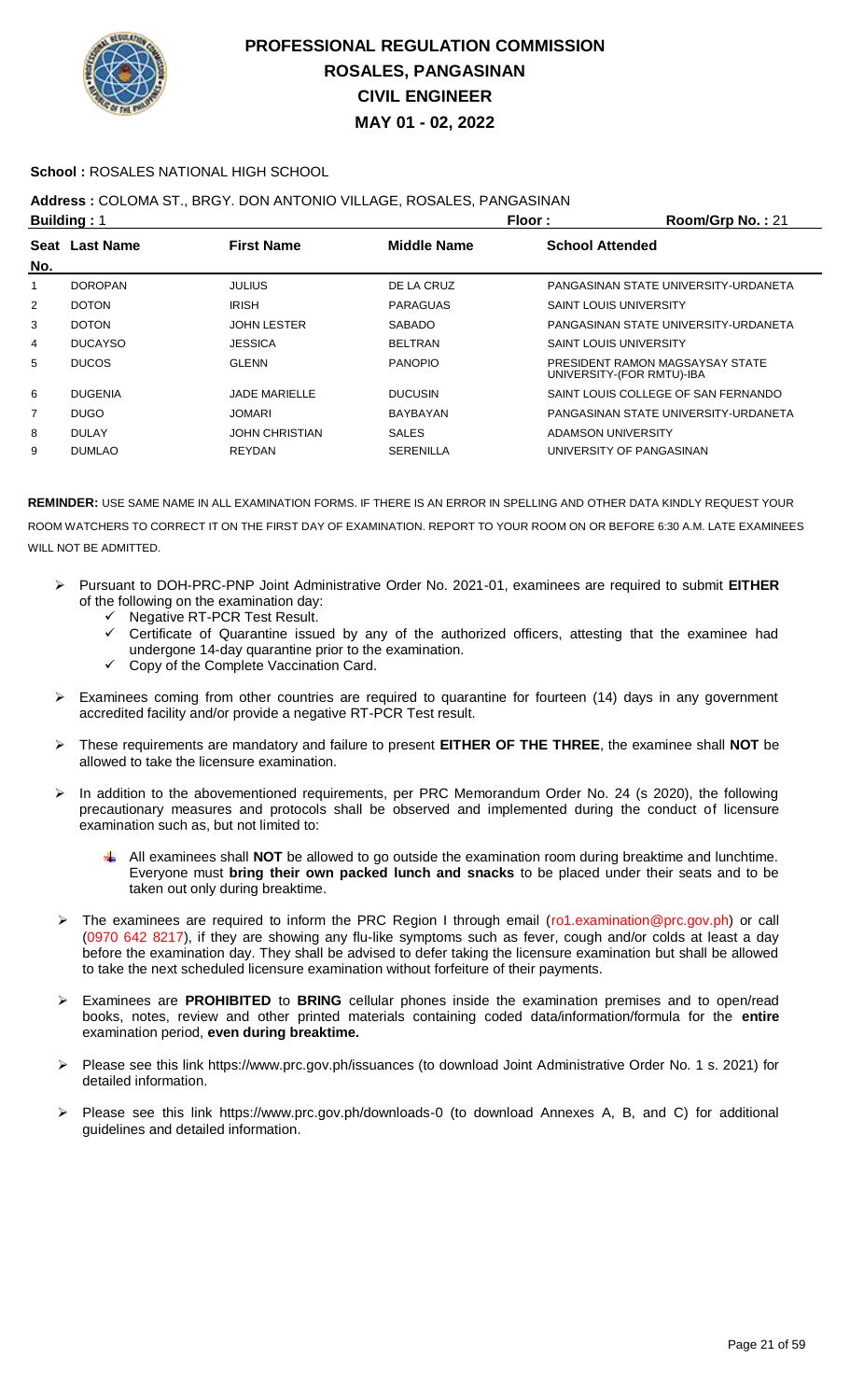# PROFESSIONAL REGULATION COMMISSION
# ROSALES, PANGASINAN
# CIVIL ENGINEER
# MAY 01 - 02, 2022

**School :** ROSALES NATIONAL HIGH SCHOOL

**Address :** COLOMA ST., BRGY. DON ANTONIO VILLAGE, ROSALES, PANGASINAN

**Building :** 1 **Floor :** **Room/Grp No. :** 21

| Seat No. | Last Name | First Name | Middle Name | School Attended |
|---|---|---|---|---|
| 1 | DOROPAN | JULIUS | DE LA CRUZ | PANGASINAN STATE UNIVERSITY-URDANETA |
| 2 | DOTON | IRISH | PARAGUAS | SAINT LOUIS UNIVERSITY |
| 3 | DOTON | JOHN LESTER | SABADO | PANGASINAN STATE UNIVERSITY-URDANETA |
| 4 | DUCAYSO | JESSICA | BELTRAN | SAINT LOUIS UNIVERSITY |
| 5 | DUCOS | GLENN | PANOPIO | PRESIDENT RAMON MAGSAYSAY STATE UNIVERSITY-(FOR RMTU)-IBA |
| 6 | DUGENIA | JADE MARIELLE | DUCUSIN | SAINT LOUIS COLLEGE OF SAN FERNANDO |
| 7 | DUGO | JOMARI | BAYBAYAN | PANGASINAN STATE UNIVERSITY-URDANETA |
| 8 | DULAY | JOHN CHRISTIAN | SALES | ADAMSON UNIVERSITY |
| 9 | DUMLAO | REYDAN | SERENILLA | UNIVERSITY OF PANGASINAN |

**REMINDER:** USE SAME NAME IN ALL EXAMINATION FORMS. IF THERE IS AN ERROR IN SPELLING AND OTHER DATA KINDLY REQUEST YOUR ROOM WATCHERS TO CORRECT IT ON THE FIRST DAY OF EXAMINATION. REPORT TO YOUR ROOM ON OR BEFORE 6:30 A.M. LATE EXAMINEES WILL NOT BE ADMITTED.

- Pursuant to DOH-PRC-PNP Joint Administrative Order No. 2021-01, examinees are required to submit **EITHER** of the following on the examination day:
  - ✓ Negative RT-PCR Test Result.
  - ✓ Certificate of Quarantine issued by any of the authorized officers, attesting that the examinee had undergone 14-day quarantine prior to the examination.
  - ✓ Copy of the Complete Vaccination Card.
- Examinees coming from other countries are required to quarantine for fourteen (14) days in any government accredited facility and/or provide a negative RT-PCR Test result.
- These requirements are mandatory and failure to present **EITHER OF THE THREE**, the examinee shall **NOT** be allowed to take the licensure examination.
- In addition to the abovementioned requirements, per PRC Memorandum Order No. 24 (s 2020), the following precautionary measures and protocols shall be observed and implemented during the conduct of licensure examination such as, but not limited to:
  - All examinees shall **NOT** be allowed to go outside the examination room during breaktime and lunchtime. Everyone must **bring their own packed lunch and snacks** to be placed under their seats and to be taken out only during breaktime.
- The examinees are required to inform the PRC Region I through email (ro1.examination@prc.gov.ph) or call (0970 642 8217), if they are showing any flu-like symptoms such as fever, cough and/or colds at least a day before the examination day. They shall be advised to defer taking the licensure examination but shall be allowed to take the next scheduled licensure examination without forfeiture of their payments.
- Examinees are **PROHIBITED** to **BRING** cellular phones inside the examination premises and to open/read books, notes, review and other printed materials containing coded data/information/formula for the **entire** examination period, **even during breaktime.**
- Please see this link https://www.prc.gov.ph/issuances (to download Joint Administrative Order No. 1 s. 2021) for detailed information.
- Please see this link https://www.prc.gov.ph/downloads-0 (to download Annexes A, B, and C) for additional guidelines and detailed information.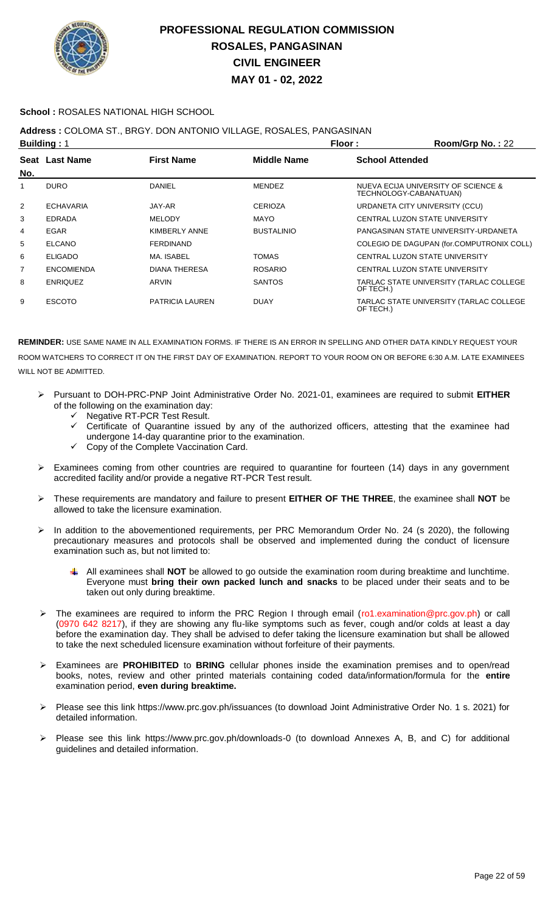# PROFESSIONAL REGULATION COMMISSION
## ROSALES, PANGASINAN
## CIVIL ENGINEER
## MAY 01 - 02, 2022

**School :** ROSALES NATIONAL HIGH SCHOOL

**Address :** COLOMA ST., BRGY. DON ANTONIO VILLAGE, ROSALES, PANGASINAN

**Building :** 1 **Floor :** **Room/Grp No. :** 22

| Seat No. | Last Name | First Name | Middle Name | School Attended |
|---|---|---|---|---|
| 1 | DURO | DANIEL | MENDEZ | NUEVA ECIJA UNIVERSITY OF SCIENCE & TECHNOLOGY-CABANATUAN) |
| 2 | ECHAVARIA | JAY-AR | CERIOZA | URDANETA CITY UNIVERSITY (CCU) |
| 3 | EDRADA | MELODY | MAYO | CENTRAL LUZON STATE UNIVERSITY |
| 4 | EGAR | KIMBERLY ANNE | BUSTALINIO | PANGASINAN STATE UNIVERSITY-URDANETA |
| 5 | ELCANO | FERDINAND | | COLEGIO DE DAGUPAN (for.COMPUTRONIX COLL) |
| 6 | ELIGADO | MA. ISABEL | TOMAS | CENTRAL LUZON STATE UNIVERSITY |
| 7 | ENCOMIENDA | DIANA THERESA | ROSARIO | CENTRAL LUZON STATE UNIVERSITY |
| 8 | ENRIQUEZ | ARVIN | SANTOS | TARLAC STATE UNIVERSITY (TARLAC COLLEGE OF TECH.) |
| 9 | ESCOTO | PATRICIA LAUREN | DUAY | TARLAC STATE UNIVERSITY (TARLAC COLLEGE OF TECH.) |

**REMINDER:** USE SAME NAME IN ALL EXAMINATION FORMS. IF THERE IS AN ERROR IN SPELLING AND OTHER DATA KINDLY REQUEST YOUR ROOM WATCHERS TO CORRECT IT ON THE FIRST DAY OF EXAMINATION. REPORT TO YOUR ROOM ON OR BEFORE 6:30 A.M. LATE EXAMINEES WILL NOT BE ADMITTED.

- Pursuant to DOH-PRC-PNP Joint Administrative Order No. 2021-01, examinees are required to submit **EITHER** of the following on the examination day:
  - Negative RT-PCR Test Result.
  - Certificate of Quarantine issued by any of the authorized officers, attesting that the examinee had undergone 14-day quarantine prior to the examination.
  - Copy of the Complete Vaccination Card.
- Examinees coming from other countries are required to quarantine for fourteen (14) days in any government accredited facility and/or provide a negative RT-PCR Test result.
- These requirements are mandatory and failure to present **EITHER OF THE THREE**, the examinee shall **NOT** be allowed to take the licensure examination.
- In addition to the abovementioned requirements, per PRC Memorandum Order No. 24 (s 2020), the following precautionary measures and protocols shall be observed and implemented during the conduct of licensure examination such as, but not limited to:
  - All examinees shall **NOT** be allowed to go outside the examination room during breaktime and lunchtime. Everyone must **bring their own packed lunch and snacks** to be placed under their seats and to be taken out only during breaktime.
- The examinees are required to inform the PRC Region I through email (ro1.examination@prc.gov.ph) or call (0970 642 8217), if they are showing any flu-like symptoms such as fever, cough and/or colds at least a day before the examination day. They shall be advised to defer taking the licensure examination but shall be allowed to take the next scheduled licensure examination without forfeiture of their payments.
- Examinees are **PROHIBITED** to **BRING** cellular phones inside the examination premises and to open/read books, notes, review and other printed materials containing coded data/information/formula for the **entire** examination period, **even during breaktime.**
- Please see this link https://www.prc.gov.ph/issuances (to download Joint Administrative Order No. 1 s. 2021) for detailed information.
- Please see this link https://www.prc.gov.ph/downloads-0 (to download Annexes A, B, and C) for additional guidelines and detailed information.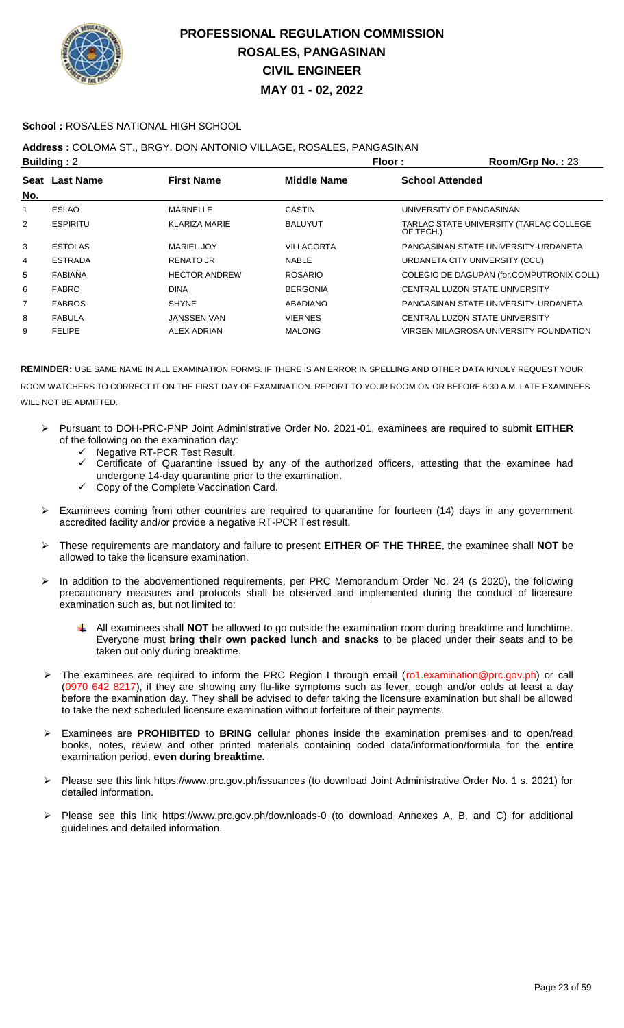# PROFESSIONAL REGULATION COMMISSION
# ROSALES, PANGASINAN
# CIVIL ENGINEER
# MAY 01 - 02, 2022

**School :** ROSALES NATIONAL HIGH SCHOOL

**Address :** COLOMA ST., BRGY. DON ANTONIO VILLAGE, ROSALES, PANGASINAN

**Building :** 2 **Floor :** **Room/Grp No. :** 23

| Seat No. | Last Name | First Name | Middle Name | School Attended |
|---|---|---|---|---|
| 1 | ESLAO | MARNELLE | CASTIN | UNIVERSITY OF PANGASINAN |
| 2 | ESPIRITU | KLARIZA MARIE | BALUYUT | TARLAC STATE UNIVERSITY (TARLAC COLLEGE OF TECH.) |
| 3 | ESTOLAS | MARIEL JOY | VILLACORTA | PANGASINAN STATE UNIVERSITY-URDANETA |
| 4 | ESTRADA | RENATO JR | NABLE | URDANETA CITY UNIVERSITY (CCU) |
| 5 | FABIAÑA | HECTOR ANDREW | ROSARIO | COLEGIO DE DAGUPAN (for.COMPUTRONIX COLL) |
| 6 | FABRO | DINA | BERGONIA | CENTRAL LUZON STATE UNIVERSITY |
| 7 | FABROS | SHYNE | ABADIANO | PANGASINAN STATE UNIVERSITY-URDANETA |
| 8 | FABULA | JANSSEN VAN | VIERNES | CENTRAL LUZON STATE UNIVERSITY |
| 9 | FELIPE | ALEX ADRIAN | MALONG | VIRGEN MILAGROSA UNIVERSITY FOUNDATION |

**REMINDER:** USE SAME NAME IN ALL EXAMINATION FORMS. IF THERE IS AN ERROR IN SPELLING AND OTHER DATA KINDLY REQUEST YOUR ROOM WATCHERS TO CORRECT IT ON THE FIRST DAY OF EXAMINATION. REPORT TO YOUR ROOM ON OR BEFORE 6:30 A.M. LATE EXAMINEES WILL NOT BE ADMITTED.

- Pursuant to DOH-PRC-PNP Joint Administrative Order No. 2021-01, examinees are required to submit **EITHER** of the following on the examination day:
  - Negative RT-PCR Test Result.
  - Certificate of Quarantine issued by any of the authorized officers, attesting that the examinee had undergone 14-day quarantine prior to the examination.
  - Copy of the Complete Vaccination Card.
- Examinees coming from other countries are required to quarantine for fourteen (14) days in any government accredited facility and/or provide a negative RT-PCR Test result.
- These requirements are mandatory and failure to present **EITHER OF THE THREE**, the examinee shall **NOT** be allowed to take the licensure examination.
- In addition to the abovementioned requirements, per PRC Memorandum Order No. 24 (s 2020), the following precautionary measures and protocols shall be observed and implemented during the conduct of licensure examination such as, but not limited to:
  - All examinees shall **NOT** be allowed to go outside the examination room during breaktime and lunchtime. Everyone must **bring their own packed lunch and snacks** to be placed under their seats and to be taken out only during breaktime.
- The examinees are required to inform the PRC Region I through email (ro1.examination@prc.gov.ph) or call (0970 642 8217), if they are showing any flu-like symptoms such as fever, cough and/or colds at least a day before the examination day. They shall be advised to defer taking the licensure examination but shall be allowed to take the next scheduled licensure examination without forfeiture of their payments.
- Examinees are **PROHIBITED** to **BRING** cellular phones inside the examination premises and to open/read books, notes, review and other printed materials containing coded data/information/formula for the **entire** examination period, **even during breaktime.**
- Please see this link https://www.prc.gov.ph/issuances (to download Joint Administrative Order No. 1 s. 2021) for detailed information.
- Please see this link https://www.prc.gov.ph/downloads-0 (to download Annexes A, B, and C) for additional guidelines and detailed information.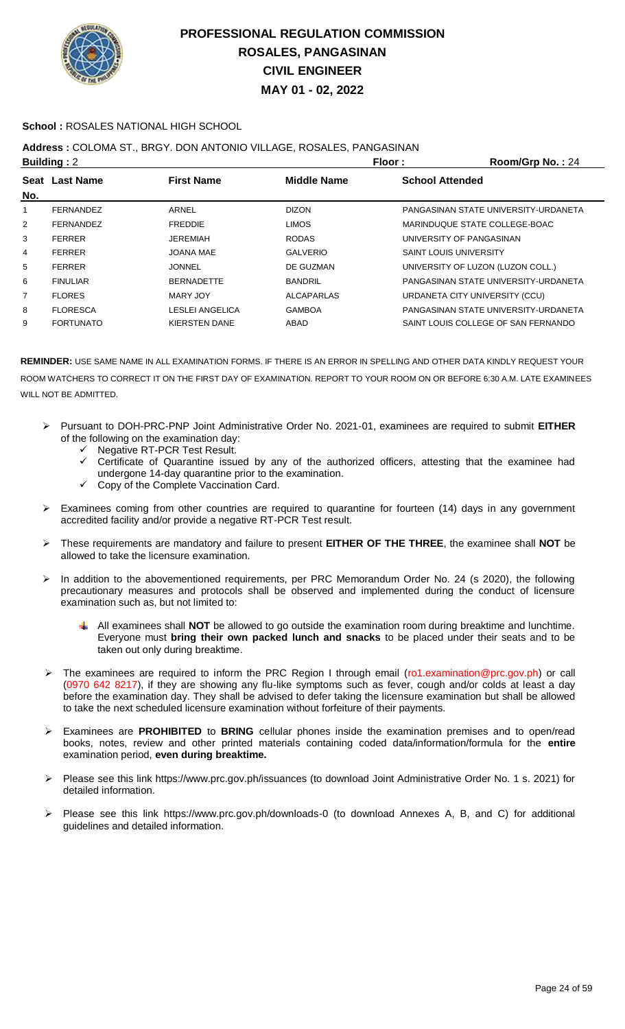# PROFESSIONAL REGULATION COMMISSION
# ROSALES, PANGASINAN
# CIVIL ENGINEER
# MAY 01 - 02, 2022

**School :** ROSALES NATIONAL HIGH SCHOOL

**Address :** COLOMA ST., BRGY. DON ANTONIO VILLAGE, ROSALES, PANGASINAN

**Building :** 2 **Floor :** **Room/Grp No. :** 24

| Seat No. | Last Name | First Name | Middle Name | School Attended |
|---|---|---|---|---|
| 1 | FERNANDEZ | ARNEL | DIZON | PANGASINAN STATE UNIVERSITY-URDANETA |
| 2 | FERNANDEZ | FREDDIE | LIMOS | MARINDUQUE STATE COLLEGE-BOAC |
| 3 | FERRER | JEREMIAH | RODAS | UNIVERSITY OF PANGASINAN |
| 4 | FERRER | JOANA MAE | GALVERIO | SAINT LOUIS UNIVERSITY |
| 5 | FERRER | JONNEL | DE GUZMAN | UNIVERSITY OF LUZON (LUZON COLL.) |
| 6 | FINULIAR | BERNADETTE | BANDRIL | PANGASINAN STATE UNIVERSITY-URDANETA |
| 7 | FLORES | MARY JOY | ALCAPARLAS | URDANETA CITY UNIVERSITY (CCU) |
| 8 | FLORESCA | LESLEI ANGELICA | GAMBOA | PANGASINAN STATE UNIVERSITY-URDANETA |
| 9 | FORTUNATO | KIERSTEN DANE | ABAD | SAINT LOUIS COLLEGE OF SAN FERNANDO |

**REMINDER:** USE SAME NAME IN ALL EXAMINATION FORMS. IF THERE IS AN ERROR IN SPELLING AND OTHER DATA KINDLY REQUEST YOUR ROOM WATCHERS TO CORRECT IT ON THE FIRST DAY OF EXAMINATION. REPORT TO YOUR ROOM ON OR BEFORE 6:30 A.M. LATE EXAMINEES WILL NOT BE ADMITTED.

- Pursuant to DOH-PRC-PNP Joint Administrative Order No. 2021-01, examinees are required to submit **EITHER** of the following on the examination day:
  - ✓ Negative RT-PCR Test Result.
  - ✓ Certificate of Quarantine issued by any of the authorized officers, attesting that the examinee had undergone 14-day quarantine prior to the examination.
  - ✓ Copy of the Complete Vaccination Card.
- Examinees coming from other countries are required to quarantine for fourteen (14) days in any government accredited facility and/or provide a negative RT-PCR Test result.
- These requirements are mandatory and failure to present **EITHER OF THE THREE**, the examinee shall **NOT** be allowed to take the licensure examination.
- In addition to the abovementioned requirements, per PRC Memorandum Order No. 24 (s 2020), the following precautionary measures and protocols shall be observed and implemented during the conduct of licensure examination such as, but not limited to:
  - All examinees shall **NOT** be allowed to go outside the examination room during breaktime and lunchtime. Everyone must **bring their own packed lunch and snacks** to be placed under their seats and to be taken out only during breaktime.
- The examinees are required to inform the PRC Region I through email (ro1.examination@prc.gov.ph) or call (0970 642 8217), if they are showing any flu-like symptoms such as fever, cough and/or colds at least a day before the examination day. They shall be advised to defer taking the licensure examination but shall be allowed to take the next scheduled licensure examination without forfeiture of their payments.
- Examinees are **PROHIBITED** to **BRING** cellular phones inside the examination premises and to open/read books, notes, review and other printed materials containing coded data/information/formula for the **entire** examination period, **even during breaktime.**
- Please see this link https://www.prc.gov.ph/issuances (to download Joint Administrative Order No. 1 s. 2021) for detailed information.
- Please see this link https://www.prc.gov.ph/downloads-0 (to download Annexes A, B, and C) for additional guidelines and detailed information.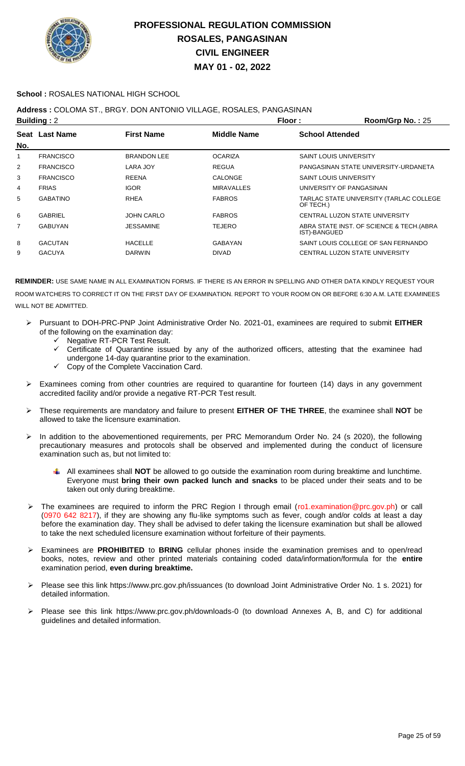# PROFESSIONAL REGULATION COMMISSION
# ROSALES, PANGASINAN
# CIVIL ENGINEER
# MAY 01 - 02, 2022

**School :** ROSALES NATIONAL HIGH SCHOOL

**Address :** COLOMA ST., BRGY. DON ANTONIO VILLAGE, ROSALES, PANGASINAN

**Building :** 2 **Floor :** **Room/Grp No. :** 25

| Seat No. | Last Name | First Name | Middle Name | School Attended |
|---|---|---|---|---|
| 1 | FRANCISCO | BRANDON LEE | OCARIZA | SAINT LOUIS UNIVERSITY |
| 2 | FRANCISCO | LARA JOY | REGUA | PANGASINAN STATE UNIVERSITY-URDANETA |
| 3 | FRANCISCO | REENA | CALONGE | SAINT LOUIS UNIVERSITY |
| 4 | FRIAS | IGOR | MIRAVALLES | UNIVERSITY OF PANGASINAN |
| 5 | GABATINO | RHEA | FABROS | TARLAC STATE UNIVERSITY (TARLAC COLLEGE OF TECH.) |
| 6 | GABRIEL | JOHN CARLO | FABROS | CENTRAL LUZON STATE UNIVERSITY |
| 7 | GABUYAN | JESSAMINE | TEJERO | ABRA STATE INST. OF SCIENCE & TECH.(ABRA IST)-BANGUED |
| 8 | GACUTAN | HACELLE | GABAYAN | SAINT LOUIS COLLEGE OF SAN FERNANDO |
| 9 | GACUYA | DARWIN | DIVAD | CENTRAL LUZON STATE UNIVERSITY |

**REMINDER:** USE SAME NAME IN ALL EXAMINATION FORMS. IF THERE IS AN ERROR IN SPELLING AND OTHER DATA KINDLY REQUEST YOUR ROOM WATCHERS TO CORRECT IT ON THE FIRST DAY OF EXAMINATION. REPORT TO YOUR ROOM ON OR BEFORE 6:30 A.M. LATE EXAMINEES WILL NOT BE ADMITTED.

- Pursuant to DOH-PRC-PNP Joint Administrative Order No. 2021-01, examinees are required to submit **EITHER** of the following on the examination day:
  - Negative RT-PCR Test Result.
  - Certificate of Quarantine issued by any of the authorized officers, attesting that the examinee had undergone 14-day quarantine prior to the examination.
  - Copy of the Complete Vaccination Card.
- Examinees coming from other countries are required to quarantine for fourteen (14) days in any government accredited facility and/or provide a negative RT-PCR Test result.
- These requirements are mandatory and failure to present **EITHER OF THE THREE**, the examinee shall **NOT** be allowed to take the licensure examination.
- In addition to the abovementioned requirements, per PRC Memorandum Order No. 24 (s 2020), the following precautionary measures and protocols shall be observed and implemented during the conduct of licensure examination such as, but not limited to:
  - All examinees shall **NOT** be allowed to go outside the examination room during breaktime and lunchtime. Everyone must **bring their own packed lunch and snacks** to be placed under their seats and to be taken out only during breaktime.
- The examinees are required to inform the PRC Region I through email (ro1.examination@prc.gov.ph) or call (0970 642 8217), if they are showing any flu-like symptoms such as fever, cough and/or colds at least a day before the examination day. They shall be advised to defer taking the licensure examination but shall be allowed to take the next scheduled licensure examination without forfeiture of their payments.
- Examinees are **PROHIBITED** to **BRING** cellular phones inside the examination premises and to open/read books, notes, review and other printed materials containing coded data/information/formula for the **entire** examination period, **even during breaktime.**
- Please see this link https://www.prc.gov.ph/issuances (to download Joint Administrative Order No. 1 s. 2021) for detailed information.
- Please see this link https://www.prc.gov.ph/downloads-0 (to download Annexes A, B, and C) for additional guidelines and detailed information.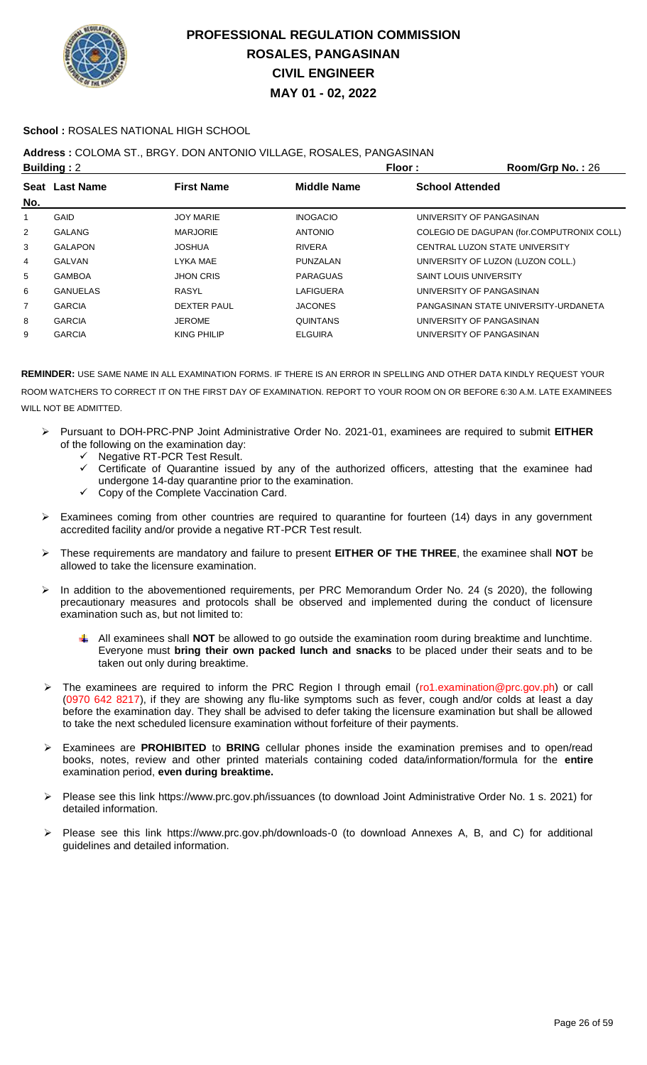# PROFESSIONAL REGULATION COMMISSION
## ROSALES, PANGASINAN
## CIVIL ENGINEER
## MAY 01 - 02, 2022

**School :** ROSALES NATIONAL HIGH SCHOOL

**Address :** COLOMA ST., BRGY. DON ANTONIO VILLAGE, ROSALES, PANGASINAN

**Building :** 2 **Floor :** **Room/Grp No. :** 26

| Seat No. | Last Name | First Name | Middle Name | School Attended |
|---|---|---|---|---|
| 1 | GAID | JOY MARIE | INOGACIO | UNIVERSITY OF PANGASINAN |
| 2 | GALANG | MARJORIE | ANTONIO | COLEGIO DE DAGUPAN (for.COMPUTRONIX COLL) |
| 3 | GALAPON | JOSHUA | RIVERA | CENTRAL LUZON STATE UNIVERSITY |
| 4 | GALVAN | LYKA MAE | PUNZALAN | UNIVERSITY OF LUZON (LUZON COLL.) |
| 5 | GAMBOA | JHON CRIS | PARAGUAS | SAINT LOUIS UNIVERSITY |
| 6 | GANUELAS | RASYL | LAFIGUERA | UNIVERSITY OF PANGASINAN |
| 7 | GARCIA | DEXTER PAUL | JACONES | PANGASINAN STATE UNIVERSITY-URDANETA |
| 8 | GARCIA | JEROME | QUINTANS | UNIVERSITY OF PANGASINAN |
| 9 | GARCIA | KING PHILIP | ELGUIRA | UNIVERSITY OF PANGASINAN |

**REMINDER:** USE SAME NAME IN ALL EXAMINATION FORMS. IF THERE IS AN ERROR IN SPELLING AND OTHER DATA KINDLY REQUEST YOUR ROOM WATCHERS TO CORRECT IT ON THE FIRST DAY OF EXAMINATION. REPORT TO YOUR ROOM ON OR BEFORE 6:30 A.M. LATE EXAMINEES WILL NOT BE ADMITTED.

- Pursuant to DOH-PRC-PNP Joint Administrative Order No. 2021-01, examinees are required to submit **EITHER** of the following on the examination day:
  - ✓ Negative RT-PCR Test Result.
  - ✓ Certificate of Quarantine issued by any of the authorized officers, attesting that the examinee had undergone 14-day quarantine prior to the examination.
  - ✓ Copy of the Complete Vaccination Card.
- Examinees coming from other countries are required to quarantine for fourteen (14) days in any government accredited facility and/or provide a negative RT-PCR Test result.
- These requirements are mandatory and failure to present **EITHER OF THE THREE**, the examinee shall **NOT** be allowed to take the licensure examination.
- In addition to the abovementioned requirements, per PRC Memorandum Order No. 24 (s 2020), the following precautionary measures and protocols shall be observed and implemented during the conduct of licensure examination such as, but not limited to:
  - All examinees shall **NOT** be allowed to go outside the examination room during breaktime and lunchtime. Everyone must **bring their own packed lunch and snacks** to be placed under their seats and to be taken out only during breaktime.
- The examinees are required to inform the PRC Region I through email (ro1.examination@prc.gov.ph) or call (0970 642 8217), if they are showing any flu-like symptoms such as fever, cough and/or colds at least a day before the examination day. They shall be advised to defer taking the licensure examination but shall be allowed to take the next scheduled licensure examination without forfeiture of their payments.
- Examinees are **PROHIBITED** to **BRING** cellular phones inside the examination premises and to open/read books, notes, review and other printed materials containing coded data/information/formula for the **entire** examination period, **even during breaktime.**
- Please see this link https://www.prc.gov.ph/issuances (to download Joint Administrative Order No. 1 s. 2021) for detailed information.
- Please see this link https://www.prc.gov.ph/downloads-0 (to download Annexes A, B, and C) for additional guidelines and detailed information.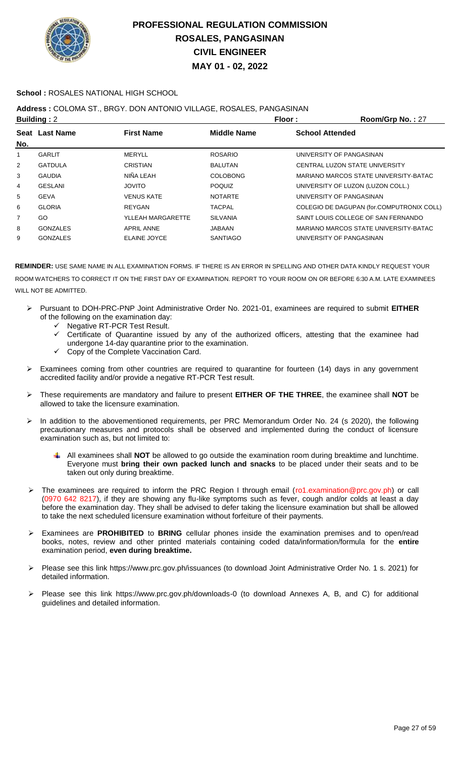# PROFESSIONAL REGULATION COMMISSION
# ROSALES, PANGASINAN
# CIVIL ENGINEER
# MAY 01 - 02, 2022

**School :** ROSALES NATIONAL HIGH SCHOOL

**Address :** COLOMA ST., BRGY. DON ANTONIO VILLAGE, ROSALES, PANGASINAN

**Building :** 2 **Floor :** **Room/Grp No. :** 27

| Seat No. | Last Name | First Name | Middle Name | School Attended |
|---|---|---|---|---|
| 1 | GARLIT | MERYLL | ROSARIO | UNIVERSITY OF PANGASINAN |
| 2 | GATDULA | CRISTIAN | BALUTAN | CENTRAL LUZON STATE UNIVERSITY |
| 3 | GAUDIA | NIÑA LEAH | COLOBONG | MARIANO MARCOS STATE UNIVERSITY-BATAC |
| 4 | GESLANI | JOVITO | POQUIZ | UNIVERSITY OF LUZON (LUZON COLL.) |
| 5 | GEVA | VENUS KATE | NOTARTE | UNIVERSITY OF PANGASINAN |
| 6 | GLORIA | REYGAN | TACPAL | COLEGIO DE DAGUPAN (for.COMPUTRONIX COLL) |
| 7 | GO | YLLEAH MARGARETTE | SILVANIA | SAINT LOUIS COLLEGE OF SAN FERNANDO |
| 8 | GONZALES | APRIL ANNE | JABAAN | MARIANO MARCOS STATE UNIVERSITY-BATAC |
| 9 | GONZALES | ELAINE JOYCE | SANTIAGO | UNIVERSITY OF PANGASINAN |

**REMINDER:** USE SAME NAME IN ALL EXAMINATION FORMS. IF THERE IS AN ERROR IN SPELLING AND OTHER DATA KINDLY REQUEST YOUR ROOM WATCHERS TO CORRECT IT ON THE FIRST DAY OF EXAMINATION. REPORT TO YOUR ROOM ON OR BEFORE 6:30 A.M. LATE EXAMINEES WILL NOT BE ADMITTED.

- Pursuant to DOH-PRC-PNP Joint Administrative Order No. 2021-01, examinees are required to submit **EITHER** of the following on the examination day:
  - Negative RT-PCR Test Result.
  - Certificate of Quarantine issued by any of the authorized officers, attesting that the examinee had undergone 14-day quarantine prior to the examination.
  - Copy of the Complete Vaccination Card.
- Examinees coming from other countries are required to quarantine for fourteen (14) days in any government accredited facility and/or provide a negative RT-PCR Test result.
- These requirements are mandatory and failure to present **EITHER OF THE THREE**, the examinee shall **NOT** be allowed to take the licensure examination.
- In addition to the abovementioned requirements, per PRC Memorandum Order No. 24 (s 2020), the following precautionary measures and protocols shall be observed and implemented during the conduct of licensure examination such as, but not limited to:
  - All examinees shall **NOT** be allowed to go outside the examination room during breaktime and lunchtime. Everyone must **bring their own packed lunch and snacks** to be placed under their seats and to be taken out only during breaktime.
- The examinees are required to inform the PRC Region I through email (ro1.examination@prc.gov.ph) or call (0970 642 8217), if they are showing any flu-like symptoms such as fever, cough and/or colds at least a day before the examination day. They shall be advised to defer taking the licensure examination but shall be allowed to take the next scheduled licensure examination without forfeiture of their payments.
- Examinees are **PROHIBITED** to **BRING** cellular phones inside the examination premises and to open/read books, notes, review and other printed materials containing coded data/information/formula for the **entire** examination period, **even during breaktime.**
- Please see this link https://www.prc.gov.ph/issuances (to download Joint Administrative Order No. 1 s. 2021) for detailed information.
- Please see this link https://www.prc.gov.ph/downloads-0 (to download Annexes A, B, and C) for additional guidelines and detailed information.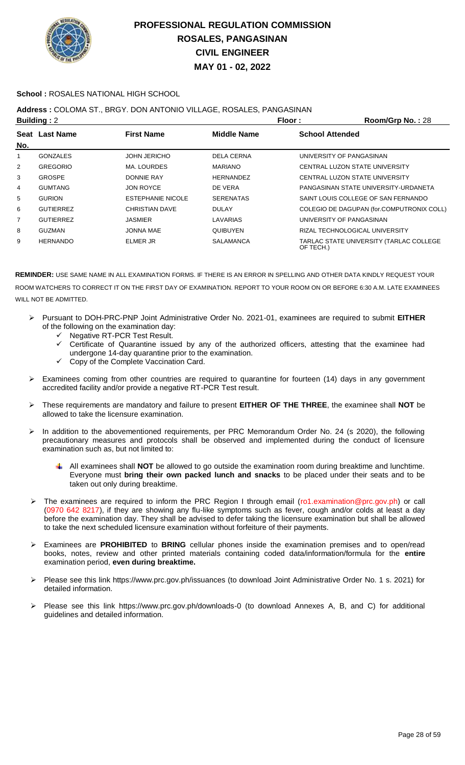# PROFESSIONAL REGULATION COMMISSION
## ROSALES, PANGASINAN
## CIVIL ENGINEER
## MAY 01 - 02, 2022

**School :** ROSALES NATIONAL HIGH SCHOOL

**Address :** COLOMA ST., BRGY. DON ANTONIO VILLAGE, ROSALES, PANGASINAN

**Building :** 2 **Floor :** **Room/Grp No. :** 28

| Seat No. | Last Name | First Name | Middle Name | School Attended |
|---|---|---|---|---|
| 1 | GONZALES | JOHN JERICHO | DELA CERNA | UNIVERSITY OF PANGASINAN |
| 2 | GREGORIO | MA. LOURDES | MARIANO | CENTRAL LUZON STATE UNIVERSITY |
| 3 | GROSPE | DONNIE RAY | HERNANDEZ | CENTRAL LUZON STATE UNIVERSITY |
| 4 | GUMTANG | JON ROYCE | DE VERA | PANGASINAN STATE UNIVERSITY-URDANETA |
| 5 | GURION | ESTEPHANIE NICOLE | SERENATAS | SAINT LOUIS COLLEGE OF SAN FERNANDO |
| 6 | GUTIERREZ | CHRISTIAN DAVE | DULAY | COLEGIO DE DAGUPAN (for.COMPUTRONIX COLL) |
| 7 | GUTIERREZ | JASMIER | LAVARIAS | UNIVERSITY OF PANGASINAN |
| 8 | GUZMAN | JONNA MAE | QUIBUYEN | RIZAL TECHNOLOGICAL UNIVERSITY |
| 9 | HERNANDO | ELMER JR | SALAMANCA | TARLAC STATE UNIVERSITY (TARLAC COLLEGE OF TECH.) |

**REMINDER:** USE SAME NAME IN ALL EXAMINATION FORMS. IF THERE IS AN ERROR IN SPELLING AND OTHER DATA KINDLY REQUEST YOUR ROOM WATCHERS TO CORRECT IT ON THE FIRST DAY OF EXAMINATION. REPORT TO YOUR ROOM ON OR BEFORE 6:30 A.M. LATE EXAMINEES WILL NOT BE ADMITTED.

- Pursuant to DOH-PRC-PNP Joint Administrative Order No. 2021-01, examinees are required to submit **EITHER** of the following on the examination day:
  - Negative RT-PCR Test Result.
  - Certificate of Quarantine issued by any of the authorized officers, attesting that the examinee had undergone 14-day quarantine prior to the examination.
  - Copy of the Complete Vaccination Card.
- Examinees coming from other countries are required to quarantine for fourteen (14) days in any government accredited facility and/or provide a negative RT-PCR Test result.
- These requirements are mandatory and failure to present **EITHER OF THE THREE**, the examinee shall **NOT** be allowed to take the licensure examination.
- In addition to the abovementioned requirements, per PRC Memorandum Order No. 24 (s 2020), the following precautionary measures and protocols shall be observed and implemented during the conduct of licensure examination such as, but not limited to:
  - All examinees shall **NOT** be allowed to go outside the examination room during breaktime and lunchtime. Everyone must **bring their own packed lunch and snacks** to be placed under their seats and to be taken out only during breaktime.
- The examinees are required to inform the PRC Region I through email (ro1.examination@prc.gov.ph) or call (0970 642 8217), if they are showing any flu-like symptoms such as fever, cough and/or colds at least a day before the examination day. They shall be advised to defer taking the licensure examination but shall be allowed to take the next scheduled licensure examination without forfeiture of their payments.
- Examinees are **PROHIBITED** to **BRING** cellular phones inside the examination premises and to open/read books, notes, review and other printed materials containing coded data/information/formula for the **entire** examination period, **even during breaktime.**
- Please see this link https://www.prc.gov.ph/issuances (to download Joint Administrative Order No. 1 s. 2021) for detailed information.
- Please see this link https://www.prc.gov.ph/downloads-0 (to download Annexes A, B, and C) for additional guidelines and detailed information.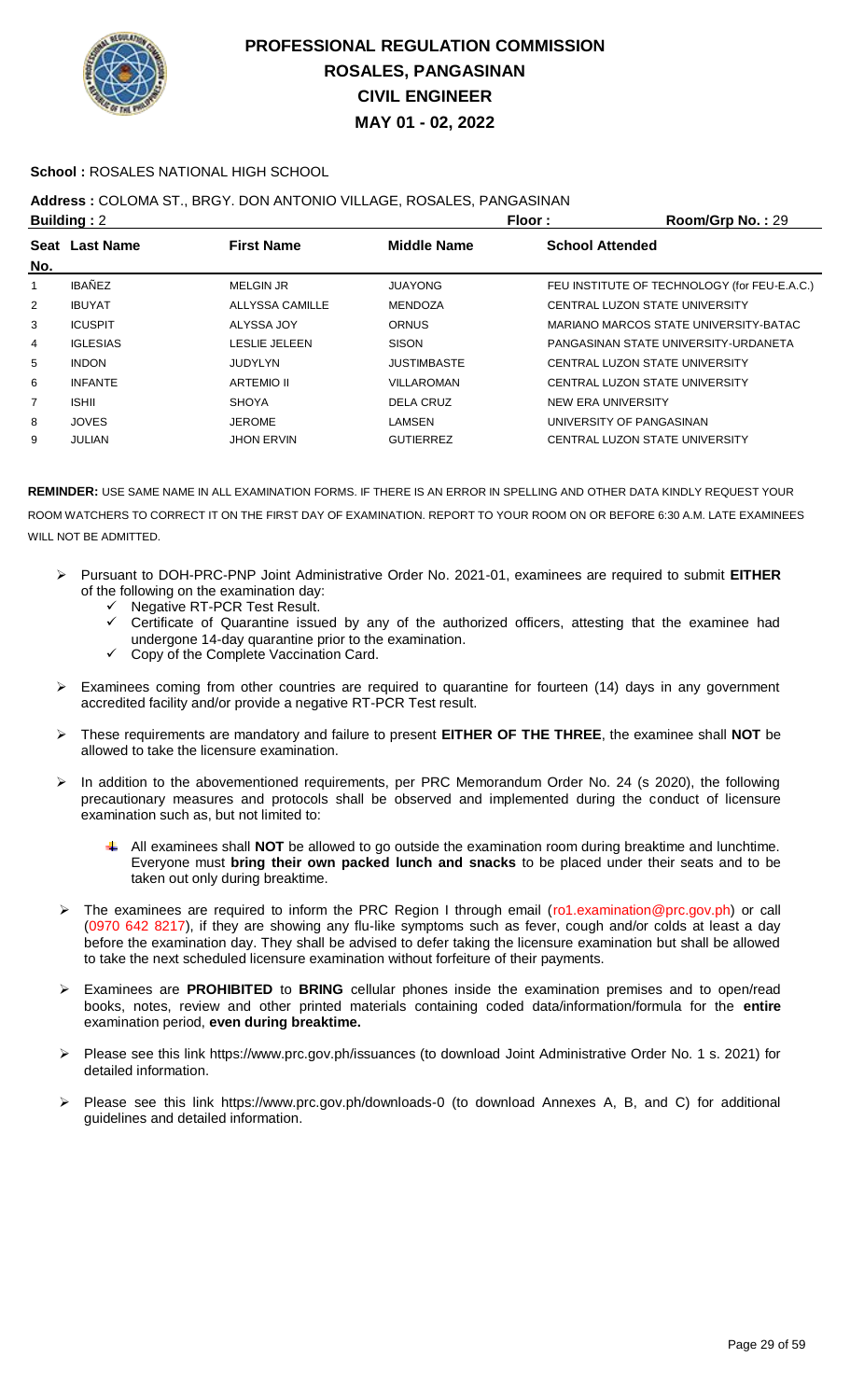# PROFESSIONAL REGULATION COMMISSION
## ROSALES, PANGASINAN
## CIVIL ENGINEER
## MAY 01 - 02, 2022

**School :** ROSALES NATIONAL HIGH SCHOOL

**Address :** COLOMA ST., BRGY. DON ANTONIO VILLAGE, ROSALES, PANGASINAN

**Building :** 2 **Floor :** **Room/Grp No. :** 29

| Seat No. | Last Name | First Name | Middle Name | School Attended |
|---|---|---|---|---|
| 1 | IBAÑEZ | MELGIN JR | JUAYONG | FEU INSTITUTE OF TECHNOLOGY (for FEU-E.A.C.) |
| 2 | IBUYAT | ALLYSSA CAMILLE | MENDOZA | CENTRAL LUZON STATE UNIVERSITY |
| 3 | ICUSPIT | ALYSSA JOY | ORNUS | MARIANO MARCOS STATE UNIVERSITY-BATAC |
| 4 | IGLESIAS | LESLIE JELEEN | SISON | PANGASINAN STATE UNIVERSITY-URDANETA |
| 5 | INDON | JUDYLYN | JUSTIMBASTE | CENTRAL LUZON STATE UNIVERSITY |
| 6 | INFANTE | ARTEMIO II | VILLAROMAN | CENTRAL LUZON STATE UNIVERSITY |
| 7 | ISHII | SHOYA | DELA CRUZ | NEW ERA UNIVERSITY |
| 8 | JOVES | JEROME | LAMSEN | UNIVERSITY OF PANGASINAN |
| 9 | JULIAN | JHON ERVIN | GUTIERREZ | CENTRAL LUZON STATE UNIVERSITY |

**REMINDER:** USE SAME NAME IN ALL EXAMINATION FORMS. IF THERE IS AN ERROR IN SPELLING AND OTHER DATA KINDLY REQUEST YOUR ROOM WATCHERS TO CORRECT IT ON THE FIRST DAY OF EXAMINATION. REPORT TO YOUR ROOM ON OR BEFORE 6:30 A.M. LATE EXAMINEES WILL NOT BE ADMITTED.

- Pursuant to DOH-PRC-PNP Joint Administrative Order No. 2021-01, examinees are required to submit **EITHER** of the following on the examination day:
  - Negative RT-PCR Test Result.
  - Certificate of Quarantine issued by any of the authorized officers, attesting that the examinee had undergone 14-day quarantine prior to the examination.
  - Copy of the Complete Vaccination Card.
- Examinees coming from other countries are required to quarantine for fourteen (14) days in any government accredited facility and/or provide a negative RT-PCR Test result.
- These requirements are mandatory and failure to present **EITHER OF THE THREE**, the examinee shall **NOT** be allowed to take the licensure examination.
- In addition to the abovementioned requirements, per PRC Memorandum Order No. 24 (s 2020), the following precautionary measures and protocols shall be observed and implemented during the conduct of licensure examination such as, but not limited to:
  - All examinees shall **NOT** be allowed to go outside the examination room during breaktime and lunchtime. Everyone must **bring their own packed lunch and snacks** to be placed under their seats and to be taken out only during breaktime.
- The examinees are required to inform the PRC Region I through email (ro1.examination@prc.gov.ph) or call (0970 642 8217), if they are showing any flu-like symptoms such as fever, cough and/or colds at least a day before the examination day. They shall be advised to defer taking the licensure examination but shall be allowed to take the next scheduled licensure examination without forfeiture of their payments.
- Examinees are **PROHIBITED** to **BRING** cellular phones inside the examination premises and to open/read books, notes, review and other printed materials containing coded data/information/formula for the **entire** examination period, **even during breaktime.**
- Please see this link https://www.prc.gov.ph/issuances (to download Joint Administrative Order No. 1 s. 2021) for detailed information.
- Please see this link https://www.prc.gov.ph/downloads-0 (to download Annexes A, B, and C) for additional guidelines and detailed information.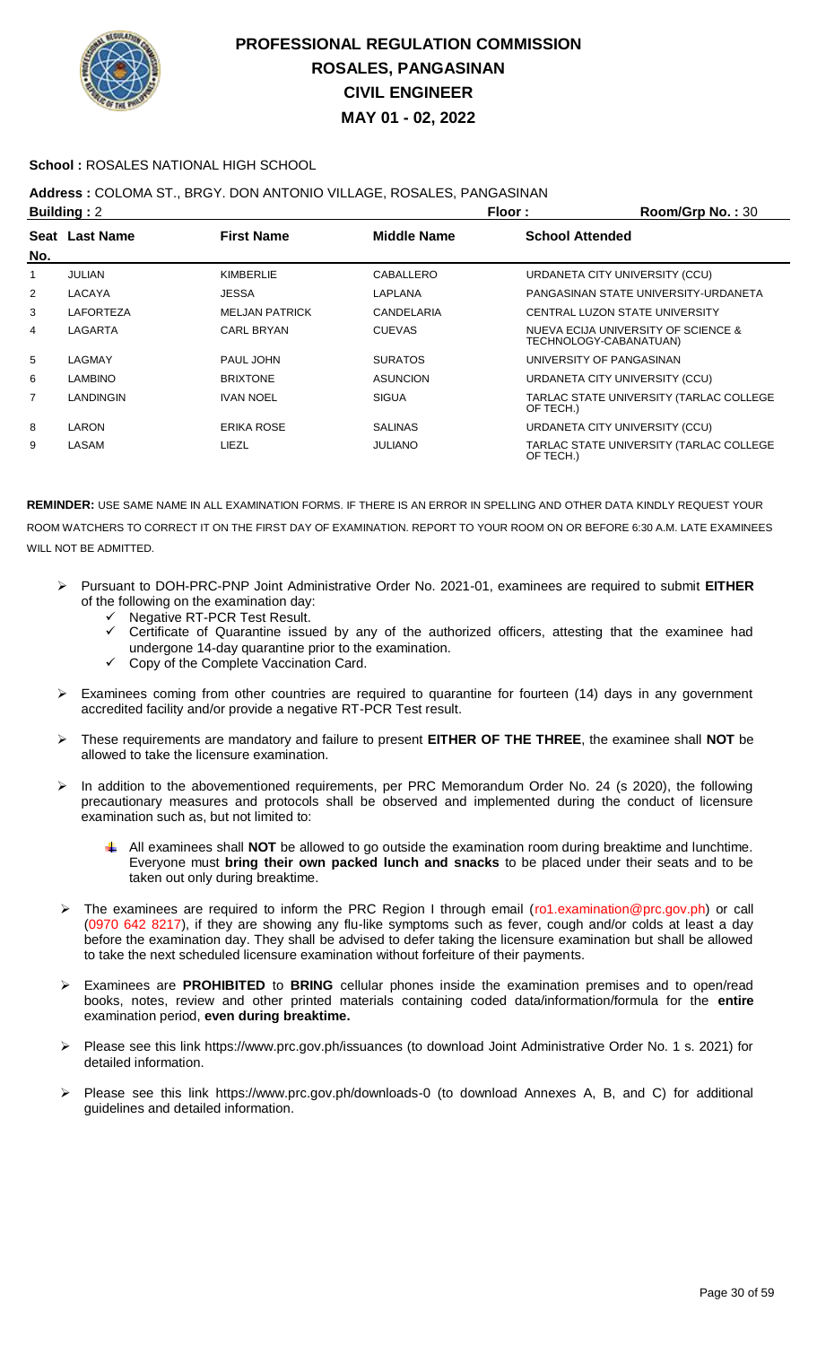# PROFESSIONAL REGULATION COMMISSION
## ROSALES, PANGASINAN
## CIVIL ENGINEER
## MAY 01 - 02, 2022

**School :** ROSALES NATIONAL HIGH SCHOOL

**Address :** COLOMA ST., BRGY. DON ANTONIO VILLAGE, ROSALES, PANGASINAN

**Building :** 2 **Floor :** **Room/Grp No. :** 30

| Seat No. | Last Name | First Name | Middle Name | School Attended |
|---|---|---|---|---|
| 1 | JULIAN | KIMBERLIE | CABALLERO | URDANETA CITY UNIVERSITY (CCU) |
| 2 | LACAYA | JESSA | LAPLANA | PANGASINAN STATE UNIVERSITY-URDANETA |
| 3 | LAFORTEZA | MELJAN PATRICK | CANDELARIA | CENTRAL LUZON STATE UNIVERSITY |
| 4 | LAGARTA | CARL BRYAN | CUEVAS | NUEVA ECIJA UNIVERSITY OF SCIENCE & TECHNOLOGY-CABANATUAN) |
| 5 | LAGMAY | PAUL JOHN | SURATOS | UNIVERSITY OF PANGASINAN |
| 6 | LAMBINO | BRIXTONE | ASUNCION | URDANETA CITY UNIVERSITY (CCU) |
| 7 | LANDINGIN | IVAN NOEL | SIGUA | TARLAC STATE UNIVERSITY (TARLAC COLLEGE OF TECH.) |
| 8 | LARON | ERIKA ROSE | SALINAS | URDANETA CITY UNIVERSITY (CCU) |
| 9 | LASAM | LIEZL | JULIANO | TARLAC STATE UNIVERSITY (TARLAC COLLEGE OF TECH.) |

**REMINDER:** USE SAME NAME IN ALL EXAMINATION FORMS. IF THERE IS AN ERROR IN SPELLING AND OTHER DATA KINDLY REQUEST YOUR ROOM WATCHERS TO CORRECT IT ON THE FIRST DAY OF EXAMINATION. REPORT TO YOUR ROOM ON OR BEFORE 6:30 A.M. LATE EXAMINEES WILL NOT BE ADMITTED.

- Pursuant to DOH-PRC-PNP Joint Administrative Order No. 2021-01, examinees are required to submit **EITHER** of the following on the examination day:
  - Negative RT-PCR Test Result.
  - Certificate of Quarantine issued by any of the authorized officers, attesting that the examinee had undergone 14-day quarantine prior to the examination.
  - Copy of the Complete Vaccination Card.
- Examinees coming from other countries are required to quarantine for fourteen (14) days in any government accredited facility and/or provide a negative RT-PCR Test result.
- These requirements are mandatory and failure to present **EITHER OF THE THREE**, the examinee shall **NOT** be allowed to take the licensure examination.
- In addition to the abovementioned requirements, per PRC Memorandum Order No. 24 (s 2020), the following precautionary measures and protocols shall be observed and implemented during the conduct of licensure examination such as, but not limited to:
  - All examinees shall **NOT** be allowed to go outside the examination room during breaktime and lunchtime. Everyone must **bring their own packed lunch and snacks** to be placed under their seats and to be taken out only during breaktime.
- The examinees are required to inform the PRC Region I through email (ro1.examination@prc.gov.ph) or call (0970 642 8217), if they are showing any flu-like symptoms such as fever, cough and/or colds at least a day before the examination day. They shall be advised to defer taking the licensure examination but shall be allowed to take the next scheduled licensure examination without forfeiture of their payments.
- Examinees are **PROHIBITED** to **BRING** cellular phones inside the examination premises and to open/read books, notes, review and other printed materials containing coded data/information/formula for the **entire** examination period, **even during breaktime.**
- Please see this link https://www.prc.gov.ph/issuances (to download Joint Administrative Order No. 1 s. 2021) for detailed information.
- Please see this link https://www.prc.gov.ph/downloads-0 (to download Annexes A, B, and C) for additional guidelines and detailed information.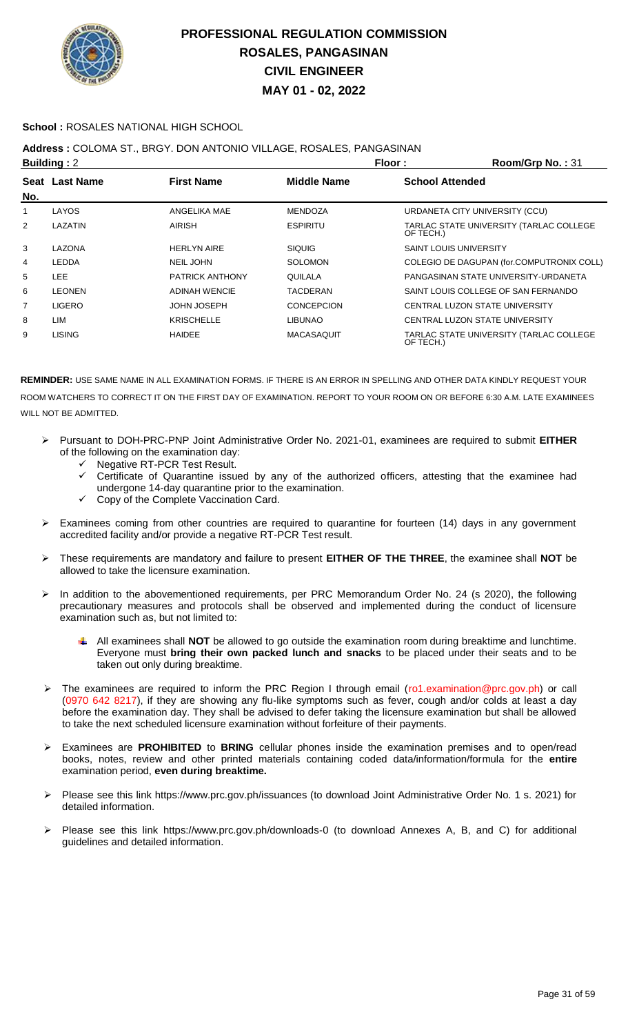# PROFESSIONAL REGULATION COMMISSION
# ROSALES, PANGASINAN
# CIVIL ENGINEER
# MAY 01 - 02, 2022

**School :** ROSALES NATIONAL HIGH SCHOOL

**Address :** COLOMA ST., BRGY. DON ANTONIO VILLAGE, ROSALES, PANGASINAN

**Building :** 2 **Floor :** **Room/Grp No. :** 31

| Seat No. | Last Name | First Name | Middle Name | School Attended |
|---|---|---|---|---|
| 1 | LAYOS | ANGELIKA MAE | MENDOZA | URDANETA CITY UNIVERSITY (CCU) |
| 2 | LAZATIN | AIRISH | ESPIRITU | TARLAC STATE UNIVERSITY (TARLAC COLLEGE OF TECH.) |
| 3 | LAZONA | HERLYN AIRE | SIQUIG | SAINT LOUIS UNIVERSITY |
| 4 | LEDDA | NEIL JOHN | SOLOMON | COLEGIO DE DAGUPAN (for.COMPUTRONIX COLL) |
| 5 | LEE | PATRICK ANTHONY | QUILALA | PANGASINAN STATE UNIVERSITY-URDANETA |
| 6 | LEONEN | ADINAH WENCIE | TACDERAN | SAINT LOUIS COLLEGE OF SAN FERNANDO |
| 7 | LIGERO | JOHN JOSEPH | CONCEPCION | CENTRAL LUZON STATE UNIVERSITY |
| 8 | LIM | KRISCHELLE | LIBUNAO | CENTRAL LUZON STATE UNIVERSITY |
| 9 | LISING | HAIDEE | MACASAQUIT | TARLAC STATE UNIVERSITY (TARLAC COLLEGE OF TECH.) |

**REMINDER:** USE SAME NAME IN ALL EXAMINATION FORMS. IF THERE IS AN ERROR IN SPELLING AND OTHER DATA KINDLY REQUEST YOUR ROOM WATCHERS TO CORRECT IT ON THE FIRST DAY OF EXAMINATION. REPORT TO YOUR ROOM ON OR BEFORE 6:30 A.M. LATE EXAMINEES WILL NOT BE ADMITTED.

- Pursuant to DOH-PRC-PNP Joint Administrative Order No. 2021-01, examinees are required to submit **EITHER** of the following on the examination day:
  - Negative RT-PCR Test Result.
  - Certificate of Quarantine issued by any of the authorized officers, attesting that the examinee had undergone 14-day quarantine prior to the examination.
  - Copy of the Complete Vaccination Card.
- Examinees coming from other countries are required to quarantine for fourteen (14) days in any government accredited facility and/or provide a negative RT-PCR Test result.
- These requirements are mandatory and failure to present **EITHER OF THE THREE**, the examinee shall **NOT** be allowed to take the licensure examination.
- In addition to the abovementioned requirements, per PRC Memorandum Order No. 24 (s 2020), the following precautionary measures and protocols shall be observed and implemented during the conduct of licensure examination such as, but not limited to:
  - All examinees shall **NOT** be allowed to go outside the examination room during breaktime and lunchtime. Everyone must **bring their own packed lunch and snacks** to be placed under their seats and to be taken out only during breaktime.
- The examinees are required to inform the PRC Region I through email (ro1.examination@prc.gov.ph) or call (0970 642 8217), if they are showing any flu-like symptoms such as fever, cough and/or colds at least a day before the examination day. They shall be advised to defer taking the licensure examination but shall be allowed to take the next scheduled licensure examination without forfeiture of their payments.
- Examinees are **PROHIBITED** to **BRING** cellular phones inside the examination premises and to open/read books, notes, review and other printed materials containing coded data/information/formula for the **entire** examination period, **even during breaktime.**
- Please see this link https://www.prc.gov.ph/issuances (to download Joint Administrative Order No. 1 s. 2021) for detailed information.
- Please see this link https://www.prc.gov.ph/downloads-0 (to download Annexes A, B, and C) for additional guidelines and detailed information.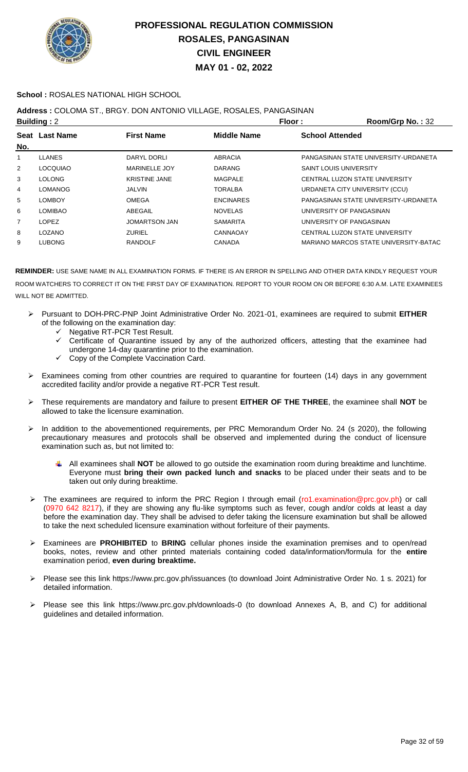# PROFESSIONAL REGULATION COMMISSION
## ROSALES, PANGASINAN
## CIVIL ENGINEER
## MAY 01 - 02, 2022

**School :** ROSALES NATIONAL HIGH SCHOOL

**Address :** COLOMA ST., BRGY. DON ANTONIO VILLAGE, ROSALES, PANGASINAN

**Building :** 2 **Floor :** **Room/Grp No. :** 32

| Seat No. | Last Name | First Name | Middle Name | School Attended |
|---|---|---|---|---|
| 1 | LLANES | DARYL DORLI | ABRACIA | PANGASINAN STATE UNIVERSITY-URDANETA |
| 2 | LOCQUIAO | MARINELLE JOY | DARANG | SAINT LOUIS UNIVERSITY |
| 3 | LOLONG | KRISTINE JANE | MAGPALE | CENTRAL LUZON STATE UNIVERSITY |
| 4 | LOMANOG | JALVIN | TORALBA | URDANETA CITY UNIVERSITY (CCU) |
| 5 | LOMBOY | OMEGA | ENCINARES | PANGASINAN STATE UNIVERSITY-URDANETA |
| 6 | LOMIBAO | ABEGAIL | NOVELAS | UNIVERSITY OF PANGASINAN |
| 7 | LOPEZ | JOMARTSON JAN | SAMARITA | UNIVERSITY OF PANGASINAN |
| 8 | LOZANO | ZURIEL | CANNAOAY | CENTRAL LUZON STATE UNIVERSITY |
| 9 | LUBONG | RANDOLF | CANADA | MARIANO MARCOS STATE UNIVERSITY-BATAC |

**REMINDER:** USE SAME NAME IN ALL EXAMINATION FORMS. IF THERE IS AN ERROR IN SPELLING AND OTHER DATA KINDLY REQUEST YOUR ROOM WATCHERS TO CORRECT IT ON THE FIRST DAY OF EXAMINATION. REPORT TO YOUR ROOM ON OR BEFORE 6:30 A.M. LATE EXAMINEES WILL NOT BE ADMITTED.

- Pursuant to DOH-PRC-PNP Joint Administrative Order No. 2021-01, examinees are required to submit **EITHER** of the following on the examination day:
  - Negative RT-PCR Test Result.
  - Certificate of Quarantine issued by any of the authorized officers, attesting that the examinee had undergone 14-day quarantine prior to the examination.
  - Copy of the Complete Vaccination Card.
- Examinees coming from other countries are required to quarantine for fourteen (14) days in any government accredited facility and/or provide a negative RT-PCR Test result.
- These requirements are mandatory and failure to present **EITHER OF THE THREE**, the examinee shall **NOT** be allowed to take the licensure examination.
- In addition to the abovementioned requirements, per PRC Memorandum Order No. 24 (s 2020), the following precautionary measures and protocols shall be observed and implemented during the conduct of licensure examination such as, but not limited to:
  - All examinees shall **NOT** be allowed to go outside the examination room during breaktime and lunchtime. Everyone must **bring their own packed lunch and snacks** to be placed under their seats and to be taken out only during breaktime.
- The examinees are required to inform the PRC Region I through email (ro1.examination@prc.gov.ph) or call (0970 642 8217), if they are showing any flu-like symptoms such as fever, cough and/or colds at least a day before the examination day. They shall be advised to defer taking the licensure examination but shall be allowed to take the next scheduled licensure examination without forfeiture of their payments.
- Examinees are **PROHIBITED** to **BRING** cellular phones inside the examination premises and to open/read books, notes, review and other printed materials containing coded data/information/formula for the **entire** examination period, **even during breaktime.**
- Please see this link https://www.prc.gov.ph/issuances (to download Joint Administrative Order No. 1 s. 2021) for detailed information.
- Please see this link https://www.prc.gov.ph/downloads-0 (to download Annexes A, B, and C) for additional guidelines and detailed information.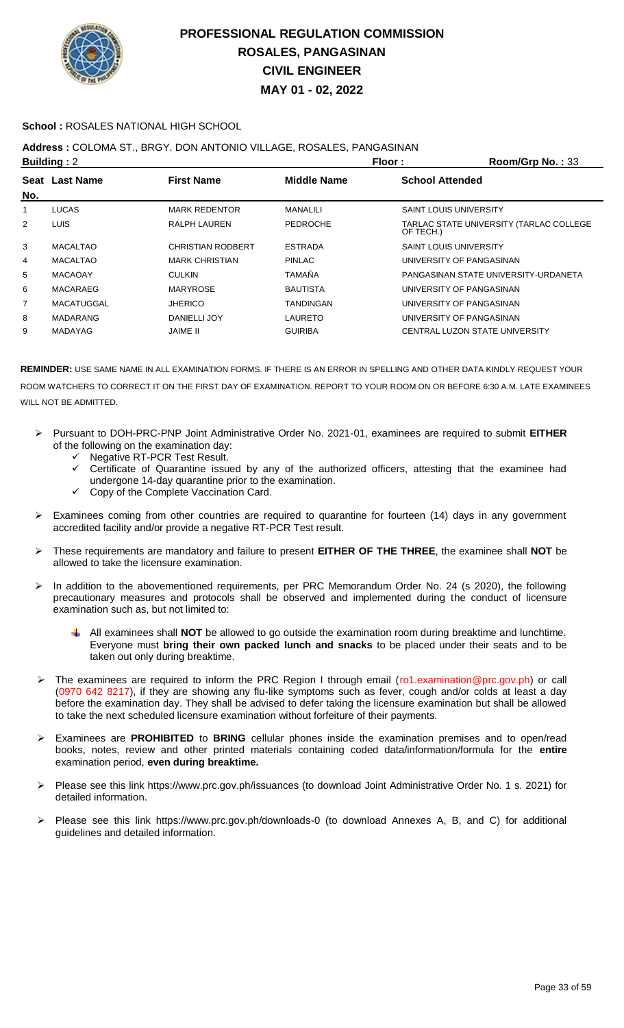# PROFESSIONAL REGULATION COMMISSION
# ROSALES, PANGASINAN
# CIVIL ENGINEER
# MAY 01 - 02, 2022

**School :** ROSALES NATIONAL HIGH SCHOOL

**Address :** COLOMA ST., BRGY. DON ANTONIO VILLAGE, ROSALES, PANGASINAN

**Building :** 2 **Floor :** **Room/Grp No. :** 33

| Seat No. | Last Name | First Name | Middle Name | School Attended |
|---|---|---|---|---|
| 1 | LUCAS | MARK REDENTOR | MANALILI | SAINT LOUIS UNIVERSITY |
| 2 | LUIS | RALPH LAUREN | PEDROCHE | TARLAC STATE UNIVERSITY (TARLAC COLLEGE OF TECH.) |
| 3 | MACALTAO | CHRISTIAN RODBERT | ESTRADA | SAINT LOUIS UNIVERSITY |
| 4 | MACALTAO | MARK CHRISTIAN | PINLAC | UNIVERSITY OF PANGASINAN |
| 5 | MACAOAY | CULKIN | TAMAÑA | PANGASINAN STATE UNIVERSITY-URDANETA |
| 6 | MACARAEG | MARYROSE | BAUTISTA | UNIVERSITY OF PANGASINAN |
| 7 | MACATUGGAL | JHERICO | TANDINGAN | UNIVERSITY OF PANGASINAN |
| 8 | MADARANG | DANIELLI JOY | LAURETO | UNIVERSITY OF PANGASINAN |
| 9 | MADAYAG | JAIME II | GUIRIBA | CENTRAL LUZON STATE UNIVERSITY |

**REMINDER:** USE SAME NAME IN ALL EXAMINATION FORMS. IF THERE IS AN ERROR IN SPELLING AND OTHER DATA KINDLY REQUEST YOUR ROOM WATCHERS TO CORRECT IT ON THE FIRST DAY OF EXAMINATION. REPORT TO YOUR ROOM ON OR BEFORE 6:30 A.M. LATE EXAMINEES WILL NOT BE ADMITTED.

- Pursuant to DOH-PRC-PNP Joint Administrative Order No. 2021-01, examinees are required to submit **EITHER** of the following on the examination day:
  - ✓ Negative RT-PCR Test Result.
  - ✓ Certificate of Quarantine issued by any of the authorized officers, attesting that the examinee had undergone 14-day quarantine prior to the examination.
  - ✓ Copy of the Complete Vaccination Card.
- Examinees coming from other countries are required to quarantine for fourteen (14) days in any government accredited facility and/or provide a negative RT-PCR Test result.
- These requirements are mandatory and failure to present **EITHER OF THE THREE**, the examinee shall **NOT** be allowed to take the licensure examination.
- In addition to the abovementioned requirements, per PRC Memorandum Order No. 24 (s 2020), the following precautionary measures and protocols shall be observed and implemented during the conduct of licensure examination such as, but not limited to:
  - All examinees shall **NOT** be allowed to go outside the examination room during breaktime and lunchtime. Everyone must **bring their own packed lunch and snacks** to be placed under their seats and to be taken out only during breaktime.
- The examinees are required to inform the PRC Region I through email (ro1.examination@prc.gov.ph) or call (0970 642 8217), if they are showing any flu-like symptoms such as fever, cough and/or colds at least a day before the examination day. They shall be advised to defer taking the licensure examination but shall be allowed to take the next scheduled licensure examination without forfeiture of their payments.
- Examinees are **PROHIBITED** to **BRING** cellular phones inside the examination premises and to open/read books, notes, review and other printed materials containing coded data/information/formula for the **entire** examination period, **even during breaktime.**
- Please see this link https://www.prc.gov.ph/issuances (to download Joint Administrative Order No. 1 s. 2021) for detailed information.
- Please see this link https://www.prc.gov.ph/downloads-0 (to download Annexes A, B, and C) for additional guidelines and detailed information.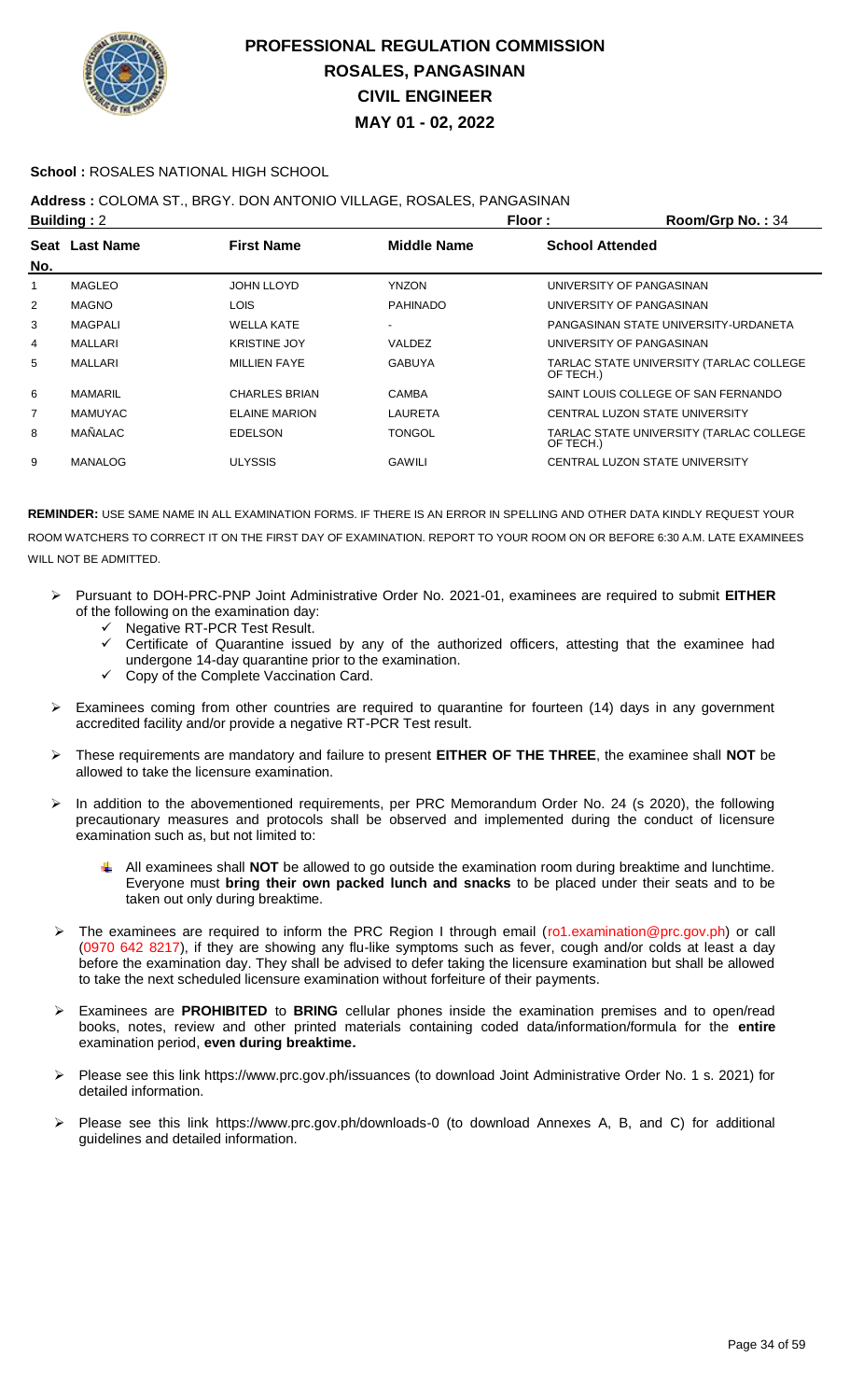# PROFESSIONAL REGULATION COMMISSION
## ROSALES, PANGASINAN
## CIVIL ENGINEER
## MAY 01 - 02, 2022

**School :** ROSALES NATIONAL HIGH SCHOOL

**Address :** COLOMA ST., BRGY. DON ANTONIO VILLAGE, ROSALES, PANGASINAN

**Building :** 2 **Floor :** **Room/Grp No. :** 34

| Seat No. | Last Name | First Name | Middle Name | School Attended |
|---|---|---|---|---|
| 1 | MAGLEO | JOHN LLOYD | YNZON | UNIVERSITY OF PANGASINAN |
| 2 | MAGNO | LOIS | PAHINADO | UNIVERSITY OF PANGASINAN |
| 3 | MAGPALI | WELLA KATE | - | PANGASINAN STATE UNIVERSITY-URDANETA |
| 4 | MALLARI | KRISTINE JOY | VALDEZ | UNIVERSITY OF PANGASINAN |
| 5 | MALLARI | MILLIEN FAYE | GABUYA | TARLAC STATE UNIVERSITY (TARLAC COLLEGE OF TECH.) |
| 6 | MAMARIL | CHARLES BRIAN | CAMBA | SAINT LOUIS COLLEGE OF SAN FERNANDO |
| 7 | MAMUYAC | ELAINE MARION | LAURETA | CENTRAL LUZON STATE UNIVERSITY |
| 8 | MAÑALAC | EDELSON | TONGOL | TARLAC STATE UNIVERSITY (TARLAC COLLEGE OF TECH.) |
| 9 | MANALOG | ULYSSIS | GAWILI | CENTRAL LUZON STATE UNIVERSITY |

**REMINDER:** USE SAME NAME IN ALL EXAMINATION FORMS. IF THERE IS AN ERROR IN SPELLING AND OTHER DATA KINDLY REQUEST YOUR ROOM WATCHERS TO CORRECT IT ON THE FIRST DAY OF EXAMINATION. REPORT TO YOUR ROOM ON OR BEFORE 6:30 A.M. LATE EXAMINEES WILL NOT BE ADMITTED.

- Pursuant to DOH-PRC-PNP Joint Administrative Order No. 2021-01, examinees are required to submit **EITHER** of the following on the examination day:
  - ✓ Negative RT-PCR Test Result.
  - ✓ Certificate of Quarantine issued by any of the authorized officers, attesting that the examinee had undergone 14-day quarantine prior to the examination.
  - ✓ Copy of the Complete Vaccination Card.
- Examinees coming from other countries are required to quarantine for fourteen (14) days in any government accredited facility and/or provide a negative RT-PCR Test result.
- These requirements are mandatory and failure to present **EITHER OF THE THREE**, the examinee shall **NOT** be allowed to take the licensure examination.
- In addition to the abovementioned requirements, per PRC Memorandum Order No. 24 (s 2020), the following precautionary measures and protocols shall be observed and implemented during the conduct of licensure examination such as, but not limited to:
  - All examinees shall **NOT** be allowed to go outside the examination room during breaktime and lunchtime. Everyone must **bring their own packed lunch and snacks** to be placed under their seats and to be taken out only during breaktime.
- The examinees are required to inform the PRC Region I through email (ro1.examination@prc.gov.ph) or call (0970 642 8217), if they are showing any flu-like symptoms such as fever, cough and/or colds at least a day before the examination day. They shall be advised to defer taking the licensure examination but shall be allowed to take the next scheduled licensure examination without forfeiture of their payments.
- Examinees are **PROHIBITED** to **BRING** cellular phones inside the examination premises and to open/read books, notes, review and other printed materials containing coded data/information/formula for the **entire** examination period, **even during breaktime.**
- Please see this link https://www.prc.gov.ph/issuances (to download Joint Administrative Order No. 1 s. 2021) for detailed information.
- Please see this link https://www.prc.gov.ph/downloads-0 (to download Annexes A, B, and C) for additional guidelines and detailed information.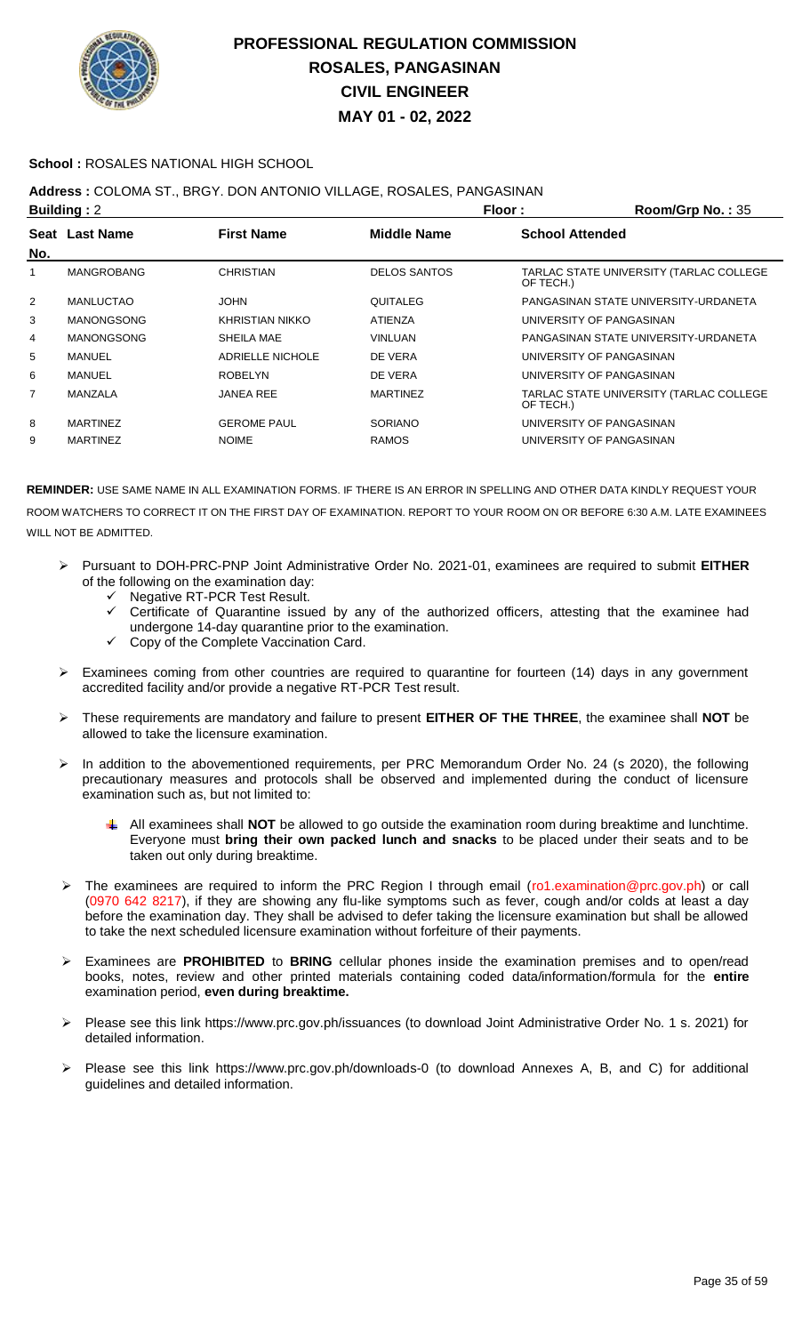# PROFESSIONAL REGULATION COMMISSION
# ROSALES, PANGASINAN
# CIVIL ENGINEER
# MAY 01 - 02, 2022

**School :** ROSALES NATIONAL HIGH SCHOOL

**Address :** COLOMA ST., BRGY. DON ANTONIO VILLAGE, ROSALES, PANGASINAN

**Building :** 2 **Floor :** **Room/Grp No. :** 35

| Seat No. | Last Name | First Name | Middle Name | School Attended |
|---|---|---|---|---|
| 1 | MANGROBANG | CHRISTIAN | DELOS SANTOS | TARLAC STATE UNIVERSITY (TARLAC COLLEGE OF TECH.) |
| 2 | MANLUCTAO | JOHN | QUITALEG | PANGASINAN STATE UNIVERSITY-URDANETA |
| 3 | MANONGSONG | KHRISTIAN NIKKO | ATIENZA | UNIVERSITY OF PANGASINAN |
| 4 | MANONGSONG | SHEILA MAE | VINLUAN | PANGASINAN STATE UNIVERSITY-URDANETA |
| 5 | MANUEL | ADRIELLE NICHOLE | DE VERA | UNIVERSITY OF PANGASINAN |
| 6 | MANUEL | ROBELYN | DE VERA | UNIVERSITY OF PANGASINAN |
| 7 | MANZALA | JANEA REE | MARTINEZ | TARLAC STATE UNIVERSITY (TARLAC COLLEGE OF TECH.) |
| 8 | MARTINEZ | GEROME PAUL | SORIANO | UNIVERSITY OF PANGASINAN |
| 9 | MARTINEZ | NOIME | RAMOS | UNIVERSITY OF PANGASINAN |

**REMINDER:** USE SAME NAME IN ALL EXAMINATION FORMS. IF THERE IS AN ERROR IN SPELLING AND OTHER DATA KINDLY REQUEST YOUR ROOM WATCHERS TO CORRECT IT ON THE FIRST DAY OF EXAMINATION. REPORT TO YOUR ROOM ON OR BEFORE 6:30 A.M. LATE EXAMINEES WILL NOT BE ADMITTED.

- Pursuant to DOH-PRC-PNP Joint Administrative Order No. 2021-01, examinees are required to submit **EITHER** of the following on the examination day:
  - ✓ Negative RT-PCR Test Result.
  - ✓ Certificate of Quarantine issued by any of the authorized officers, attesting that the examinee had undergone 14-day quarantine prior to the examination.
  - ✓ Copy of the Complete Vaccination Card.
- Examinees coming from other countries are required to quarantine for fourteen (14) days in any government accredited facility and/or provide a negative RT-PCR Test result.
- These requirements are mandatory and failure to present **EITHER OF THE THREE**, the examinee shall **NOT** be allowed to take the licensure examination.
- In addition to the abovementioned requirements, per PRC Memorandum Order No. 24 (s 2020), the following precautionary measures and protocols shall be observed and implemented during the conduct of licensure examination such as, but not limited to:
  - All examinees shall **NOT** be allowed to go outside the examination room during breaktime and lunchtime. Everyone must **bring their own packed lunch and snacks** to be placed under their seats and to be taken out only during breaktime.
- The examinees are required to inform the PRC Region I through email (ro1.examination@prc.gov.ph) or call (0970 642 8217), if they are showing any flu-like symptoms such as fever, cough and/or colds at least a day before the examination day. They shall be advised to defer taking the licensure examination but shall be allowed to take the next scheduled licensure examination without forfeiture of their payments.
- Examinees are **PROHIBITED** to **BRING** cellular phones inside the examination premises and to open/read books, notes, review and other printed materials containing coded data/information/formula for the **entire** examination period, **even during breaktime.**
- Please see this link https://www.prc.gov.ph/issuances (to download Joint Administrative Order No. 1 s. 2021) for detailed information.
- Please see this link https://www.prc.gov.ph/downloads-0 (to download Annexes A, B, and C) for additional guidelines and detailed information.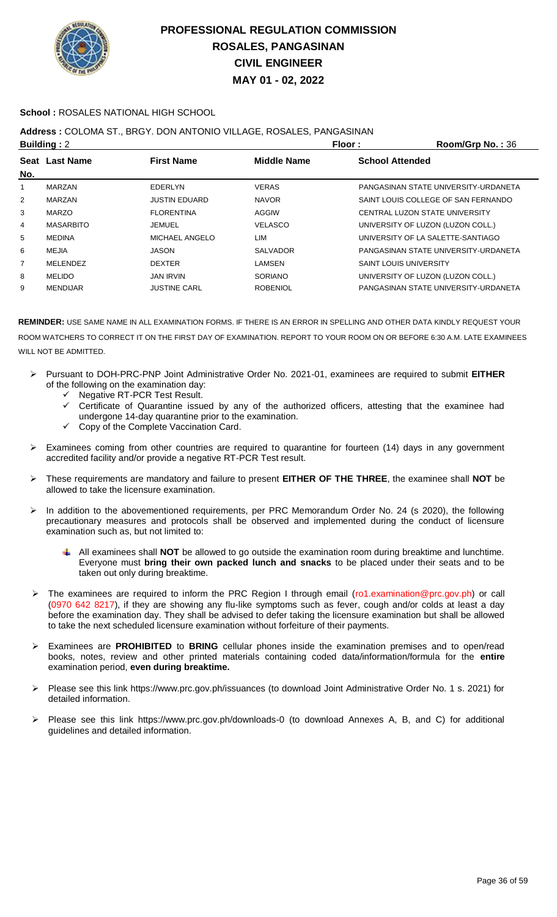# PROFESSIONAL REGULATION COMMISSION
# ROSALES, PANGASINAN
# CIVIL ENGINEER
# MAY 01 - 02, 2022

**School :** ROSALES NATIONAL HIGH SCHOOL

**Address :** COLOMA ST., BRGY. DON ANTONIO VILLAGE, ROSALES, PANGASINAN

**Building :** 2 **Floor :** **Room/Grp No. :** 36

| Seat No. | Last Name | First Name | Middle Name | School Attended |
|---|---|---|---|---|
| 1 | MARZAN | EDERLYN | VERAS | PANGASINAN STATE UNIVERSITY-URDANETA |
| 2 | MARZAN | JUSTIN EDUARD | NAVOR | SAINT LOUIS COLLEGE OF SAN FERNANDO |
| 3 | MARZO | FLORENTINA | AGGIW | CENTRAL LUZON STATE UNIVERSITY |
| 4 | MASARBITO | JEMUEL | VELASCO | UNIVERSITY OF LUZON (LUZON COLL.) |
| 5 | MEDINA | MICHAEL ANGELO | LIM | UNIVERSITY OF LA SALETTE-SANTIAGO |
| 6 | MEJIA | JASON | SALVADOR | PANGASINAN STATE UNIVERSITY-URDANETA |
| 7 | MELENDEZ | DEXTER | LAMSEN | SAINT LOUIS UNIVERSITY |
| 8 | MELIDO | JAN IRVIN | SORIANO | UNIVERSITY OF LUZON (LUZON COLL.) |
| 9 | MENDIJAR | JUSTINE CARL | ROBENIOL | PANGASINAN STATE UNIVERSITY-URDANETA |

**REMINDER:** USE SAME NAME IN ALL EXAMINATION FORMS. IF THERE IS AN ERROR IN SPELLING AND OTHER DATA KINDLY REQUEST YOUR ROOM WATCHERS TO CORRECT IT ON THE FIRST DAY OF EXAMINATION. REPORT TO YOUR ROOM ON OR BEFORE 6:30 A.M. LATE EXAMINEES WILL NOT BE ADMITTED.

- Pursuant to DOH-PRC-PNP Joint Administrative Order No. 2021-01, examinees are required to submit **EITHER** of the following on the examination day:
  - Negative RT-PCR Test Result.
  - Certificate of Quarantine issued by any of the authorized officers, attesting that the examinee had undergone 14-day quarantine prior to the examination.
  - Copy of the Complete Vaccination Card.
- Examinees coming from other countries are required to quarantine for fourteen (14) days in any government accredited facility and/or provide a negative RT-PCR Test result.
- These requirements are mandatory and failure to present **EITHER OF THE THREE**, the examinee shall **NOT** be allowed to take the licensure examination.
- In addition to the abovementioned requirements, per PRC Memorandum Order No. 24 (s 2020), the following precautionary measures and protocols shall be observed and implemented during the conduct of licensure examination such as, but not limited to:
  - All examinees shall **NOT** be allowed to go outside the examination room during breaktime and lunchtime. Everyone must **bring their own packed lunch and snacks** to be placed under their seats and to be taken out only during breaktime.
- The examinees are required to inform the PRC Region I through email (ro1.examination@prc.gov.ph) or call (0970 642 8217), if they are showing any flu-like symptoms such as fever, cough and/or colds at least a day before the examination day. They shall be advised to defer taking the licensure examination but shall be allowed to take the next scheduled licensure examination without forfeiture of their payments.
- Examinees are **PROHIBITED** to **BRING** cellular phones inside the examination premises and to open/read books, notes, review and other printed materials containing coded data/information/formula for the **entire** examination period, **even during breaktime.**
- Please see this link https://www.prc.gov.ph/issuances (to download Joint Administrative Order No. 1 s. 2021) for detailed information.
- Please see this link https://www.prc.gov.ph/downloads-0 (to download Annexes A, B, and C) for additional guidelines and detailed information.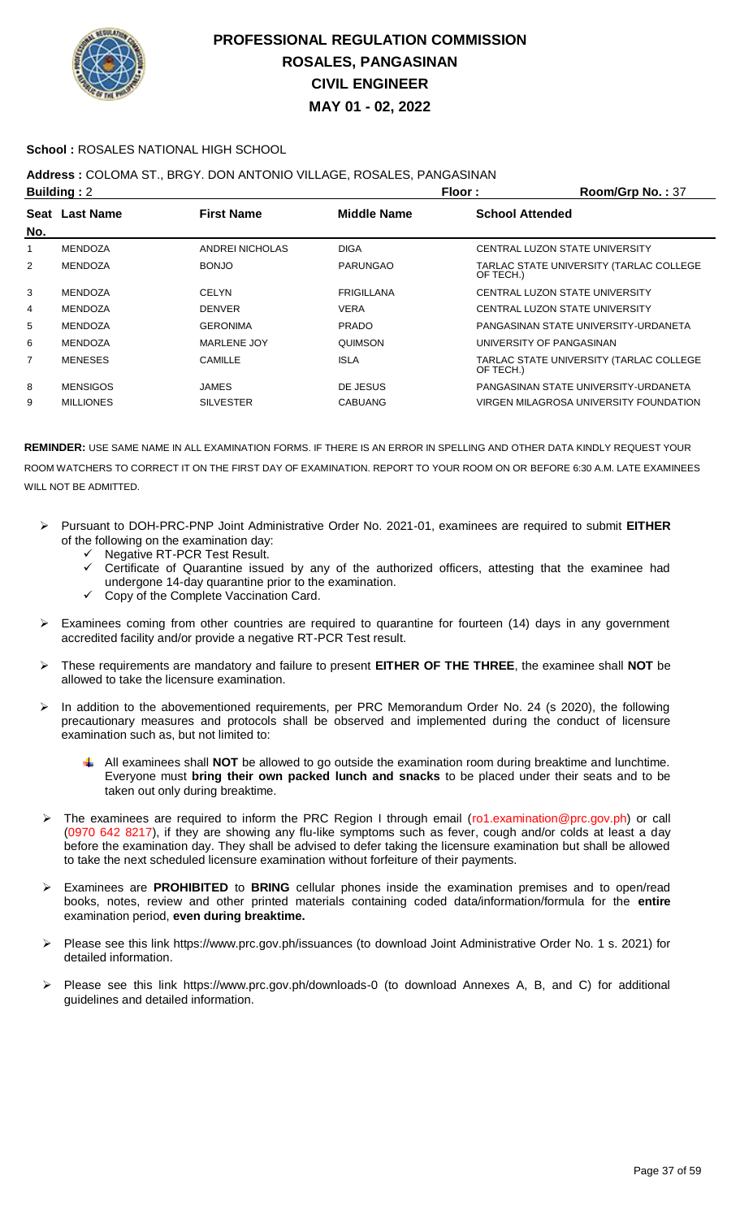# PROFESSIONAL REGULATION COMMISSION
## ROSALES, PANGASINAN
## CIVIL ENGINEER
## MAY 01 - 02, 2022

**School :** ROSALES NATIONAL HIGH SCHOOL

**Address :** COLOMA ST., BRGY. DON ANTONIO VILLAGE, ROSALES, PANGASINAN

**Building :** 2 **Floor :** **Room/Grp No. :** 37

| Seat No. | Last Name | First Name | Middle Name | School Attended |
|---|---|---|---|---|
| 1 | MENDOZA | ANDREI NICHOLAS | DIGA | CENTRAL LUZON STATE UNIVERSITY |
| 2 | MENDOZA | BONJO | PARUNGAO | TARLAC STATE UNIVERSITY (TARLAC COLLEGE OF TECH.) |
| 3 | MENDOZA | CELYN | FRIGILLANA | CENTRAL LUZON STATE UNIVERSITY |
| 4 | MENDOZA | DENVER | VERA | CENTRAL LUZON STATE UNIVERSITY |
| 5 | MENDOZA | GERONIMA | PRADO | PANGASINAN STATE UNIVERSITY-URDANETA |
| 6 | MENDOZA | MARLENE JOY | QUIMSON | UNIVERSITY OF PANGASINAN |
| 7 | MENESES | CAMILLE | ISLA | TARLAC STATE UNIVERSITY (TARLAC COLLEGE OF TECH.) |
| 8 | MENSIGOS | JAMES | DE JESUS | PANGASINAN STATE UNIVERSITY-URDANETA |
| 9 | MILLIONES | SILVESTER | CABUANG | VIRGEN MILAGROSA UNIVERSITY FOUNDATION |

**REMINDER:** USE SAME NAME IN ALL EXAMINATION FORMS. IF THERE IS AN ERROR IN SPELLING AND OTHER DATA KINDLY REQUEST YOUR ROOM WATCHERS TO CORRECT IT ON THE FIRST DAY OF EXAMINATION. REPORT TO YOUR ROOM ON OR BEFORE 6:30 A.M. LATE EXAMINEES WILL NOT BE ADMITTED.

- Pursuant to DOH-PRC-PNP Joint Administrative Order No. 2021-01, examinees are required to submit **EITHER** of the following on the examination day:
  - ✓ Negative RT-PCR Test Result.
  - ✓ Certificate of Quarantine issued by any of the authorized officers, attesting that the examinee had undergone 14-day quarantine prior to the examination.
  - ✓ Copy of the Complete Vaccination Card.
- Examinees coming from other countries are required to quarantine for fourteen (14) days in any government accredited facility and/or provide a negative RT-PCR Test result.
- These requirements are mandatory and failure to present **EITHER OF THE THREE**, the examinee shall **NOT** be allowed to take the licensure examination.
- In addition to the abovementioned requirements, per PRC Memorandum Order No. 24 (s 2020), the following precautionary measures and protocols shall be observed and implemented during the conduct of licensure examination such as, but not limited to:
  - All examinees shall **NOT** be allowed to go outside the examination room during breaktime and lunchtime. Everyone must **bring their own packed lunch and snacks** to be placed under their seats and to be taken out only during breaktime.
- The examinees are required to inform the PRC Region I through email (ro1.examination@prc.gov.ph) or call (0970 642 8217), if they are showing any flu-like symptoms such as fever, cough and/or colds at least a day before the examination day. They shall be advised to defer taking the licensure examination but shall be allowed to take the next scheduled licensure examination without forfeiture of their payments.
- Examinees are **PROHIBITED** to **BRING** cellular phones inside the examination premises and to open/read books, notes, review and other printed materials containing coded data/information/formula for the **entire** examination period, **even during breaktime.**
- Please see this link https://www.prc.gov.ph/issuances (to download Joint Administrative Order No. 1 s. 2021) for detailed information.
- Please see this link https://www.prc.gov.ph/downloads-0 (to download Annexes A, B, and C) for additional guidelines and detailed information.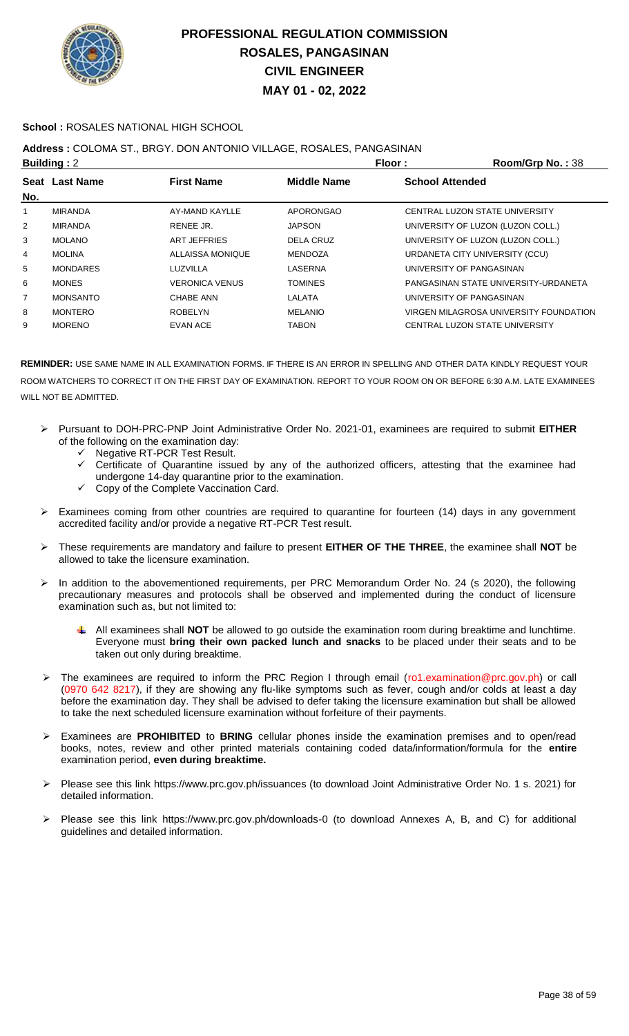# PROFESSIONAL REGULATION COMMISSION
## ROSALES, PANGASINAN
## CIVIL ENGINEER
## MAY 01 - 02, 2022

**School :** ROSALES NATIONAL HIGH SCHOOL

**Address :** COLOMA ST., BRGY. DON ANTONIO VILLAGE, ROSALES, PANGASINAN

**Building :** 2 **Floor :** **Room/Grp No. :** 38

| Seat No. | Last Name | First Name | Middle Name | School Attended |
|---|---|---|---|---|
| 1 | MIRANDA | AY-MAND KAYLLE | APORONGAO | CENTRAL LUZON STATE UNIVERSITY |
| 2 | MIRANDA | RENEE JR. | JAPSON | UNIVERSITY OF LUZON (LUZON COLL.) |
| 3 | MOLANO | ART JEFFRIES | DELA CRUZ | UNIVERSITY OF LUZON (LUZON COLL.) |
| 4 | MOLINA | ALLAISSA MONIQUE | MENDOZA | URDANETA CITY UNIVERSITY (CCU) |
| 5 | MONDARES | LUZVILLA | LASERNA | UNIVERSITY OF PANGASINAN |
| 6 | MONES | VERONICA VENUS | TOMINES | PANGASINAN STATE UNIVERSITY-URDANETA |
| 7 | MONSANTO | CHABE ANN | LALATA | UNIVERSITY OF PANGASINAN |
| 8 | MONTERO | ROBELYN | MELANIO | VIRGEN MILAGROSA UNIVERSITY FOUNDATION |
| 9 | MORENO | EVAN ACE | TABON | CENTRAL LUZON STATE UNIVERSITY |

**REMINDER:** USE SAME NAME IN ALL EXAMINATION FORMS. IF THERE IS AN ERROR IN SPELLING AND OTHER DATA KINDLY REQUEST YOUR ROOM WATCHERS TO CORRECT IT ON THE FIRST DAY OF EXAMINATION. REPORT TO YOUR ROOM ON OR BEFORE 6:30 A.M. LATE EXAMINEES WILL NOT BE ADMITTED.

- Pursuant to DOH-PRC-PNP Joint Administrative Order No. 2021-01, examinees are required to submit **EITHER** of the following on the examination day:
  - ✓ Negative RT-PCR Test Result.
  - ✓ Certificate of Quarantine issued by any of the authorized officers, attesting that the examinee had undergone 14-day quarantine prior to the examination.
  - ✓ Copy of the Complete Vaccination Card.
- Examinees coming from other countries are required to quarantine for fourteen (14) days in any government accredited facility and/or provide a negative RT-PCR Test result.
- These requirements are mandatory and failure to present **EITHER OF THE THREE**, the examinee shall **NOT** be allowed to take the licensure examination.
- In addition to the abovementioned requirements, per PRC Memorandum Order No. 24 (s 2020), the following precautionary measures and protocols shall be observed and implemented during the conduct of licensure examination such as, but not limited to:
  - All examinees shall **NOT** be allowed to go outside the examination room during breaktime and lunchtime. Everyone must **bring their own packed lunch and snacks** to be placed under their seats and to be taken out only during breaktime.
- The examinees are required to inform the PRC Region I through email (ro1.examination@prc.gov.ph) or call (0970 642 8217), if they are showing any flu-like symptoms such as fever, cough and/or colds at least a day before the examination day. They shall be advised to defer taking the licensure examination but shall be allowed to take the next scheduled licensure examination without forfeiture of their payments.
- Examinees are **PROHIBITED** to **BRING** cellular phones inside the examination premises and to open/read books, notes, review and other printed materials containing coded data/information/formula for the **entire** examination period, **even during breaktime.**
- Please see this link https://www.prc.gov.ph/issuances (to download Joint Administrative Order No. 1 s. 2021) for detailed information.
- Please see this link https://www.prc.gov.ph/downloads-0 (to download Annexes A, B, and C) for additional guidelines and detailed information.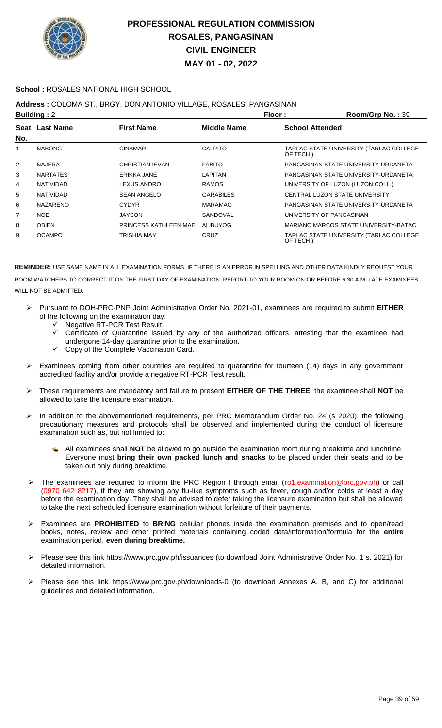# PROFESSIONAL REGULATION COMMISSION
## ROSALES, PANGASINAN
## CIVIL ENGINEER
## MAY 01 - 02, 2022

**School :** ROSALES NATIONAL HIGH SCHOOL

**Address :** COLOMA ST., BRGY. DON ANTONIO VILLAGE, ROSALES, PANGASINAN

**Building :** 2 **Floor :** **Room/Grp No. :** 39

| Seat No. | Last Name | First Name | Middle Name | School Attended |
|---|---|---|---|---|
| 1 | NABONG | CINAMAR | CALPITO | TARLAC STATE UNIVERSITY (TARLAC COLLEGE OF TECH.) |
| 2 | NAJERA | CHRISTIAN IEVAN | FABITO | PANGASINAN STATE UNIVERSITY-URDANETA |
| 3 | NARTATES | ERIKKA JANE | LAPITAN | PANGASINAN STATE UNIVERSITY-URDANETA |
| 4 | NATIVIDAD | LEXUS ANDRO | RAMOS | UNIVERSITY OF LUZON (LUZON COLL.) |
| 5 | NATIVIDAD | SEAN ANGELO | GARABILES | CENTRAL LUZON STATE UNIVERSITY |
| 6 | NAZARENO | CYDYR | MARAMAG | PANGASINAN STATE UNIVERSITY-URDANETA |
| 7 | NOE | JAYSON | SANDOVAL | UNIVERSITY OF PANGASINAN |
| 8 | OBIEN | PRINCESS KATHLEEN MAE | ALIBUYOG | MARIANO MARCOS STATE UNIVERSITY-BATAC |
| 9 | OCAMPO | TRISHIA MAY | CRUZ | TARLAC STATE UNIVERSITY (TARLAC COLLEGE OF TECH.) |

**REMINDER:** USE SAME NAME IN ALL EXAMINATION FORMS. IF THERE IS AN ERROR IN SPELLING AND OTHER DATA KINDLY REQUEST YOUR ROOM WATCHERS TO CORRECT IT ON THE FIRST DAY OF EXAMINATION. REPORT TO YOUR ROOM ON OR BEFORE 6:30 A.M. LATE EXAMINEES WILL NOT BE ADMITTED.

- Pursuant to DOH-PRC-PNP Joint Administrative Order No. 2021-01, examinees are required to submit **EITHER** of the following on the examination day:
  - ✓ Negative RT-PCR Test Result.
  - ✓ Certificate of Quarantine issued by any of the authorized officers, attesting that the examinee had undergone 14-day quarantine prior to the examination.
  - ✓ Copy of the Complete Vaccination Card.
- Examinees coming from other countries are required to quarantine for fourteen (14) days in any government accredited facility and/or provide a negative RT-PCR Test result.
- These requirements are mandatory and failure to present **EITHER OF THE THREE**, the examinee shall **NOT** be allowed to take the licensure examination.
- In addition to the abovementioned requirements, per PRC Memorandum Order No. 24 (s 2020), the following precautionary measures and protocols shall be observed and implemented during the conduct of licensure examination such as, but not limited to:
  - All examinees shall **NOT** be allowed to go outside the examination room during breaktime and lunchtime. Everyone must **bring their own packed lunch and snacks** to be placed under their seats and to be taken out only during breaktime.
- The examinees are required to inform the PRC Region I through email (ro1.examination@prc.gov.ph) or call (0970 642 8217), if they are showing any flu-like symptoms such as fever, cough and/or colds at least a day before the examination day. They shall be advised to defer taking the licensure examination but shall be allowed to take the next scheduled licensure examination without forfeiture of their payments.
- Examinees are **PROHIBITED** to **BRING** cellular phones inside the examination premises and to open/read books, notes, review and other printed materials containing coded data/information/formula for the **entire** examination period, **even during breaktime.**
- Please see this link https://www.prc.gov.ph/issuances (to download Joint Administrative Order No. 1 s. 2021) for detailed information.
- Please see this link https://www.prc.gov.ph/downloads-0 (to download Annexes A, B, and C) for additional guidelines and detailed information.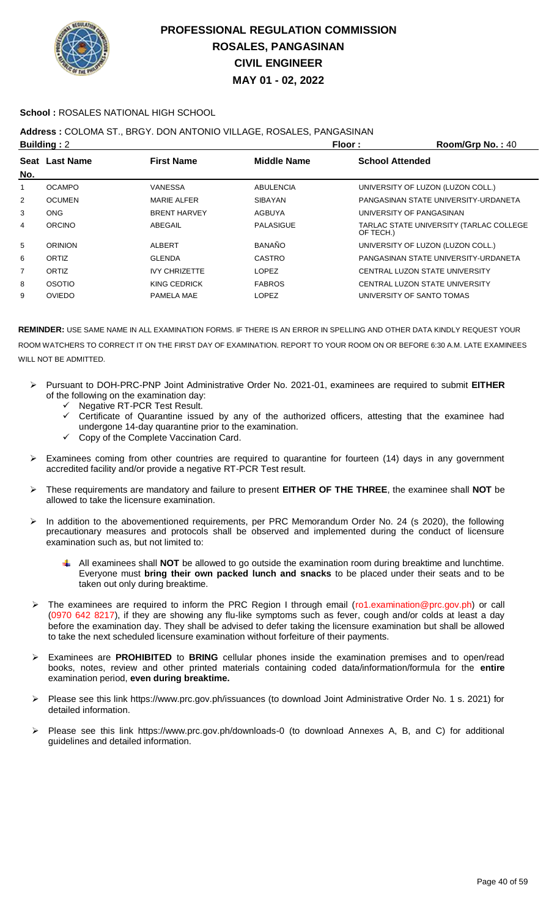# PROFESSIONAL REGULATION COMMISSION
# ROSALES, PANGASINAN
# CIVIL ENGINEER
# MAY 01 - 02, 2022

**School :** ROSALES NATIONAL HIGH SCHOOL

**Address :** COLOMA ST., BRGY. DON ANTONIO VILLAGE, ROSALES, PANGASINAN

**Building :** 2 **Floor :** **Room/Grp No. :** 40

| Seat No. | Last Name | First Name | Middle Name | School Attended |
|---|---|---|---|---|
| 1 | OCAMPO | VANESSA | ABULENCIA | UNIVERSITY OF LUZON (LUZON COLL.) |
| 2 | OCUMEN | MARIE ALFER | SIBAYAN | PANGASINAN STATE UNIVERSITY-URDANETA |
| 3 | ONG | BRENT HARVEY | AGBUYA | UNIVERSITY OF PANGASINAN |
| 4 | ORCINO | ABEGAIL | PALASIGUE | TARLAC STATE UNIVERSITY (TARLAC COLLEGE OF TECH.) |
| 5 | ORINION | ALBERT | BANAÑO | UNIVERSITY OF LUZON (LUZON COLL.) |
| 6 | ORTIZ | GLENDA | CASTRO | PANGASINAN STATE UNIVERSITY-URDANETA |
| 7 | ORTIZ | IVY CHRIZETTE | LOPEZ | CENTRAL LUZON STATE UNIVERSITY |
| 8 | OSOTIO | KING CEDRICK | FABROS | CENTRAL LUZON STATE UNIVERSITY |
| 9 | OVIEDO | PAMELA MAE | LOPEZ | UNIVERSITY OF SANTO TOMAS |

**REMINDER:** USE SAME NAME IN ALL EXAMINATION FORMS. IF THERE IS AN ERROR IN SPELLING AND OTHER DATA KINDLY REQUEST YOUR ROOM WATCHERS TO CORRECT IT ON THE FIRST DAY OF EXAMINATION. REPORT TO YOUR ROOM ON OR BEFORE 6:30 A.M. LATE EXAMINEES WILL NOT BE ADMITTED.

- Pursuant to DOH-PRC-PNP Joint Administrative Order No. 2021-01, examinees are required to submit **EITHER** of the following on the examination day:
  - ✓ Negative RT-PCR Test Result.
  - ✓ Certificate of Quarantine issued by any of the authorized officers, attesting that the examinee had undergone 14-day quarantine prior to the examination.
  - ✓ Copy of the Complete Vaccination Card.
- Examinees coming from other countries are required to quarantine for fourteen (14) days in any government accredited facility and/or provide a negative RT-PCR Test result.
- These requirements are mandatory and failure to present **EITHER OF THE THREE**, the examinee shall **NOT** be allowed to take the licensure examination.
- In addition to the abovementioned requirements, per PRC Memorandum Order No. 24 (s 2020), the following precautionary measures and protocols shall be observed and implemented during the conduct of licensure examination such as, but not limited to:
  - All examinees shall **NOT** be allowed to go outside the examination room during breaktime and lunchtime. Everyone must **bring their own packed lunch and snacks** to be placed under their seats and to be taken out only during breaktime.
- The examinees are required to inform the PRC Region I through email (ro1.examination@prc.gov.ph) or call (0970 642 8217), if they are showing any flu-like symptoms such as fever, cough and/or colds at least a day before the examination day. They shall be advised to defer taking the licensure examination but shall be allowed to take the next scheduled licensure examination without forfeiture of their payments.
- Examinees are **PROHIBITED** to **BRING** cellular phones inside the examination premises and to open/read books, notes, review and other printed materials containing coded data/information/formula for the **entire** examination period, **even during breaktime.**
- Please see this link https://www.prc.gov.ph/issuances (to download Joint Administrative Order No. 1 s. 2021) for detailed information.
- Please see this link https://www.prc.gov.ph/downloads-0 (to download Annexes A, B, and C) for additional guidelines and detailed information.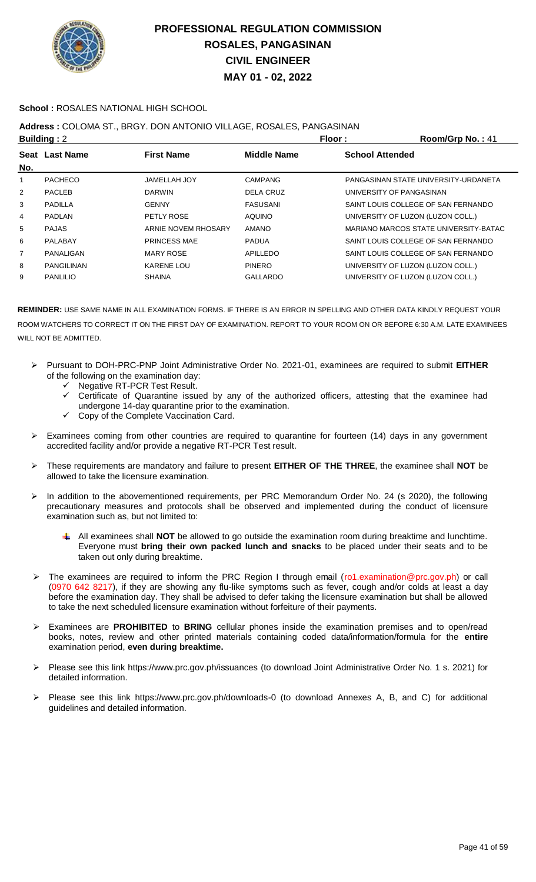# PROFESSIONAL REGULATION COMMISSION
## ROSALES, PANGASINAN
## CIVIL ENGINEER
## MAY 01 - 02, 2022

**School :** ROSALES NATIONAL HIGH SCHOOL

**Address :** COLOMA ST., BRGY. DON ANTONIO VILLAGE, ROSALES, PANGASINAN

**Building :** 2 **Floor :** **Room/Grp No. :** 41

| Seat No. | Last Name | First Name | Middle Name | School Attended |
|---|---|---|---|---|
| 1 | PACHECO | JAMELLAH JOY | CAMPANG | PANGASINAN STATE UNIVERSITY-URDANETA |
| 2 | PACLEB | DARWIN | DELA CRUZ | UNIVERSITY OF PANGASINAN |
| 3 | PADILLA | GENNY | FASUSANI | SAINT LOUIS COLLEGE OF SAN FERNANDO |
| 4 | PADLAN | PETLY ROSE | AQUINO | UNIVERSITY OF LUZON (LUZON COLL.) |
| 5 | PAJAS | ARNIE NOVEM RHOSARY | AMANO | MARIANO MARCOS STATE UNIVERSITY-BATAC |
| 6 | PALABAY | PRINCESS MAE | PADUA | SAINT LOUIS COLLEGE OF SAN FERNANDO |
| 7 | PANALIGAN | MARY ROSE | APILLEDO | SAINT LOUIS COLLEGE OF SAN FERNANDO |
| 8 | PANGILINAN | KARENE LOU | PINERO | UNIVERSITY OF LUZON (LUZON COLL.) |
| 9 | PANLILIO | SHAINA | GALLARDO | UNIVERSITY OF LUZON (LUZON COLL.) |

**REMINDER:** USE SAME NAME IN ALL EXAMINATION FORMS. IF THERE IS AN ERROR IN SPELLING AND OTHER DATA KINDLY REQUEST YOUR ROOM WATCHERS TO CORRECT IT ON THE FIRST DAY OF EXAMINATION. REPORT TO YOUR ROOM ON OR BEFORE 6:30 A.M. LATE EXAMINEES WILL NOT BE ADMITTED.

- Pursuant to DOH-PRC-PNP Joint Administrative Order No. 2021-01, examinees are required to submit **EITHER** of the following on the examination day:
  - ✓ Negative RT-PCR Test Result.
  - ✓ Certificate of Quarantine issued by any of the authorized officers, attesting that the examinee had undergone 14-day quarantine prior to the examination.
  - ✓ Copy of the Complete Vaccination Card.
- Examinees coming from other countries are required to quarantine for fourteen (14) days in any government accredited facility and/or provide a negative RT-PCR Test result.
- These requirements are mandatory and failure to present **EITHER OF THE THREE**, the examinee shall **NOT** be allowed to take the licensure examination.
- In addition to the abovementioned requirements, per PRC Memorandum Order No. 24 (s 2020), the following precautionary measures and protocols shall be observed and implemented during the conduct of licensure examination such as, but not limited to:
  - All examinees shall **NOT** be allowed to go outside the examination room during breaktime and lunchtime. Everyone must **bring their own packed lunch and snacks** to be placed under their seats and to be taken out only during breaktime.
- The examinees are required to inform the PRC Region I through email (ro1.examination@prc.gov.ph) or call (0970 642 8217), if they are showing any flu-like symptoms such as fever, cough and/or colds at least a day before the examination day. They shall be advised to defer taking the licensure examination but shall be allowed to take the next scheduled licensure examination without forfeiture of their payments.
- Examinees are **PROHIBITED** to **BRING** cellular phones inside the examination premises and to open/read books, notes, review and other printed materials containing coded data/information/formula for the **entire** examination period, **even during breaktime.**
- Please see this link https://www.prc.gov.ph/issuances (to download Joint Administrative Order No. 1 s. 2021) for detailed information.
- Please see this link https://www.prc.gov.ph/downloads-0 (to download Annexes A, B, and C) for additional guidelines and detailed information.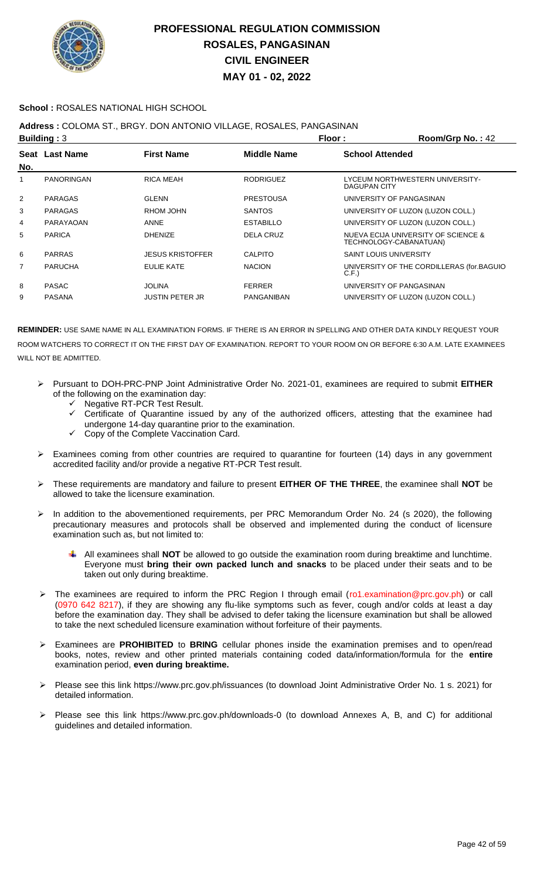# PROFESSIONAL REGULATION COMMISSION
## ROSALES, PANGASINAN
## CIVIL ENGINEER
## MAY 01 - 02, 2022

**School :** ROSALES NATIONAL HIGH SCHOOL

**Address :** COLOMA ST., BRGY. DON ANTONIO VILLAGE, ROSALES, PANGASINAN

**Building :** 3 **Floor :** **Room/Grp No. :** 42

| Seat No. | Last Name | First Name | Middle Name | School Attended |
|---|---|---|---|---|
| 1 | PANORINGAN | RICA MEAH | RODRIGUEZ | LYCEUM NORTHWESTERN UNIVERSITY-DAGUPAN CITY |
| 2 | PARAGAS | GLENN | PRESTOUSA | UNIVERSITY OF PANGASINAN |
| 3 | PARAGAS | RHOM JOHN | SANTOS | UNIVERSITY OF LUZON (LUZON COLL.) |
| 4 | PARAYAOAN | ANNE | ESTABILLO | UNIVERSITY OF LUZON (LUZON COLL.) |
| 5 | PARICA | DHENIZE | DELA CRUZ | NUEVA ECIJA UNIVERSITY OF SCIENCE & TECHNOLOGY-CABANATUAN) |
| 6 | PARRAS | JESUS KRISTOFFER | CALPITO | SAINT LOUIS UNIVERSITY |
| 7 | PARUCHA | EULIE KATE | NACION | UNIVERSITY OF THE CORDILLERAS (for.BAGUIO C.F.) |
| 8 | PASAC | JOLINA | FERRER | UNIVERSITY OF PANGASINAN |
| 9 | PASANA | JUSTIN PETER JR | PANGANIBAN | UNIVERSITY OF LUZON (LUZON COLL.) |

**REMINDER:** USE SAME NAME IN ALL EXAMINATION FORMS. IF THERE IS AN ERROR IN SPELLING AND OTHER DATA KINDLY REQUEST YOUR ROOM WATCHERS TO CORRECT IT ON THE FIRST DAY OF EXAMINATION. REPORT TO YOUR ROOM ON OR BEFORE 6:30 A.M. LATE EXAMINEES WILL NOT BE ADMITTED.

- Pursuant to DOH-PRC-PNP Joint Administrative Order No. 2021-01, examinees are required to submit **EITHER** of the following on the examination day:
  - ✓ Negative RT-PCR Test Result.
  - ✓ Certificate of Quarantine issued by any of the authorized officers, attesting that the examinee had undergone 14-day quarantine prior to the examination.
  - ✓ Copy of the Complete Vaccination Card.
- Examinees coming from other countries are required to quarantine for fourteen (14) days in any government accredited facility and/or provide a negative RT-PCR Test result.
- These requirements are mandatory and failure to present **EITHER OF THE THREE**, the examinee shall **NOT** be allowed to take the licensure examination.
- In addition to the abovementioned requirements, per PRC Memorandum Order No. 24 (s 2020), the following precautionary measures and protocols shall be observed and implemented during the conduct of licensure examination such as, but not limited to:
  - All examinees shall **NOT** be allowed to go outside the examination room during breaktime and lunchtime. Everyone must **bring their own packed lunch and snacks** to be placed under their seats and to be taken out only during breaktime.
- The examinees are required to inform the PRC Region I through email (ro1.examination@prc.gov.ph) or call (0970 642 8217), if they are showing any flu-like symptoms such as fever, cough and/or colds at least a day before the examination day. They shall be advised to defer taking the licensure examination but shall be allowed to take the next scheduled licensure examination without forfeiture of their payments.
- Examinees are **PROHIBITED** to **BRING** cellular phones inside the examination premises and to open/read books, notes, review and other printed materials containing coded data/information/formula for the **entire** examination period, **even during breaktime.**
- Please see this link https://www.prc.gov.ph/issuances (to download Joint Administrative Order No. 1 s. 2021) for detailed information.
- Please see this link https://www.prc.gov.ph/downloads-0 (to download Annexes A, B, and C) for additional guidelines and detailed information.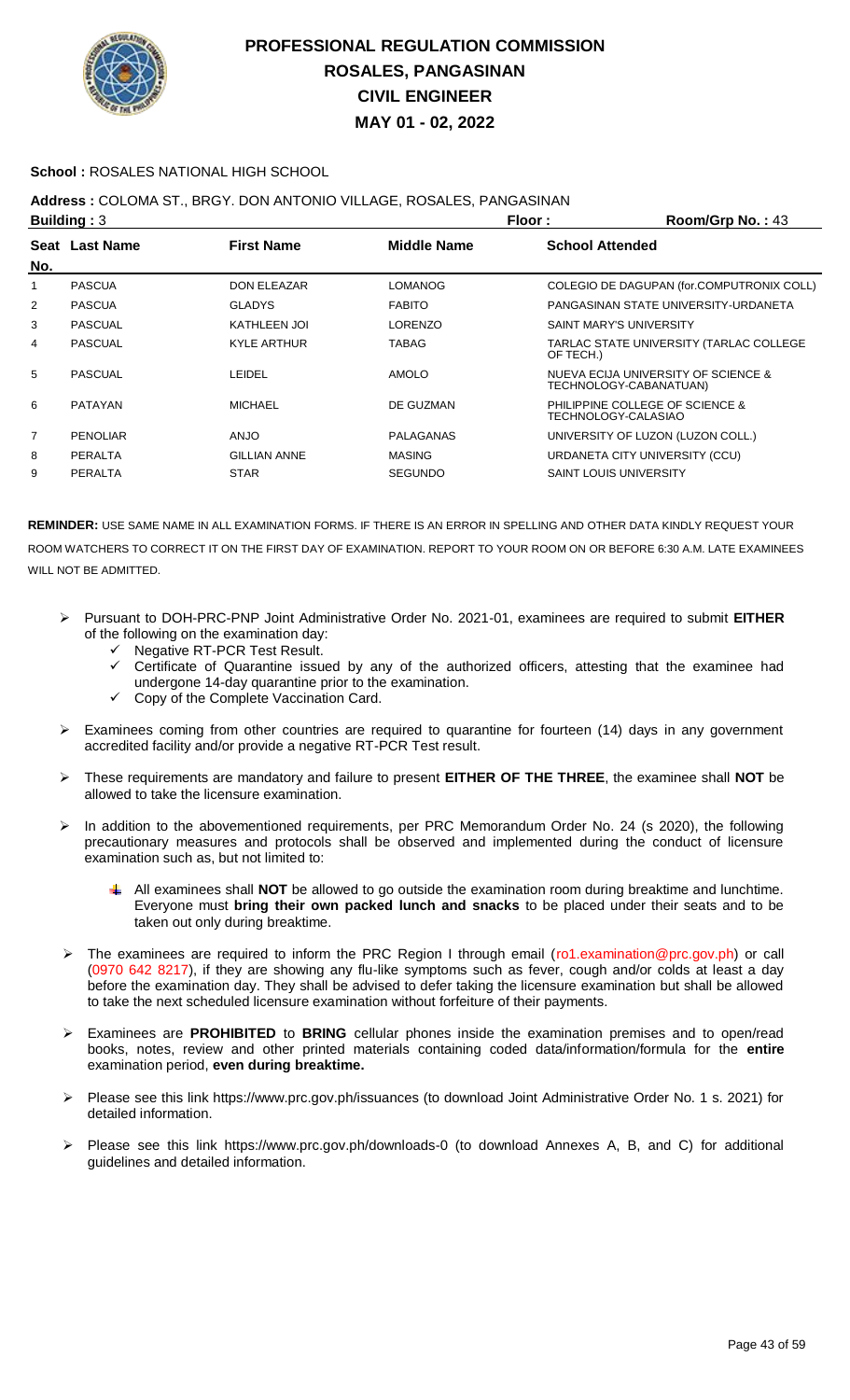# PROFESSIONAL REGULATION COMMISSION
## ROSALES, PANGASINAN
## CIVIL ENGINEER
## MAY 01 - 02, 2022

**School :** ROSALES NATIONAL HIGH SCHOOL

**Address :** COLOMA ST., BRGY. DON ANTONIO VILLAGE, ROSALES, PANGASINAN

**Building :** 3 **Floor :** **Room/Grp No. :** 43

| Seat No. | Last Name | First Name | Middle Name | School Attended |
|---|---|---|---|---|
| 1 | PASCUA | DON ELEAZAR | LOMANOG | COLEGIO DE DAGUPAN (for.COMPUTRONIX COLL) |
| 2 | PASCUA | GLADYS | FABITO | PANGASINAN STATE UNIVERSITY-URDANETA |
| 3 | PASCUAL | KATHLEEN JOI | LORENZO | SAINT MARY'S UNIVERSITY |
| 4 | PASCUAL | KYLE ARTHUR | TABAG | TARLAC STATE UNIVERSITY (TARLAC COLLEGE OF TECH.) |
| 5 | PASCUAL | LEIDEL | AMOLO | NUEVA ECIJA UNIVERSITY OF SCIENCE & TECHNOLOGY-CABANATUAN) |
| 6 | PATAYAN | MICHAEL | DE GUZMAN | PHILIPPINE COLLEGE OF SCIENCE & TECHNOLOGY-CALASIAO |
| 7 | PENOLIAR | ANJO | PALAGANAS | UNIVERSITY OF LUZON (LUZON COLL.) |
| 8 | PERALTA | GILLIAN ANNE | MASING | URDANETA CITY UNIVERSITY (CCU) |
| 9 | PERALTA | STAR | SEGUNDO | SAINT LOUIS UNIVERSITY |

**REMINDER:** USE SAME NAME IN ALL EXAMINATION FORMS. IF THERE IS AN ERROR IN SPELLING AND OTHER DATA KINDLY REQUEST YOUR ROOM WATCHERS TO CORRECT IT ON THE FIRST DAY OF EXAMINATION. REPORT TO YOUR ROOM ON OR BEFORE 6:30 A.M. LATE EXAMINEES WILL NOT BE ADMITTED.

- Pursuant to DOH-PRC-PNP Joint Administrative Order No. 2021-01, examinees are required to submit **EITHER** of the following on the examination day:
  - ✓ Negative RT-PCR Test Result.
  - ✓ Certificate of Quarantine issued by any of the authorized officers, attesting that the examinee had undergone 14-day quarantine prior to the examination.
  - ✓ Copy of the Complete Vaccination Card.
- Examinees coming from other countries are required to quarantine for fourteen (14) days in any government accredited facility and/or provide a negative RT-PCR Test result.
- These requirements are mandatory and failure to present **EITHER OF THE THREE**, the examinee shall **NOT** be allowed to take the licensure examination.
- In addition to the abovementioned requirements, per PRC Memorandum Order No. 24 (s 2020), the following precautionary measures and protocols shall be observed and implemented during the conduct of licensure examination such as, but not limited to:
  - All examinees shall **NOT** be allowed to go outside the examination room during breaktime and lunchtime. Everyone must **bring their own packed lunch and snacks** to be placed under their seats and to be taken out only during breaktime.
- The examinees are required to inform the PRC Region I through email (ro1.examination@prc.gov.ph) or call (0970 642 8217), if they are showing any flu-like symptoms such as fever, cough and/or colds at least a day before the examination day. They shall be advised to defer taking the licensure examination but shall be allowed to take the next scheduled licensure examination without forfeiture of their payments.
- Examinees are **PROHIBITED** to **BRING** cellular phones inside the examination premises and to open/read books, notes, review and other printed materials containing coded data/information/formula for the **entire** examination period, **even during breaktime.**
- Please see this link https://www.prc.gov.ph/issuances (to download Joint Administrative Order No. 1 s. 2021) for detailed information.
- Please see this link https://www.prc.gov.ph/downloads-0 (to download Annexes A, B, and C) for additional guidelines and detailed information.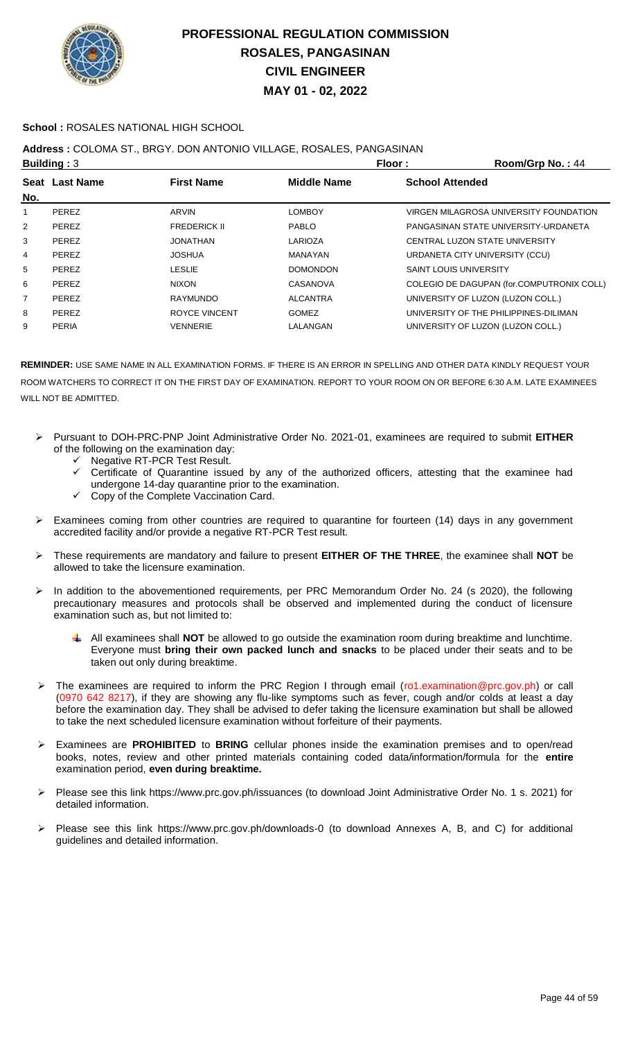# PROFESSIONAL REGULATION COMMISSION
## ROSALES, PANGASINAN
## CIVIL ENGINEER
## MAY 01 - 02, 2022

**School :** ROSALES NATIONAL HIGH SCHOOL

**Address :** COLOMA ST., BRGY. DON ANTONIO VILLAGE, ROSALES, PANGASINAN

**Building :** 3 **Floor :** **Room/Grp No. :** 44

| Seat No. | Last Name | First Name | Middle Name | School Attended |
|---|---|---|---|---|
| 1 | PEREZ | ARVIN | LOMBOY | VIRGEN MILAGROSA UNIVERSITY FOUNDATION |
| 2 | PEREZ | FREDERICK II | PABLO | PANGASINAN STATE UNIVERSITY-URDANETA |
| 3 | PEREZ | JONATHAN | LARIOZA | CENTRAL LUZON STATE UNIVERSITY |
| 4 | PEREZ | JOSHUA | MANAYAN | URDANETA CITY UNIVERSITY (CCU) |
| 5 | PEREZ | LESLIE | DOMONDON | SAINT LOUIS UNIVERSITY |
| 6 | PEREZ | NIXON | CASANOVA | COLEGIO DE DAGUPAN (for.COMPUTRONIX COLL) |
| 7 | PEREZ | RAYMUNDO | ALCANTRA | UNIVERSITY OF LUZON (LUZON COLL.) |
| 8 | PEREZ | ROYCE VINCENT | GOMEZ | UNIVERSITY OF THE PHILIPPINES-DILIMAN |
| 9 | PERIA | VENNERIE | LALANGAN | UNIVERSITY OF LUZON (LUZON COLL.) |

**REMINDER:** USE SAME NAME IN ALL EXAMINATION FORMS. IF THERE IS AN ERROR IN SPELLING AND OTHER DATA KINDLY REQUEST YOUR ROOM WATCHERS TO CORRECT IT ON THE FIRST DAY OF EXAMINATION. REPORT TO YOUR ROOM ON OR BEFORE 6:30 A.M. LATE EXAMINEES WILL NOT BE ADMITTED.

- Pursuant to DOH-PRC-PNP Joint Administrative Order No. 2021-01, examinees are required to submit **EITHER** of the following on the examination day:
  - ✓ Negative RT-PCR Test Result.
  - ✓ Certificate of Quarantine issued by any of the authorized officers, attesting that the examinee had undergone 14-day quarantine prior to the examination.
  - ✓ Copy of the Complete Vaccination Card.
- Examinees coming from other countries are required to quarantine for fourteen (14) days in any government accredited facility and/or provide a negative RT-PCR Test result.
- These requirements are mandatory and failure to present **EITHER OF THE THREE**, the examinee shall **NOT** be allowed to take the licensure examination.
- In addition to the abovementioned requirements, per PRC Memorandum Order No. 24 (s 2020), the following precautionary measures and protocols shall be observed and implemented during the conduct of licensure examination such as, but not limited to:
  - All examinees shall **NOT** be allowed to go outside the examination room during breaktime and lunchtime. Everyone must **bring their own packed lunch and snacks** to be placed under their seats and to be taken out only during breaktime.
- The examinees are required to inform the PRC Region I through email (ro1.examination@prc.gov.ph) or call (0970 642 8217), if they are showing any flu-like symptoms such as fever, cough and/or colds at least a day before the examination day. They shall be advised to defer taking the licensure examination but shall be allowed to take the next scheduled licensure examination without forfeiture of their payments.
- Examinees are **PROHIBITED** to **BRING** cellular phones inside the examination premises and to open/read books, notes, review and other printed materials containing coded data/information/formula for the **entire** examination period, **even during breaktime.**
- Please see this link https://www.prc.gov.ph/issuances (to download Joint Administrative Order No. 1 s. 2021) for detailed information.
- Please see this link https://www.prc.gov.ph/downloads-0 (to download Annexes A, B, and C) for additional guidelines and detailed information.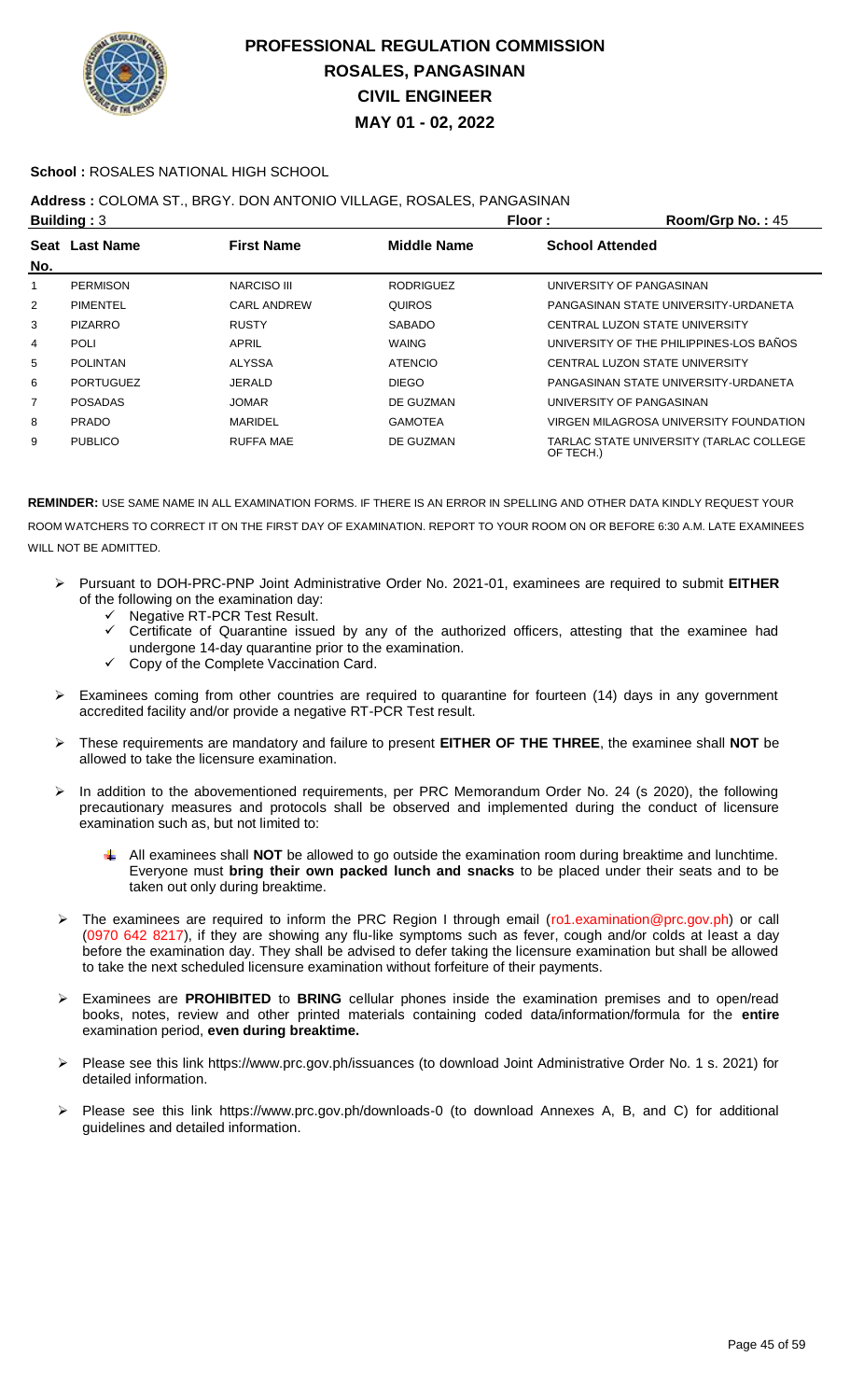# PROFESSIONAL REGULATION COMMISSION
# ROSALES, PANGASINAN
# CIVIL ENGINEER
# MAY 01 - 02, 2022

**School :** ROSALES NATIONAL HIGH SCHOOL

**Address :** COLOMA ST., BRGY. DON ANTONIO VILLAGE, ROSALES, PANGASINAN

**Building :** 3 **Floor :** **Room/Grp No. :** 45

| Seat No. | Last Name | First Name | Middle Name | School Attended |
|---|---|---|---|---|
| 1 | PERMISON | NARCISO III | RODRIGUEZ | UNIVERSITY OF PANGASINAN |
| 2 | PIMENTEL | CARL ANDREW | QUIROS | PANGASINAN STATE UNIVERSITY-URDANETA |
| 3 | PIZARRO | RUSTY | SABADO | CENTRAL LUZON STATE UNIVERSITY |
| 4 | POLI | APRIL | WAING | UNIVERSITY OF THE PHILIPPINES-LOS BAÑOS |
| 5 | POLINTAN | ALYSSA | ATENCIO | CENTRAL LUZON STATE UNIVERSITY |
| 6 | PORTUGUEZ | JERALD | DIEGO | PANGASINAN STATE UNIVERSITY-URDANETA |
| 7 | POSADAS | JOMAR | DE GUZMAN | UNIVERSITY OF PANGASINAN |
| 8 | PRADO | MARIDEL | GAMOTEA | VIRGEN MILAGROSA UNIVERSITY FOUNDATION |
| 9 | PUBLICO | RUFFA MAE | DE GUZMAN | TARLAC STATE UNIVERSITY (TARLAC COLLEGE OF TECH.) |

**REMINDER:** USE SAME NAME IN ALL EXAMINATION FORMS. IF THERE IS AN ERROR IN SPELLING AND OTHER DATA KINDLY REQUEST YOUR ROOM WATCHERS TO CORRECT IT ON THE FIRST DAY OF EXAMINATION. REPORT TO YOUR ROOM ON OR BEFORE 6:30 A.M. LATE EXAMINEES WILL NOT BE ADMITTED.

- Pursuant to DOH-PRC-PNP Joint Administrative Order No. 2021-01, examinees are required to submit **EITHER** of the following on the examination day:
  - Negative RT-PCR Test Result.
  - Certificate of Quarantine issued by any of the authorized officers, attesting that the examinee had undergone 14-day quarantine prior to the examination.
  - Copy of the Complete Vaccination Card.
- Examinees coming from other countries are required to quarantine for fourteen (14) days in any government accredited facility and/or provide a negative RT-PCR Test result.
- These requirements are mandatory and failure to present **EITHER OF THE THREE**, the examinee shall **NOT** be allowed to take the licensure examination.
- In addition to the abovementioned requirements, per PRC Memorandum Order No. 24 (s 2020), the following precautionary measures and protocols shall be observed and implemented during the conduct of licensure examination such as, but not limited to:
  - All examinees shall **NOT** be allowed to go outside the examination room during breaktime and lunchtime. Everyone must **bring their own packed lunch and snacks** to be placed under their seats and to be taken out only during breaktime.
- The examinees are required to inform the PRC Region I through email (ro1.examination@prc.gov.ph) or call (0970 642 8217), if they are showing any flu-like symptoms such as fever, cough and/or colds at least a day before the examination day. They shall be advised to defer taking the licensure examination but shall be allowed to take the next scheduled licensure examination without forfeiture of their payments.
- Examinees are **PROHIBITED** to **BRING** cellular phones inside the examination premises and to open/read books, notes, review and other printed materials containing coded data/information/formula for the **entire** examination period, **even during breaktime.**
- Please see this link https://www.prc.gov.ph/issuances (to download Joint Administrative Order No. 1 s. 2021) for detailed information.
- Please see this link https://www.prc.gov.ph/downloads-0 (to download Annexes A, B, and C) for additional guidelines and detailed information.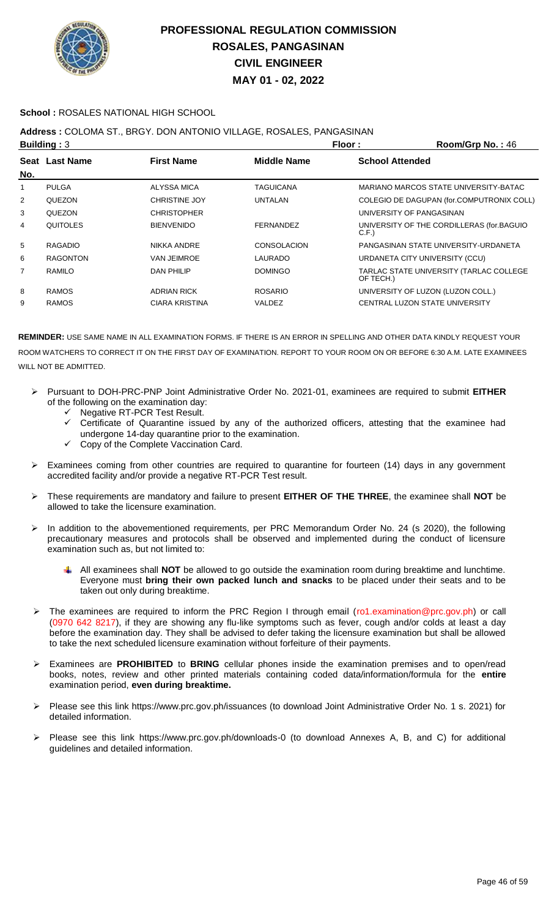# PROFESSIONAL REGULATION COMMISSION
## ROSALES, PANGASINAN
## CIVIL ENGINEER
## MAY 01 - 02, 2022

**School :** ROSALES NATIONAL HIGH SCHOOL

**Address :** COLOMA ST., BRGY. DON ANTONIO VILLAGE, ROSALES, PANGASINAN

**Building :** 3 **Floor :** **Room/Grp No. :** 46

| Seat No. | Last Name | First Name | Middle Name | School Attended |
|---|---|---|---|---|
| 1 | PULGA | ALYSSA MICA | TAGUICANA | MARIANO MARCOS STATE UNIVERSITY-BATAC |
| 2 | QUEZON | CHRISTINE JOY | UNTALAN | COLEGIO DE DAGUPAN (for.COMPUTRONIX COLL) |
| 3 | QUEZON | CHRISTOPHER | | UNIVERSITY OF PANGASINAN |
| 4 | QUITOLES | BIENVENIDO | FERNANDEZ | UNIVERSITY OF THE CORDILLERAS (for.BAGUIO C.F.) |
| 5 | RAGADIO | NIKKA ANDRE | CONSOLACION | PANGASINAN STATE UNIVERSITY-URDANETA |
| 6 | RAGONTON | VAN JEIMROE | LAURADO | URDANETA CITY UNIVERSITY (CCU) |
| 7 | RAMILO | DAN PHILIP | DOMINGO | TARLAC STATE UNIVERSITY (TARLAC COLLEGE OF TECH.) |
| 8 | RAMOS | ADRIAN RICK | ROSARIO | UNIVERSITY OF LUZON (LUZON COLL.) |
| 9 | RAMOS | CIARA KRISTINA | VALDEZ | CENTRAL LUZON STATE UNIVERSITY |

**REMINDER:** USE SAME NAME IN ALL EXAMINATION FORMS. IF THERE IS AN ERROR IN SPELLING AND OTHER DATA KINDLY REQUEST YOUR ROOM WATCHERS TO CORRECT IT ON THE FIRST DAY OF EXAMINATION. REPORT TO YOUR ROOM ON OR BEFORE 6:30 A.M. LATE EXAMINEES WILL NOT BE ADMITTED.

- Pursuant to DOH-PRC-PNP Joint Administrative Order No. 2021-01, examinees are required to submit **EITHER** of the following on the examination day:
  - ✓ Negative RT-PCR Test Result.
  - ✓ Certificate of Quarantine issued by any of the authorized officers, attesting that the examinee had undergone 14-day quarantine prior to the examination.
  - ✓ Copy of the Complete Vaccination Card.
- Examinees coming from other countries are required to quarantine for fourteen (14) days in any government accredited facility and/or provide a negative RT-PCR Test result.
- These requirements are mandatory and failure to present **EITHER OF THE THREE**, the examinee shall **NOT** be allowed to take the licensure examination.
- In addition to the abovementioned requirements, per PRC Memorandum Order No. 24 (s 2020), the following precautionary measures and protocols shall be observed and implemented during the conduct of licensure examination such as, but not limited to:
  - All examinees shall **NOT** be allowed to go outside the examination room during breaktime and lunchtime. Everyone must **bring their own packed lunch and snacks** to be placed under their seats and to be taken out only during breaktime.
- The examinees are required to inform the PRC Region I through email (ro1.examination@prc.gov.ph) or call (0970 642 8217), if they are showing any flu-like symptoms such as fever, cough and/or colds at least a day before the examination day. They shall be advised to defer taking the licensure examination but shall be allowed to take the next scheduled licensure examination without forfeiture of their payments.
- Examinees are **PROHIBITED** to **BRING** cellular phones inside the examination premises and to open/read books, notes, review and other printed materials containing coded data/information/formula for the **entire** examination period, **even during breaktime.**
- Please see this link https://www.prc.gov.ph/issuances (to download Joint Administrative Order No. 1 s. 2021) for detailed information.
- Please see this link https://www.prc.gov.ph/downloads-0 (to download Annexes A, B, and C) for additional guidelines and detailed information.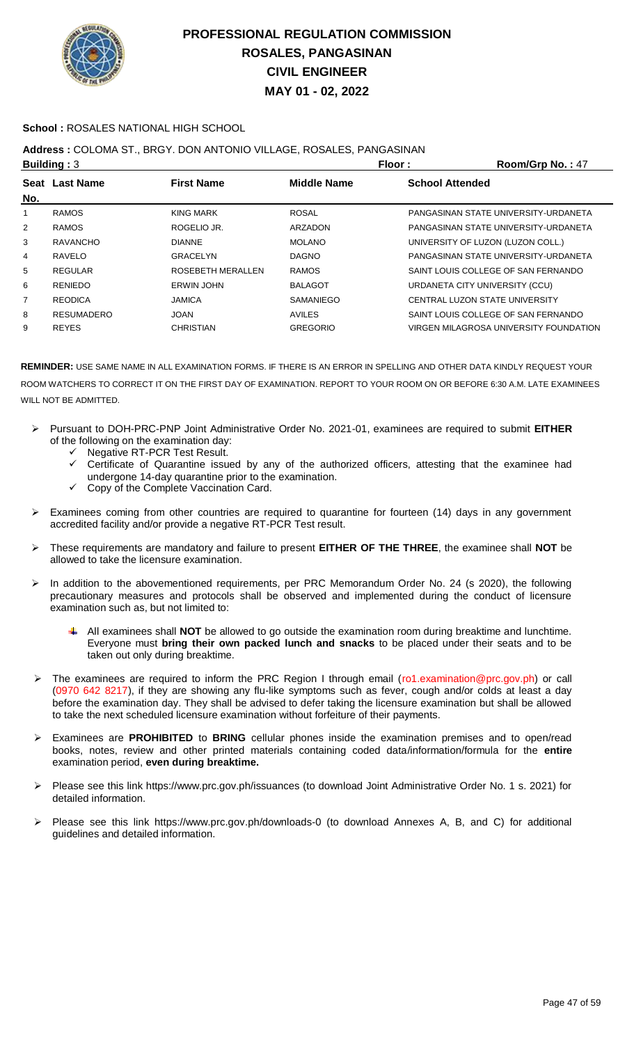# PROFESSIONAL REGULATION COMMISSION
# ROSALES, PANGASINAN
# CIVIL ENGINEER
# MAY 01 - 02, 2022

**School :** ROSALES NATIONAL HIGH SCHOOL

**Address :** COLOMA ST., BRGY. DON ANTONIO VILLAGE, ROSALES, PANGASINAN

**Building :** 3 **Floor :** **Room/Grp No. :** 47

| Seat No. | Last Name | First Name | Middle Name | School Attended |
|---|---|---|---|---|
| 1 | RAMOS | KING MARK | ROSAL | PANGASINAN STATE UNIVERSITY-URDANETA |
| 2 | RAMOS | ROGELIO JR. | ARZADON | PANGASINAN STATE UNIVERSITY-URDANETA |
| 3 | RAVANCHO | DIANNE | MOLANO | UNIVERSITY OF LUZON (LUZON COLL.) |
| 4 | RAVELO | GRACELYN | DAGNO | PANGASINAN STATE UNIVERSITY-URDANETA |
| 5 | REGULAR | ROSEBETH MERALLEN | RAMOS | SAINT LOUIS COLLEGE OF SAN FERNANDO |
| 6 | RENIEDO | ERWIN JOHN | BALAGOT | URDANETA CITY UNIVERSITY (CCU) |
| 7 | REODICA | JAMICA | SAMANIEGO | CENTRAL LUZON STATE UNIVERSITY |
| 8 | RESUMADERO | JOAN | AVILES | SAINT LOUIS COLLEGE OF SAN FERNANDO |
| 9 | REYES | CHRISTIAN | GREGORIO | VIRGEN MILAGROSA UNIVERSITY FOUNDATION |

**REMINDER:** USE SAME NAME IN ALL EXAMINATION FORMS. IF THERE IS AN ERROR IN SPELLING AND OTHER DATA KINDLY REQUEST YOUR ROOM WATCHERS TO CORRECT IT ON THE FIRST DAY OF EXAMINATION. REPORT TO YOUR ROOM ON OR BEFORE 6:30 A.M. LATE EXAMINEES WILL NOT BE ADMITTED.

- Pursuant to DOH-PRC-PNP Joint Administrative Order No. 2021-01, examinees are required to submit **EITHER** of the following on the examination day:
  - ✓ Negative RT-PCR Test Result.
  - ✓ Certificate of Quarantine issued by any of the authorized officers, attesting that the examinee had undergone 14-day quarantine prior to the examination.
  - ✓ Copy of the Complete Vaccination Card.
- Examinees coming from other countries are required to quarantine for fourteen (14) days in any government accredited facility and/or provide a negative RT-PCR Test result.
- These requirements are mandatory and failure to present **EITHER OF THE THREE**, the examinee shall **NOT** be allowed to take the licensure examination.
- In addition to the abovementioned requirements, per PRC Memorandum Order No. 24 (s 2020), the following precautionary measures and protocols shall be observed and implemented during the conduct of licensure examination such as, but not limited to:
  - All examinees shall **NOT** be allowed to go outside the examination room during breaktime and lunchtime. Everyone must **bring their own packed lunch and snacks** to be placed under their seats and to be taken out only during breaktime.
- The examinees are required to inform the PRC Region I through email (ro1.examination@prc.gov.ph) or call (0970 642 8217), if they are showing any flu-like symptoms such as fever, cough and/or colds at least a day before the examination day. They shall be advised to defer taking the licensure examination but shall be allowed to take the next scheduled licensure examination without forfeiture of their payments.
- Examinees are **PROHIBITED** to **BRING** cellular phones inside the examination premises and to open/read books, notes, review and other printed materials containing coded data/information/formula for the **entire** examination period, **even during breaktime.**
- Please see this link https://www.prc.gov.ph/issuances (to download Joint Administrative Order No. 1 s. 2021) for detailed information.
- Please see this link https://www.prc.gov.ph/downloads-0 (to download Annexes A, B, and C) for additional guidelines and detailed information.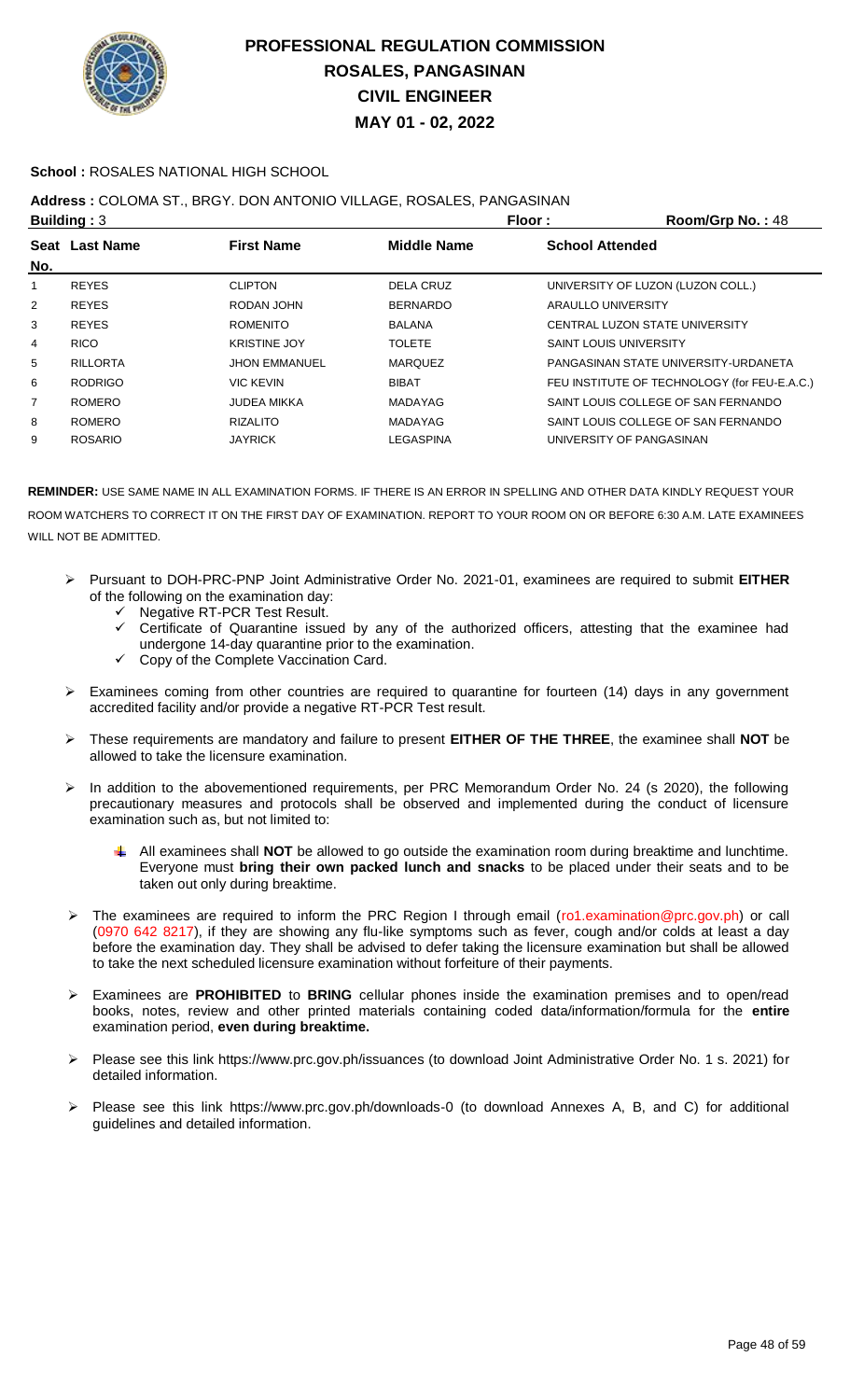# PROFESSIONAL REGULATION COMMISSION
# ROSALES, PANGASINAN
# CIVIL ENGINEER
# MAY 01 - 02, 2022

**School :** ROSALES NATIONAL HIGH SCHOOL

**Address :** COLOMA ST., BRGY. DON ANTONIO VILLAGE, ROSALES, PANGASINAN

**Building :** 3 **Floor :** **Room/Grp No. :** 48

| Seat No. | Last Name | First Name | Middle Name | School Attended |
|---|---|---|---|---|
| 1 | REYES | CLIPTON | DELA CRUZ | UNIVERSITY OF LUZON (LUZON COLL.) |
| 2 | REYES | RODAN JOHN | BERNARDO | ARAULLO UNIVERSITY |
| 3 | REYES | ROMENITO | BALANA | CENTRAL LUZON STATE UNIVERSITY |
| 4 | RICO | KRISTINE JOY | TOLETE | SAINT LOUIS UNIVERSITY |
| 5 | RILLORTA | JHON EMMANUEL | MARQUEZ | PANGASINAN STATE UNIVERSITY-URDANETA |
| 6 | RODRIGO | VIC KEVIN | BIBAT | FEU INSTITUTE OF TECHNOLOGY (for FEU-E.A.C.) |
| 7 | ROMERO | JUDEA MIKKA | MADAYAG | SAINT LOUIS COLLEGE OF SAN FERNANDO |
| 8 | ROMERO | RIZALITO | MADAYAG | SAINT LOUIS COLLEGE OF SAN FERNANDO |
| 9 | ROSARIO | JAYRICK | LEGASPINA | UNIVERSITY OF PANGASINAN |

**REMINDER:** USE SAME NAME IN ALL EXAMINATION FORMS. IF THERE IS AN ERROR IN SPELLING AND OTHER DATA KINDLY REQUEST YOUR ROOM WATCHERS TO CORRECT IT ON THE FIRST DAY OF EXAMINATION. REPORT TO YOUR ROOM ON OR BEFORE 6:30 A.M. LATE EXAMINEES WILL NOT BE ADMITTED.

- Pursuant to DOH-PRC-PNP Joint Administrative Order No. 2021-01, examinees are required to submit **EITHER** of the following on the examination day:
  - ✓ Negative RT-PCR Test Result.
  - ✓ Certificate of Quarantine issued by any of the authorized officers, attesting that the examinee had undergone 14-day quarantine prior to the examination.
  - ✓ Copy of the Complete Vaccination Card.
- Examinees coming from other countries are required to quarantine for fourteen (14) days in any government accredited facility and/or provide a negative RT-PCR Test result.
- These requirements are mandatory and failure to present **EITHER OF THE THREE**, the examinee shall **NOT** be allowed to take the licensure examination.
- In addition to the abovementioned requirements, per PRC Memorandum Order No. 24 (s 2020), the following precautionary measures and protocols shall be observed and implemented during the conduct of licensure examination such as, but not limited to:
  - All examinees shall **NOT** be allowed to go outside the examination room during breaktime and lunchtime. Everyone must **bring their own packed lunch and snacks** to be placed under their seats and to be taken out only during breaktime.
- The examinees are required to inform the PRC Region I through email (ro1.examination@prc.gov.ph) or call (0970 642 8217), if they are showing any flu-like symptoms such as fever, cough and/or colds at least a day before the examination day. They shall be advised to defer taking the licensure examination but shall be allowed to take the next scheduled licensure examination without forfeiture of their payments.
- Examinees are **PROHIBITED** to **BRING** cellular phones inside the examination premises and to open/read books, notes, review and other printed materials containing coded data/information/formula for the **entire** examination period, **even during breaktime.**
- Please see this link https://www.prc.gov.ph/issuances (to download Joint Administrative Order No. 1 s. 2021) for detailed information.
- Please see this link https://www.prc.gov.ph/downloads-0 (to download Annexes A, B, and C) for additional guidelines and detailed information.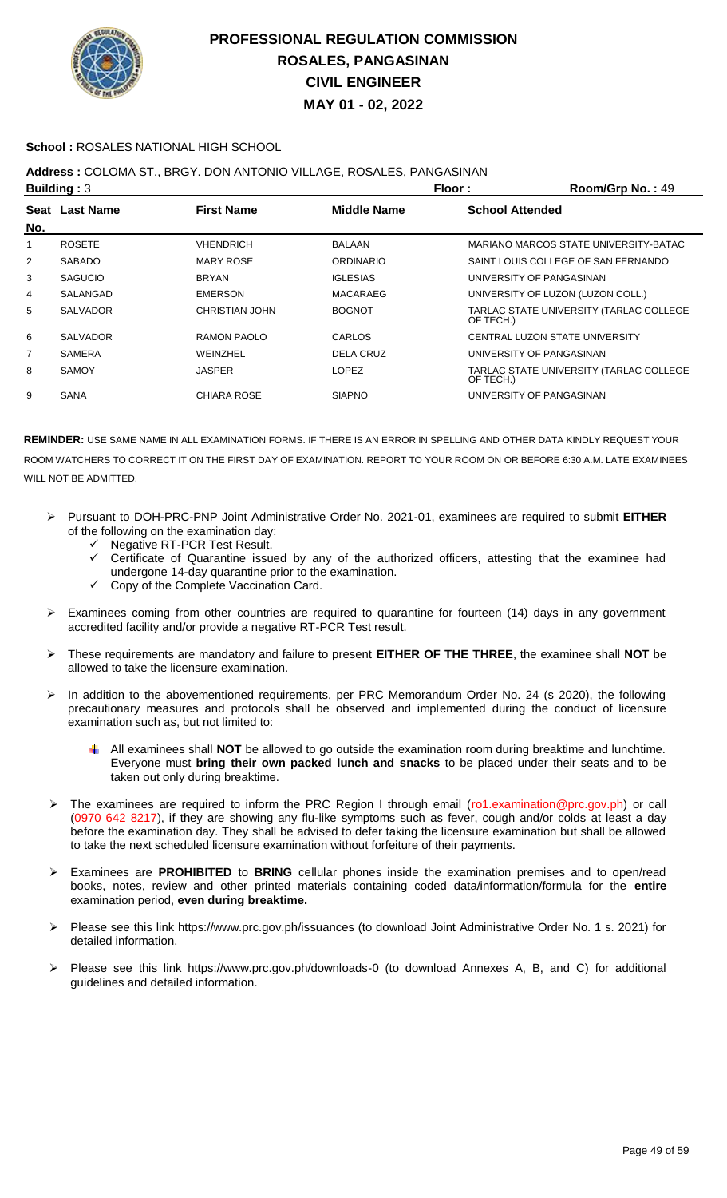# PROFESSIONAL REGULATION COMMISSION
## ROSALES, PANGASINAN
## CIVIL ENGINEER
## MAY 01 - 02, 2022

**School :** ROSALES NATIONAL HIGH SCHOOL

**Address :** COLOMA ST., BRGY. DON ANTONIO VILLAGE, ROSALES, PANGASINAN

**Building :** 3 **Floor :** **Room/Grp No. :** 49

| Seat No. | Last Name | First Name | Middle Name | School Attended |
|---|---|---|---|---|
| 1 | ROSETE | VHENDRICH | BALAAN | MARIANO MARCOS STATE UNIVERSITY-BATAC |
| 2 | SABADO | MARY ROSE | ORDINARIO | SAINT LOUIS COLLEGE OF SAN FERNANDO |
| 3 | SAGUCIO | BRYAN | IGLESIAS | UNIVERSITY OF PANGASINAN |
| 4 | SALANGAD | EMERSON | MACARAEG | UNIVERSITY OF LUZON (LUZON COLL.) |
| 5 | SALVADOR | CHRISTIAN JOHN | BOGNOT | TARLAC STATE UNIVERSITY (TARLAC COLLEGE OF TECH.) |
| 6 | SALVADOR | RAMON PAOLO | CARLOS | CENTRAL LUZON STATE UNIVERSITY |
| 7 | SAMERA | WEINZHEL | DELA CRUZ | UNIVERSITY OF PANGASINAN |
| 8 | SAMOY | JASPER | LOPEZ | TARLAC STATE UNIVERSITY (TARLAC COLLEGE OF TECH.) |
| 9 | SANA | CHIARA ROSE | SIAPNO | UNIVERSITY OF PANGASINAN |

**REMINDER:** USE SAME NAME IN ALL EXAMINATION FORMS. IF THERE IS AN ERROR IN SPELLING AND OTHER DATA KINDLY REQUEST YOUR ROOM WATCHERS TO CORRECT IT ON THE FIRST DAY OF EXAMINATION. REPORT TO YOUR ROOM ON OR BEFORE 6:30 A.M. LATE EXAMINEES WILL NOT BE ADMITTED.

- Pursuant to DOH-PRC-PNP Joint Administrative Order No. 2021-01, examinees are required to submit **EITHER** of the following on the examination day:
  - ✓ Negative RT-PCR Test Result.
  - ✓ Certificate of Quarantine issued by any of the authorized officers, attesting that the examinee had undergone 14-day quarantine prior to the examination.
  - ✓ Copy of the Complete Vaccination Card.
- Examinees coming from other countries are required to quarantine for fourteen (14) days in any government accredited facility and/or provide a negative RT-PCR Test result.
- These requirements are mandatory and failure to present **EITHER OF THE THREE**, the examinee shall **NOT** be allowed to take the licensure examination.
- In addition to the abovementioned requirements, per PRC Memorandum Order No. 24 (s 2020), the following precautionary measures and protocols shall be observed and implemented during the conduct of licensure examination such as, but not limited to:
  - All examinees shall **NOT** be allowed to go outside the examination room during breaktime and lunchtime. Everyone must **bring their own packed lunch and snacks** to be placed under their seats and to be taken out only during breaktime.
- The examinees are required to inform the PRC Region I through email (ro1.examination@prc.gov.ph) or call (0970 642 8217), if they are showing any flu-like symptoms such as fever, cough and/or colds at least a day before the examination day. They shall be advised to defer taking the licensure examination but shall be allowed to take the next scheduled licensure examination without forfeiture of their payments.
- Examinees are **PROHIBITED** to **BRING** cellular phones inside the examination premises and to open/read books, notes, review and other printed materials containing coded data/information/formula for the **entire** examination period, **even during breaktime.**
- Please see this link https://www.prc.gov.ph/issuances (to download Joint Administrative Order No. 1 s. 2021) for detailed information.
- Please see this link https://www.prc.gov.ph/downloads-0 (to download Annexes A, B, and C) for additional guidelines and detailed information.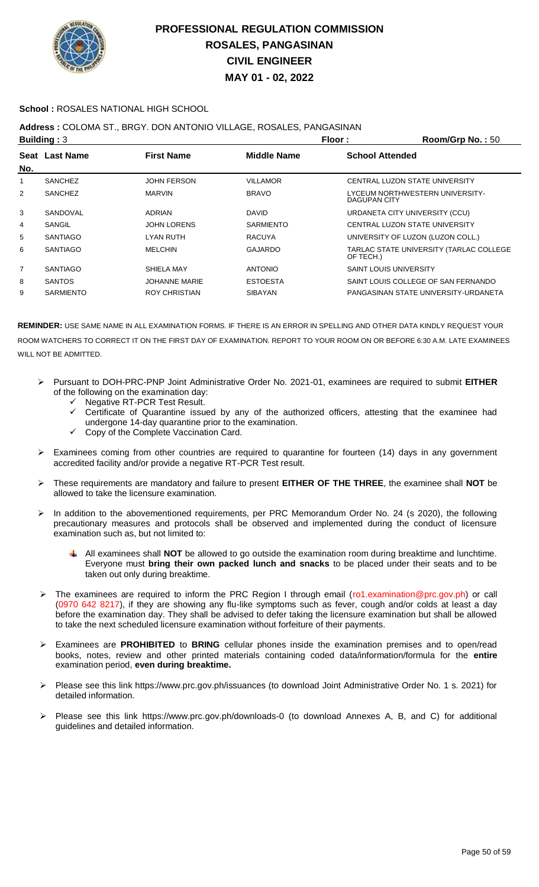# PROFESSIONAL REGULATION COMMISSION
## ROSALES, PANGASINAN
## CIVIL ENGINEER
## MAY 01 - 02, 2022

**School :** ROSALES NATIONAL HIGH SCHOOL

**Address :** COLOMA ST., BRGY. DON ANTONIO VILLAGE, ROSALES, PANGASINAN

**Building :** 3 **Floor :** **Room/Grp No. :** 50

| Seat No. | Last Name | First Name | Middle Name | School Attended |
|---|---|---|---|---|
| 1 | SANCHEZ | JOHN FERSON | VILLAMOR | CENTRAL LUZON STATE UNIVERSITY |
| 2 | SANCHEZ | MARVIN | BRAVO | LYCEUM NORTHWESTERN UNIVERSITY-DAGUPAN CITY |
| 3 | SANDOVAL | ADRIAN | DAVID | URDANETA CITY UNIVERSITY (CCU) |
| 4 | SANGIL | JOHN LORENS | SARMIENTO | CENTRAL LUZON STATE UNIVERSITY |
| 5 | SANTIAGO | LYAN RUTH | RACUYA | UNIVERSITY OF LUZON (LUZON COLL.) |
| 6 | SANTIAGO | MELCHIN | GAJARDO | TARLAC STATE UNIVERSITY (TARLAC COLLEGE OF TECH.) |
| 7 | SANTIAGO | SHIELA MAY | ANTONIO | SAINT LOUIS UNIVERSITY |
| 8 | SANTOS | JOHANNE MARIE | ESTOESTA | SAINT LOUIS COLLEGE OF SAN FERNANDO |
| 9 | SARMIENTO | ROY CHRISTIAN | SIBAYAN | PANGASINAN STATE UNIVERSITY-URDANETA |

**REMINDER:** USE SAME NAME IN ALL EXAMINATION FORMS. IF THERE IS AN ERROR IN SPELLING AND OTHER DATA KINDLY REQUEST YOUR ROOM WATCHERS TO CORRECT IT ON THE FIRST DAY OF EXAMINATION. REPORT TO YOUR ROOM ON OR BEFORE 6:30 A.M. LATE EXAMINEES WILL NOT BE ADMITTED.

- Pursuant to DOH-PRC-PNP Joint Administrative Order No. 2021-01, examinees are required to submit **EITHER** of the following on the examination day:
  - ✓ Negative RT-PCR Test Result.
  - ✓ Certificate of Quarantine issued by any of the authorized officers, attesting that the examinee had undergone 14-day quarantine prior to the examination.
  - ✓ Copy of the Complete Vaccination Card.
- Examinees coming from other countries are required to quarantine for fourteen (14) days in any government accredited facility and/or provide a negative RT-PCR Test result.
- These requirements are mandatory and failure to present **EITHER OF THE THREE**, the examinee shall **NOT** be allowed to take the licensure examination.
- In addition to the abovementioned requirements, per PRC Memorandum Order No. 24 (s 2020), the following precautionary measures and protocols shall be observed and implemented during the conduct of licensure examination such as, but not limited to:
  - All examinees shall **NOT** be allowed to go outside the examination room during breaktime and lunchtime. Everyone must **bring their own packed lunch and snacks** to be placed under their seats and to be taken out only during breaktime.
- The examinees are required to inform the PRC Region I through email (ro1.examination@prc.gov.ph) or call (0970 642 8217), if they are showing any flu-like symptoms such as fever, cough and/or colds at least a day before the examination day. They shall be advised to defer taking the licensure examination but shall be allowed to take the next scheduled licensure examination without forfeiture of their payments.
- Examinees are **PROHIBITED** to **BRING** cellular phones inside the examination premises and to open/read books, notes, review and other printed materials containing coded data/information/formula for the **entire** examination period, **even during breaktime.**
- Please see this link https://www.prc.gov.ph/issuances (to download Joint Administrative Order No. 1 s. 2021) for detailed information.
- Please see this link https://www.prc.gov.ph/downloads-0 (to download Annexes A, B, and C) for additional guidelines and detailed information.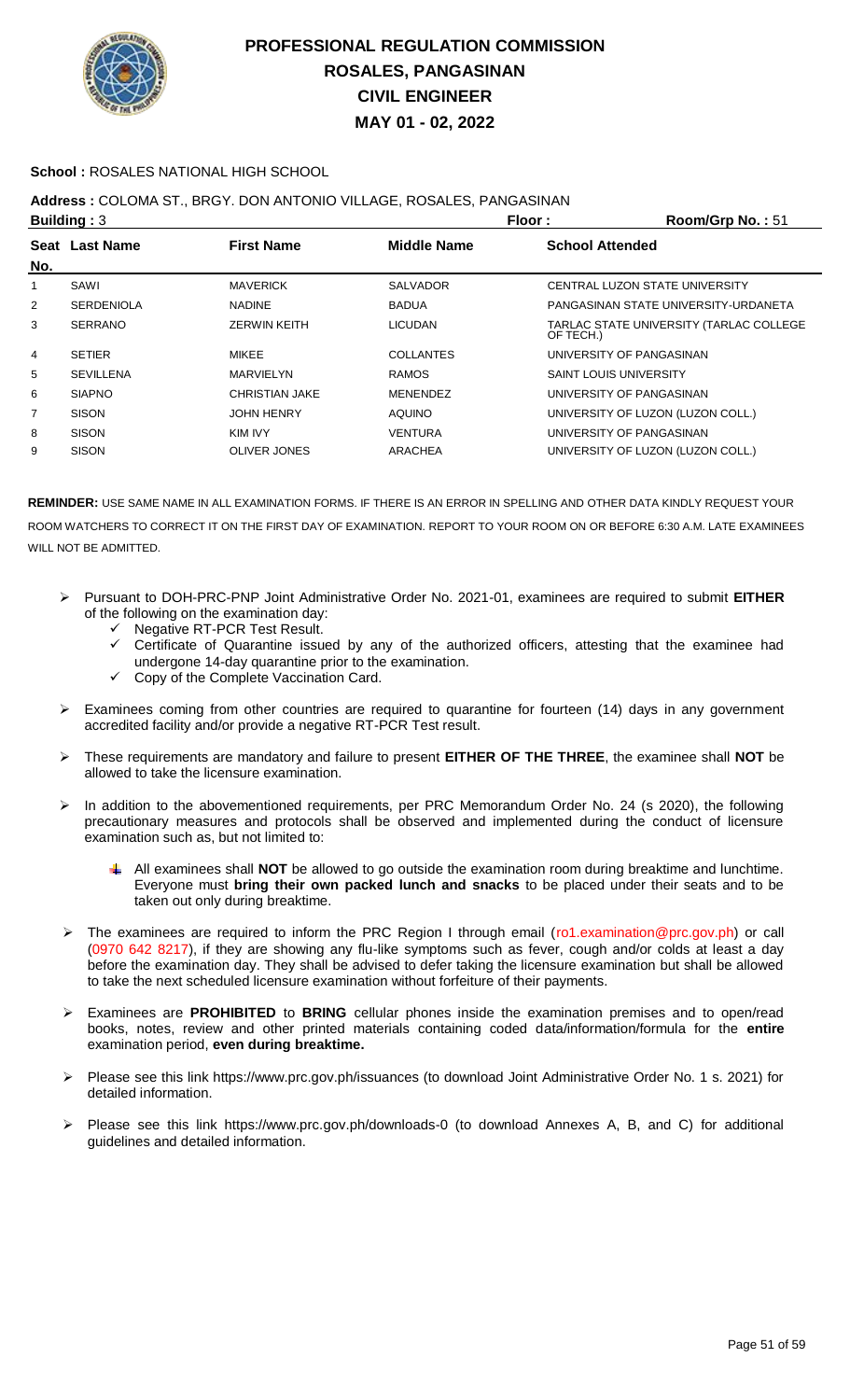# PROFESSIONAL REGULATION COMMISSION
## ROSALES, PANGASINAN
## CIVIL ENGINEER
## MAY 01 - 02, 2022

**School :** ROSALES NATIONAL HIGH SCHOOL

**Address :** COLOMA ST., BRGY. DON ANTONIO VILLAGE, ROSALES, PANGASINAN

**Building :** 3 **Floor :** **Room/Grp No. :** 51

| Seat No. | Last Name | First Name | Middle Name | School Attended |
|---|---|---|---|---|
| 1 | SAWI | MAVERICK | SALVADOR | CENTRAL LUZON STATE UNIVERSITY |
| 2 | SERDENIOLA | NADINE | BADUA | PANGASINAN STATE UNIVERSITY-URDANETA |
| 3 | SERRANO | ZERWIN KEITH | LICUDAN | TARLAC STATE UNIVERSITY (TARLAC COLLEGE OF TECH.) |
| 4 | SETIER | MIKEE | COLLANTES | UNIVERSITY OF PANGASINAN |
| 5 | SEVILLENA | MARVIELYN | RAMOS | SAINT LOUIS UNIVERSITY |
| 6 | SIAPNO | CHRISTIAN JAKE | MENENDEZ | UNIVERSITY OF PANGASINAN |
| 7 | SISON | JOHN HENRY | AQUINO | UNIVERSITY OF LUZON (LUZON COLL.) |
| 8 | SISON | KIM IVY | VENTURA | UNIVERSITY OF PANGASINAN |
| 9 | SISON | OLIVER JONES | ARACHEA | UNIVERSITY OF LUZON (LUZON COLL.) |

**REMINDER:** USE SAME NAME IN ALL EXAMINATION FORMS. IF THERE IS AN ERROR IN SPELLING AND OTHER DATA KINDLY REQUEST YOUR ROOM WATCHERS TO CORRECT IT ON THE FIRST DAY OF EXAMINATION. REPORT TO YOUR ROOM ON OR BEFORE 6:30 A.M. LATE EXAMINEES WILL NOT BE ADMITTED.

- Pursuant to DOH-PRC-PNP Joint Administrative Order No. 2021-01, examinees are required to submit **EITHER** of the following on the examination day:
  - ✓ Negative RT-PCR Test Result.
  - ✓ Certificate of Quarantine issued by any of the authorized officers, attesting that the examinee had undergone 14-day quarantine prior to the examination.
  - ✓ Copy of the Complete Vaccination Card.
- Examinees coming from other countries are required to quarantine for fourteen (14) days in any government accredited facility and/or provide a negative RT-PCR Test result.
- These requirements are mandatory and failure to present **EITHER OF THE THREE**, the examinee shall **NOT** be allowed to take the licensure examination.
- In addition to the abovementioned requirements, per PRC Memorandum Order No. 24 (s 2020), the following precautionary measures and protocols shall be observed and implemented during the conduct of licensure examination such as, but not limited to:
  - All examinees shall **NOT** be allowed to go outside the examination room during breaktime and lunchtime. Everyone must **bring their own packed lunch and snacks** to be placed under their seats and to be taken out only during breaktime.
- The examinees are required to inform the PRC Region I through email (ro1.examination@prc.gov.ph) or call (0970 642 8217), if they are showing any flu-like symptoms such as fever, cough and/or colds at least a day before the examination day. They shall be advised to defer taking the licensure examination but shall be allowed to take the next scheduled licensure examination without forfeiture of their payments.
- Examinees are **PROHIBITED** to **BRING** cellular phones inside the examination premises and to open/read books, notes, review and other printed materials containing coded data/information/formula for the **entire** examination period, **even during breaktime.**
- Please see this link https://www.prc.gov.ph/issuances (to download Joint Administrative Order No. 1 s. 2021) for detailed information.
- Please see this link https://www.prc.gov.ph/downloads-0 (to download Annexes A, B, and C) for additional guidelines and detailed information.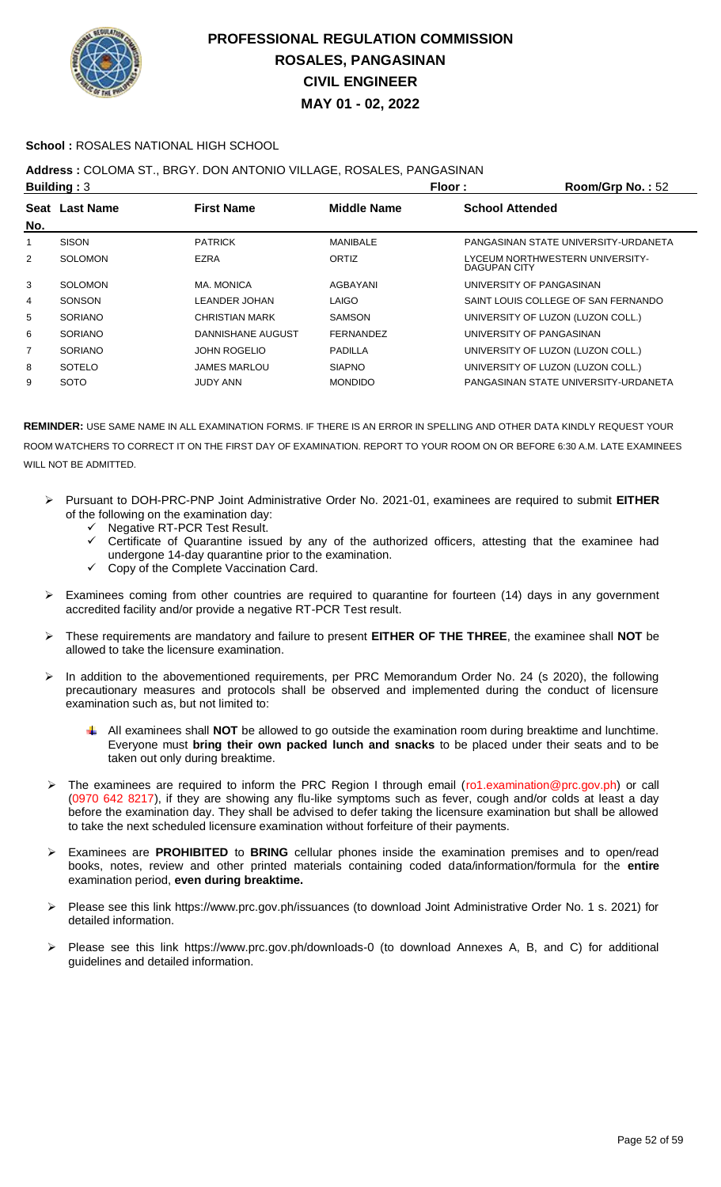# PROFESSIONAL REGULATION COMMISSION
## ROSALES, PANGASINAN
## CIVIL ENGINEER
## MAY 01 - 02, 2022

**School :** ROSALES NATIONAL HIGH SCHOOL

**Address :** COLOMA ST., BRGY. DON ANTONIO VILLAGE, ROSALES, PANGASINAN

**Building :** 3 **Floor :** **Room/Grp No. :** 52

| Seat No. | Last Name | First Name | Middle Name | School Attended |
|---|---|---|---|---|
| 1 | SISON | PATRICK | MANIBALE | PANGASINAN STATE UNIVERSITY-URDANETA |
| 2 | SOLOMON | EZRA | ORTIZ | LYCEUM NORTHWESTERN UNIVERSITY-DAGUPAN CITY |
| 3 | SOLOMON | MA. MONICA | AGBAYANI | UNIVERSITY OF PANGASINAN |
| 4 | SONSON | LEANDER JOHAN | LAIGO | SAINT LOUIS COLLEGE OF SAN FERNANDO |
| 5 | SORIANO | CHRISTIAN MARK | SAMSON | UNIVERSITY OF LUZON (LUZON COLL.) |
| 6 | SORIANO | DANNISHANE AUGUST | FERNANDEZ | UNIVERSITY OF PANGASINAN |
| 7 | SORIANO | JOHN ROGELIO | PADILLA | UNIVERSITY OF LUZON (LUZON COLL.) |
| 8 | SOTELO | JAMES MARLOU | SIAPNO | UNIVERSITY OF LUZON (LUZON COLL.) |
| 9 | SOTO | JUDY ANN | MONDIDO | PANGASINAN STATE UNIVERSITY-URDANETA |

**REMINDER:** USE SAME NAME IN ALL EXAMINATION FORMS. IF THERE IS AN ERROR IN SPELLING AND OTHER DATA KINDLY REQUEST YOUR ROOM WATCHERS TO CORRECT IT ON THE FIRST DAY OF EXAMINATION. REPORT TO YOUR ROOM ON OR BEFORE 6:30 A.M. LATE EXAMINEES WILL NOT BE ADMITTED.

- Pursuant to DOH-PRC-PNP Joint Administrative Order No. 2021-01, examinees are required to submit **EITHER** of the following on the examination day:
  - ✓ Negative RT-PCR Test Result.
  - ✓ Certificate of Quarantine issued by any of the authorized officers, attesting that the examinee had undergone 14-day quarantine prior to the examination.
  - ✓ Copy of the Complete Vaccination Card.
- Examinees coming from other countries are required to quarantine for fourteen (14) days in any government accredited facility and/or provide a negative RT-PCR Test result.
- These requirements are mandatory and failure to present **EITHER OF THE THREE**, the examinee shall **NOT** be allowed to take the licensure examination.
- In addition to the abovementioned requirements, per PRC Memorandum Order No. 24 (s 2020), the following precautionary measures and protocols shall be observed and implemented during the conduct of licensure examination such as, but not limited to:
  - All examinees shall **NOT** be allowed to go outside the examination room during breaktime and lunchtime. Everyone must **bring their own packed lunch and snacks** to be placed under their seats and to be taken out only during breaktime.
- The examinees are required to inform the PRC Region I through email (ro1.examination@prc.gov.ph) or call (0970 642 8217), if they are showing any flu-like symptoms such as fever, cough and/or colds at least a day before the examination day. They shall be advised to defer taking the licensure examination but shall be allowed to take the next scheduled licensure examination without forfeiture of their payments.
- Examinees are **PROHIBITED** to **BRING** cellular phones inside the examination premises and to open/read books, notes, review and other printed materials containing coded data/information/formula for the **entire** examination period, **even during breaktime.**
- Please see this link https://www.prc.gov.ph/issuances (to download Joint Administrative Order No. 1 s. 2021) for detailed information.
- Please see this link https://www.prc.gov.ph/downloads-0 (to download Annexes A, B, and C) for additional guidelines and detailed information.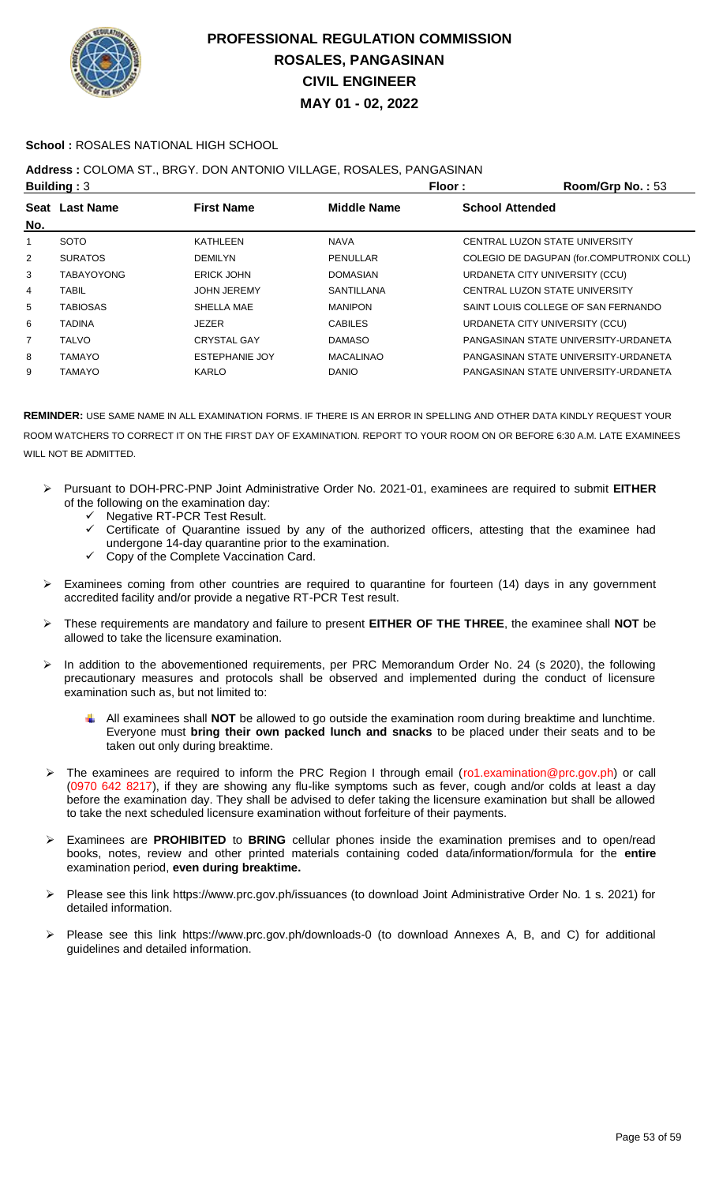# PROFESSIONAL REGULATION COMMISSION
# ROSALES, PANGASINAN
# CIVIL ENGINEER
# MAY 01 - 02, 2022

**School :** ROSALES NATIONAL HIGH SCHOOL

**Address :** COLOMA ST., BRGY. DON ANTONIO VILLAGE, ROSALES, PANGASINAN

**Building :** 3 **Floor :** **Room/Grp No. :** 53

| Seat No. | Last Name | First Name | Middle Name | School Attended |
|---|---|---|---|---|
| 1 | SOTO | KATHLEEN | NAVA | CENTRAL LUZON STATE UNIVERSITY |
| 2 | SURATOS | DEMILYN | PENULLAR | COLEGIO DE DAGUPAN (for.COMPUTRONIX COLL) |
| 3 | TABAYOYONG | ERICK JOHN | DOMASIAN | URDANETA CITY UNIVERSITY (CCU) |
| 4 | TABIL | JOHN JEREMY | SANTILLANA | CENTRAL LUZON STATE UNIVERSITY |
| 5 | TABIOSAS | SHELLA MAE | MANIPON | SAINT LOUIS COLLEGE OF SAN FERNANDO |
| 6 | TADINA | JEZER | CABILES | URDANETA CITY UNIVERSITY (CCU) |
| 7 | TALVO | CRYSTAL GAY | DAMASO | PANGASINAN STATE UNIVERSITY-URDANETA |
| 8 | TAMAYO | ESTEPHANIE JOY | MACALINAO | PANGASINAN STATE UNIVERSITY-URDANETA |
| 9 | TAMAYO | KARLO | DANIO | PANGASINAN STATE UNIVERSITY-URDANETA |

**REMINDER:** USE SAME NAME IN ALL EXAMINATION FORMS. IF THERE IS AN ERROR IN SPELLING AND OTHER DATA KINDLY REQUEST YOUR ROOM WATCHERS TO CORRECT IT ON THE FIRST DAY OF EXAMINATION. REPORT TO YOUR ROOM ON OR BEFORE 6:30 A.M. LATE EXAMINEES WILL NOT BE ADMITTED.

- Pursuant to DOH-PRC-PNP Joint Administrative Order No. 2021-01, examinees are required to submit **EITHER** of the following on the examination day:
  - Negative RT-PCR Test Result.
  - Certificate of Quarantine issued by any of the authorized officers, attesting that the examinee had undergone 14-day quarantine prior to the examination.
  - Copy of the Complete Vaccination Card.
- Examinees coming from other countries are required to quarantine for fourteen (14) days in any government accredited facility and/or provide a negative RT-PCR Test result.
- These requirements are mandatory and failure to present **EITHER OF THE THREE**, the examinee shall **NOT** be allowed to take the licensure examination.
- In addition to the abovementioned requirements, per PRC Memorandum Order No. 24 (s 2020), the following precautionary measures and protocols shall be observed and implemented during the conduct of licensure examination such as, but not limited to:
  - All examinees shall **NOT** be allowed to go outside the examination room during breaktime and lunchtime. Everyone must **bring their own packed lunch and snacks** to be placed under their seats and to be taken out only during breaktime.
- The examinees are required to inform the PRC Region I through email (ro1.examination@prc.gov.ph) or call (0970 642 8217), if they are showing any flu-like symptoms such as fever, cough and/or colds at least a day before the examination day. They shall be advised to defer taking the licensure examination but shall be allowed to take the next scheduled licensure examination without forfeiture of their payments.
- Examinees are **PROHIBITED** to **BRING** cellular phones inside the examination premises and to open/read books, notes, review and other printed materials containing coded data/information/formula for the **entire** examination period, **even during breaktime.**
- Please see this link https://www.prc.gov.ph/issuances (to download Joint Administrative Order No. 1 s. 2021) for detailed information.
- Please see this link https://www.prc.gov.ph/downloads-0 (to download Annexes A, B, and C) for additional guidelines and detailed information.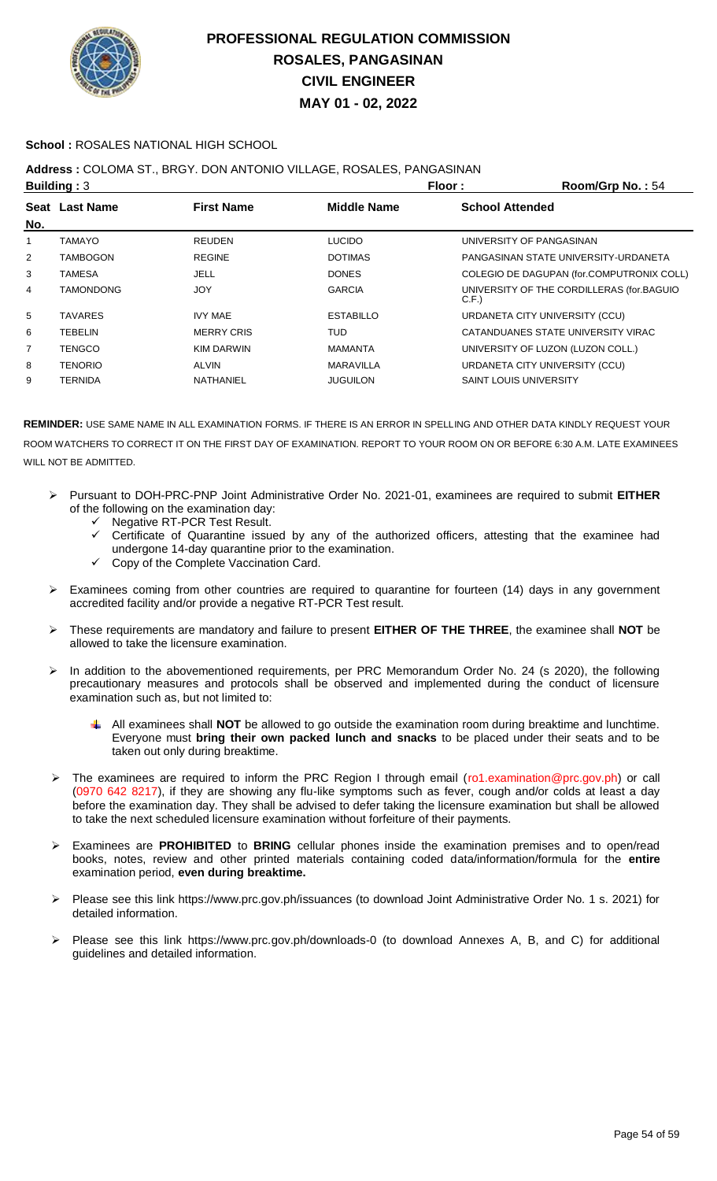# PROFESSIONAL REGULATION COMMISSION
# ROSALES, PANGASINAN
# CIVIL ENGINEER
# MAY 01 - 02, 2022

**School :** ROSALES NATIONAL HIGH SCHOOL

**Address :** COLOMA ST., BRGY. DON ANTONIO VILLAGE, ROSALES, PANGASINAN

**Building :** 3 | **Floor :** | **Room/Grp No. :** 54

| Seat No. | Last Name | First Name | Middle Name | School Attended |
|---|---|---|---|---|
| 1 | TAMAYO | REUDEN | LUCIDO | UNIVERSITY OF PANGASINAN |
| 2 | TAMBOGON | REGINE | DOTIMAS | PANGASINAN STATE UNIVERSITY-URDANETA |
| 3 | TAMESA | JELL | DONES | COLEGIO DE DAGUPAN (for.COMPUTRONIX COLL) |
| 4 | TAMONDONG | JOY | GARCIA | UNIVERSITY OF THE CORDILLERAS (for.BAGUIO C.F.) |
| 5 | TAVARES | IVY MAE | ESTABILLO | URDANETA CITY UNIVERSITY (CCU) |
| 6 | TEBELIN | MERRY CRIS | TUD | CATANDUANES STATE UNIVERSITY VIRAC |
| 7 | TENGCO | KIM DARWIN | MAMANTA | UNIVERSITY OF LUZON (LUZON COLL.) |
| 8 | TENORIO | ALVIN | MARAVILLA | URDANETA CITY UNIVERSITY (CCU) |
| 9 | TERNIDA | NATHANIEL | JUGUILON | SAINT LOUIS UNIVERSITY |

**REMINDER:** USE SAME NAME IN ALL EXAMINATION FORMS. IF THERE IS AN ERROR IN SPELLING AND OTHER DATA KINDLY REQUEST YOUR ROOM WATCHERS TO CORRECT IT ON THE FIRST DAY OF EXAMINATION. REPORT TO YOUR ROOM ON OR BEFORE 6:30 A.M. LATE EXAMINEES WILL NOT BE ADMITTED.

- Pursuant to DOH-PRC-PNP Joint Administrative Order No. 2021-01, examinees are required to submit **EITHER** of the following on the examination day:
  - ✓ Negative RT-PCR Test Result.
  - ✓ Certificate of Quarantine issued by any of the authorized officers, attesting that the examinee had undergone 14-day quarantine prior to the examination.
  - ✓ Copy of the Complete Vaccination Card.
- Examinees coming from other countries are required to quarantine for fourteen (14) days in any government accredited facility and/or provide a negative RT-PCR Test result.
- These requirements are mandatory and failure to present **EITHER OF THE THREE**, the examinee shall **NOT** be allowed to take the licensure examination.
- In addition to the abovementioned requirements, per PRC Memorandum Order No. 24 (s 2020), the following precautionary measures and protocols shall be observed and implemented during the conduct of licensure examination such as, but not limited to:
  - All examinees shall **NOT** be allowed to go outside the examination room during breaktime and lunchtime. Everyone must **bring their own packed lunch and snacks** to be placed under their seats and to be taken out only during breaktime.
- The examinees are required to inform the PRC Region I through email (ro1.examination@prc.gov.ph) or call (0970 642 8217), if they are showing any flu-like symptoms such as fever, cough and/or colds at least a day before the examination day. They shall be advised to defer taking the licensure examination but shall be allowed to take the next scheduled licensure examination without forfeiture of their payments.
- Examinees are **PROHIBITED** to **BRING** cellular phones inside the examination premises and to open/read books, notes, review and other printed materials containing coded data/information/formula for the **entire** examination period, **even during breaktime.**
- Please see this link https://www.prc.gov.ph/issuances (to download Joint Administrative Order No. 1 s. 2021) for detailed information.
- Please see this link https://www.prc.gov.ph/downloads-0 (to download Annexes A, B, and C) for additional guidelines and detailed information.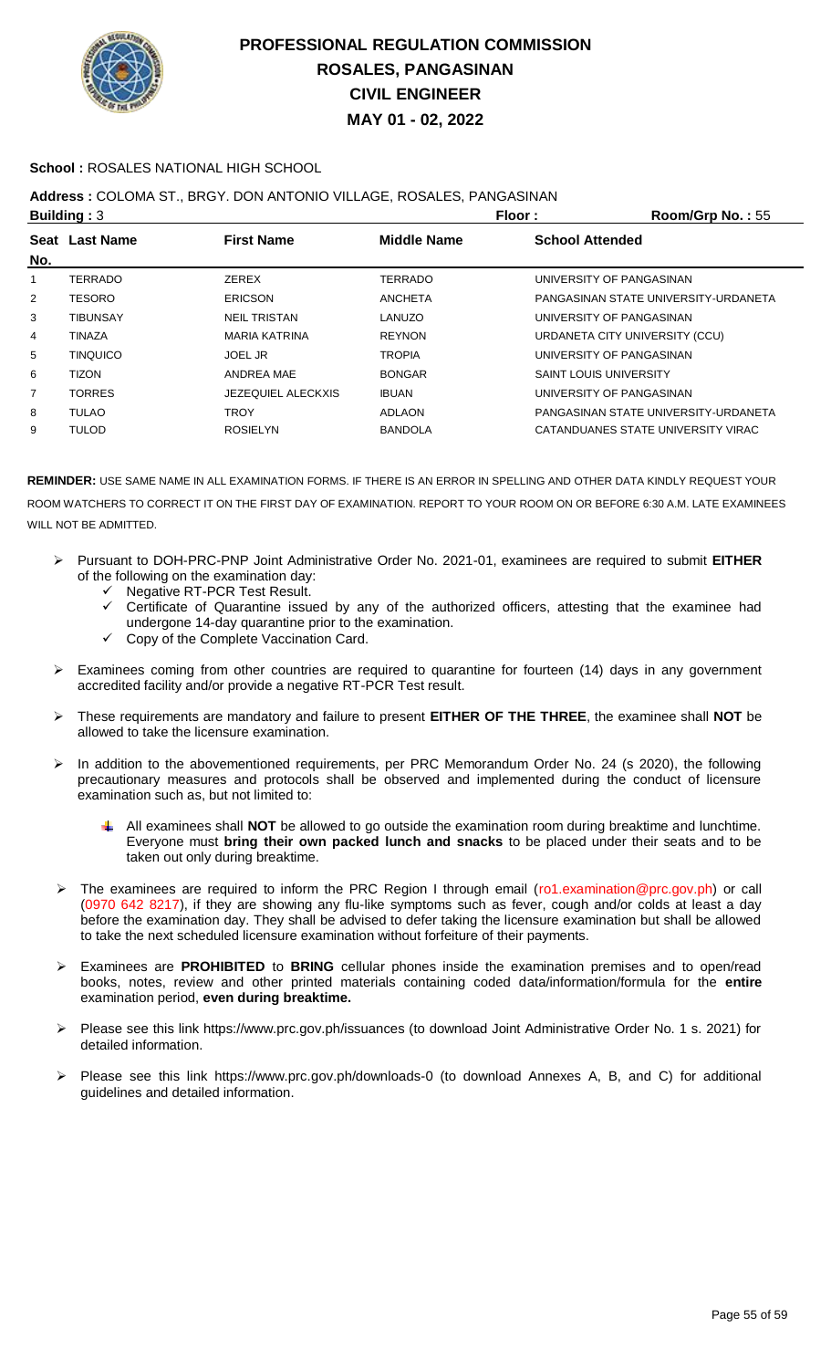# PROFESSIONAL REGULATION COMMISSION
## ROSALES, PANGASINAN
## CIVIL ENGINEER
## MAY 01 - 02, 2022

**School :** ROSALES NATIONAL HIGH SCHOOL

**Address :** COLOMA ST., BRGY. DON ANTONIO VILLAGE, ROSALES, PANGASINAN

**Building :** 3 **Floor :** **Room/Grp No. :** 55

| Seat No. | Last Name | First Name | Middle Name | School Attended |
|---|---|---|---|---|
| 1 | TERRADO | ZEREX | TERRADO | UNIVERSITY OF PANGASINAN |
| 2 | TESORO | ERICSON | ANCHETA | PANGASINAN STATE UNIVERSITY-URDANETA |
| 3 | TIBUNSAY | NEIL TRISTAN | LANUZO | UNIVERSITY OF PANGASINAN |
| 4 | TINAZA | MARIA KATRINA | REYNON | URDANETA CITY UNIVERSITY (CCU) |
| 5 | TINQUICO | JOEL JR | TROPIA | UNIVERSITY OF PANGASINAN |
| 6 | TIZON | ANDREA MAE | BONGAR | SAINT LOUIS UNIVERSITY |
| 7 | TORRES | JEZEQUIEL ALECKXIS | IBUAN | UNIVERSITY OF PANGASINAN |
| 8 | TULAO | TROY | ADLAON | PANGASINAN STATE UNIVERSITY-URDANETA |
| 9 | TULOD | ROSIELYN | BANDOLA | CATANDUANES STATE UNIVERSITY VIRAC |

**REMINDER:** USE SAME NAME IN ALL EXAMINATION FORMS. IF THERE IS AN ERROR IN SPELLING AND OTHER DATA KINDLY REQUEST YOUR ROOM WATCHERS TO CORRECT IT ON THE FIRST DAY OF EXAMINATION. REPORT TO YOUR ROOM ON OR BEFORE 6:30 A.M. LATE EXAMINEES WILL NOT BE ADMITTED.

- Pursuant to DOH-PRC-PNP Joint Administrative Order No. 2021-01, examinees are required to submit **EITHER** of the following on the examination day:
  - Negative RT-PCR Test Result.
  - Certificate of Quarantine issued by any of the authorized officers, attesting that the examinee had undergone 14-day quarantine prior to the examination.
  - Copy of the Complete Vaccination Card.
- Examinees coming from other countries are required to quarantine for fourteen (14) days in any government accredited facility and/or provide a negative RT-PCR Test result.
- These requirements are mandatory and failure to present **EITHER OF THE THREE**, the examinee shall **NOT** be allowed to take the licensure examination.
- In addition to the abovementioned requirements, per PRC Memorandum Order No. 24 (s 2020), the following precautionary measures and protocols shall be observed and implemented during the conduct of licensure examination such as, but not limited to:
  - All examinees shall **NOT** be allowed to go outside the examination room during breaktime and lunchtime. Everyone must **bring their own packed lunch and snacks** to be placed under their seats and to be taken out only during breaktime.
- The examinees are required to inform the PRC Region I through email (ro1.examination@prc.gov.ph) or call (0970 642 8217), if they are showing any flu-like symptoms such as fever, cough and/or colds at least a day before the examination day. They shall be advised to defer taking the licensure examination but shall be allowed to take the next scheduled licensure examination without forfeiture of their payments.
- Examinees are **PROHIBITED** to **BRING** cellular phones inside the examination premises and to open/read books, notes, review and other printed materials containing coded data/information/formula for the **entire** examination period, **even during breaktime.**
- Please see this link https://www.prc.gov.ph/issuances (to download Joint Administrative Order No. 1 s. 2021) for detailed information.
- Please see this link https://www.prc.gov.ph/downloads-0 (to download Annexes A, B, and C) for additional guidelines and detailed information.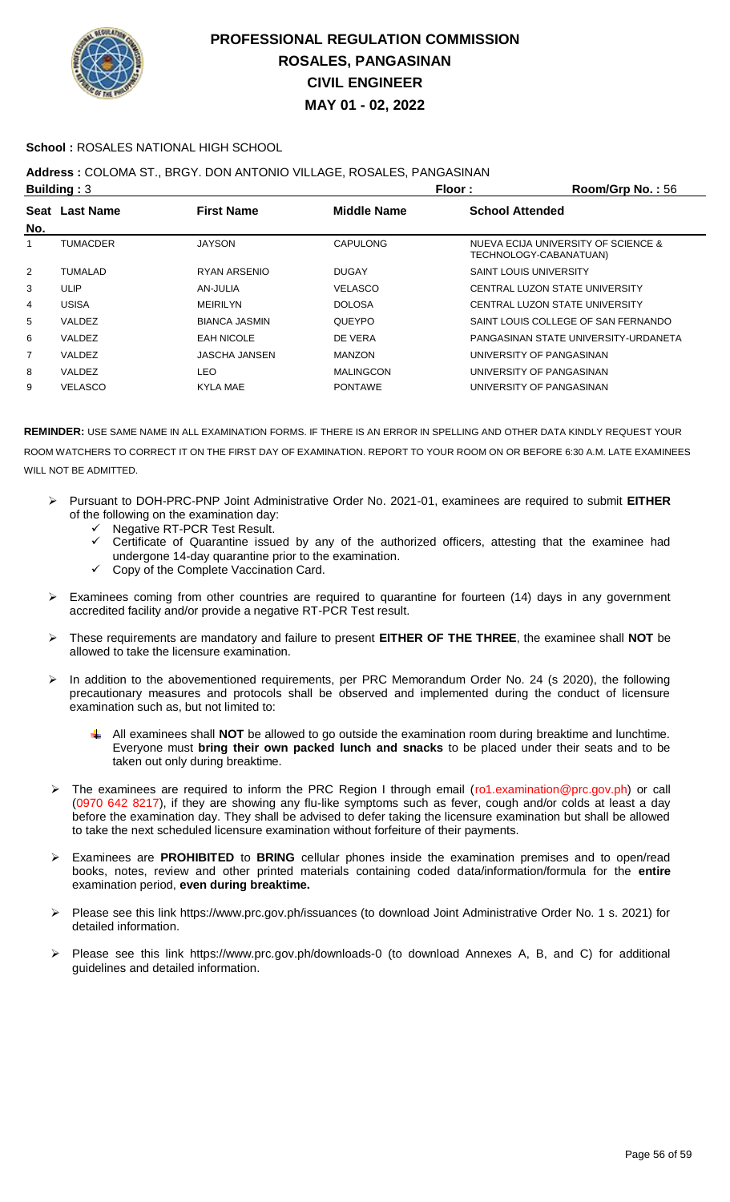# PROFESSIONAL REGULATION COMMISSION
# ROSALES, PANGASINAN
# CIVIL ENGINEER
# MAY 01 - 02, 2022

**School :** ROSALES NATIONAL HIGH SCHOOL

**Address :** COLOMA ST., BRGY. DON ANTONIO VILLAGE, ROSALES, PANGASINAN

**Building :** 3 **Floor :** **Room/Grp No. :** 56

| Seat No. | Last Name | First Name | Middle Name | School Attended |
|---|---|---|---|---|
| 1 | TUMACDER | JAYSON | CAPULONG | NUEVA ECIJA UNIVERSITY OF SCIENCE & TECHNOLOGY-CABANATUAN) |
| 2 | TUMALAD | RYAN ARSENIO | DUGAY | SAINT LOUIS UNIVERSITY |
| 3 | ULIP | AN-JULIA | VELASCO | CENTRAL LUZON STATE UNIVERSITY |
| 4 | USISA | MEIRILYN | DOLOSA | CENTRAL LUZON STATE UNIVERSITY |
| 5 | VALDEZ | BIANCA JASMIN | QUEYPO | SAINT LOUIS COLLEGE OF SAN FERNANDO |
| 6 | VALDEZ | EAH NICOLE | DE VERA | PANGASINAN STATE UNIVERSITY-URDANETA |
| 7 | VALDEZ | JASCHA JANSEN | MANZON | UNIVERSITY OF PANGASINAN |
| 8 | VALDEZ | LEO | MALINGCON | UNIVERSITY OF PANGASINAN |
| 9 | VELASCO | KYLA MAE | PONTAWE | UNIVERSITY OF PANGASINAN |

**REMINDER:** USE SAME NAME IN ALL EXAMINATION FORMS. IF THERE IS AN ERROR IN SPELLING AND OTHER DATA KINDLY REQUEST YOUR ROOM WATCHERS TO CORRECT IT ON THE FIRST DAY OF EXAMINATION. REPORT TO YOUR ROOM ON OR BEFORE 6:30 A.M. LATE EXAMINEES WILL NOT BE ADMITTED.

- Pursuant to DOH-PRC-PNP Joint Administrative Order No. 2021-01, examinees are required to submit **EITHER** of the following on the examination day:
  - ✓ Negative RT-PCR Test Result.
  - ✓ Certificate of Quarantine issued by any of the authorized officers, attesting that the examinee had undergone 14-day quarantine prior to the examination.
  - ✓ Copy of the Complete Vaccination Card.
- Examinees coming from other countries are required to quarantine for fourteen (14) days in any government accredited facility and/or provide a negative RT-PCR Test result.
- These requirements are mandatory and failure to present **EITHER OF THE THREE**, the examinee shall **NOT** be allowed to take the licensure examination.
- In addition to the abovementioned requirements, per PRC Memorandum Order No. 24 (s 2020), the following precautionary measures and protocols shall be observed and implemented during the conduct of licensure examination such as, but not limited to:
  - All examinees shall **NOT** be allowed to go outside the examination room during breaktime and lunchtime. Everyone must **bring their own packed lunch and snacks** to be placed under their seats and to be taken out only during breaktime.
- The examinees are required to inform the PRC Region I through email (ro1.examination@prc.gov.ph) or call (0970 642 8217), if they are showing any flu-like symptoms such as fever, cough and/or colds at least a day before the examination day. They shall be advised to defer taking the licensure examination but shall be allowed to take the next scheduled licensure examination without forfeiture of their payments.
- Examinees are **PROHIBITED** to **BRING** cellular phones inside the examination premises and to open/read books, notes, review and other printed materials containing coded data/information/formula for the **entire** examination period, **even during breaktime.**
- Please see this link https://www.prc.gov.ph/issuances (to download Joint Administrative Order No. 1 s. 2021) for detailed information.
- Please see this link https://www.prc.gov.ph/downloads-0 (to download Annexes A, B, and C) for additional guidelines and detailed information.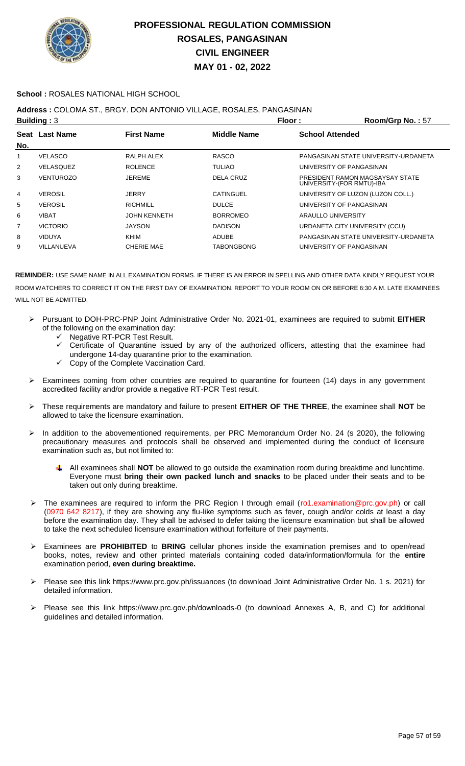# PROFESSIONAL REGULATION COMMISSION
## ROSALES, PANGASINAN
## CIVIL ENGINEER
## MAY 01 - 02, 2022

**School :** ROSALES NATIONAL HIGH SCHOOL

**Address :** COLOMA ST., BRGY. DON ANTONIO VILLAGE, ROSALES, PANGASINAN

**Building :** 3 **Floor :** **Room/Grp No. :** 57

| Seat No. | Last Name | First Name | Middle Name | School Attended |
|---|---|---|---|---|
| 1 | VELASCO | RALPH ALEX | RASCO | PANGASINAN STATE UNIVERSITY-URDANETA |
| 2 | VELASQUEZ | ROLENCE | TULIAO | UNIVERSITY OF PANGASINAN |
| 3 | VENTUROZO | JEREME | DELA CRUZ | PRESIDENT RAMON MAGSAYSAY STATE UNIVERSITY-(FOR RMTU)-IBA |
| 4 | VEROSIL | JERRY | CATINGUEL | UNIVERSITY OF LUZON (LUZON COLL.) |
| 5 | VEROSIL | RICHMILL | DULCE | UNIVERSITY OF PANGASINAN |
| 6 | VIBAT | JOHN KENNETH | BORROMEO | ARAULLO UNIVERSITY |
| 7 | VICTORIO | JAYSON | DADISON | URDANETA CITY UNIVERSITY (CCU) |
| 8 | VIDUYA | KHIM | ADUBE | PANGASINAN STATE UNIVERSITY-URDANETA |
| 9 | VILLANUEVA | CHERIE MAE | TABONGBONG | UNIVERSITY OF PANGASINAN |

**REMINDER:** USE SAME NAME IN ALL EXAMINATION FORMS. IF THERE IS AN ERROR IN SPELLING AND OTHER DATA KINDLY REQUEST YOUR ROOM WATCHERS TO CORRECT IT ON THE FIRST DAY OF EXAMINATION. REPORT TO YOUR ROOM ON OR BEFORE 6:30 A.M. LATE EXAMINEES WILL NOT BE ADMITTED.

- Pursuant to DOH-PRC-PNP Joint Administrative Order No. 2021-01, examinees are required to submit **EITHER** of the following on the examination day:
  - Negative RT-PCR Test Result.
  - Certificate of Quarantine issued by any of the authorized officers, attesting that the examinee had undergone 14-day quarantine prior to the examination.
  - Copy of the Complete Vaccination Card.
- Examinees coming from other countries are required to quarantine for fourteen (14) days in any government accredited facility and/or provide a negative RT-PCR Test result.
- These requirements are mandatory and failure to present **EITHER OF THE THREE**, the examinee shall **NOT** be allowed to take the licensure examination.
- In addition to the abovementioned requirements, per PRC Memorandum Order No. 24 (s 2020), the following precautionary measures and protocols shall be observed and implemented during the conduct of licensure examination such as, but not limited to:
  - All examinees shall **NOT** be allowed to go outside the examination room during breaktime and lunchtime. Everyone must **bring their own packed lunch and snacks** to be placed under their seats and to be taken out only during breaktime.
- The examinees are required to inform the PRC Region I through email (ro1.examination@prc.gov.ph) or call (0970 642 8217), if they are showing any flu-like symptoms such as fever, cough and/or colds at least a day before the examination day. They shall be advised to defer taking the licensure examination but shall be allowed to take the next scheduled licensure examination without forfeiture of their payments.
- Examinees are **PROHIBITED** to **BRING** cellular phones inside the examination premises and to open/read books, notes, review and other printed materials containing coded data/information/formula for the **entire** examination period, **even during breaktime.**
- Please see this link https://www.prc.gov.ph/issuances (to download Joint Administrative Order No. 1 s. 2021) for detailed information.
- Please see this link https://www.prc.gov.ph/downloads-0 (to download Annexes A, B, and C) for additional guidelines and detailed information.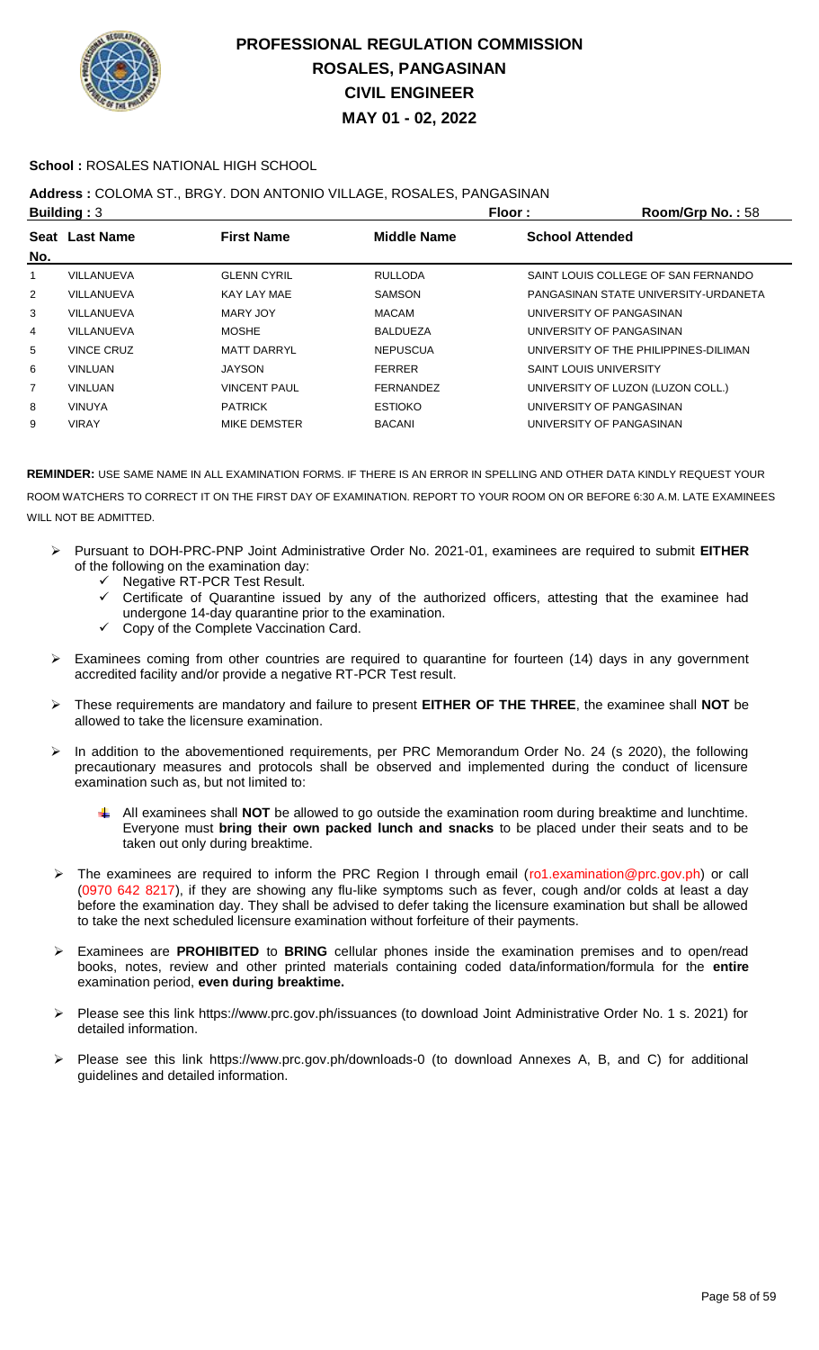# PROFESSIONAL REGULATION COMMISSION
# ROSALES, PANGASINAN
# CIVIL ENGINEER
# MAY 01 - 02, 2022

**School :** ROSALES NATIONAL HIGH SCHOOL

**Address :** COLOMA ST., BRGY. DON ANTONIO VILLAGE, ROSALES, PANGASINAN

**Building :** 3 | **Floor :** | **Room/Grp No. :** 58

| Seat No. | Last Name | First Name | Middle Name | School Attended |
|---|---|---|---|---|
| 1 | VILLANUEVA | GLENN CYRIL | RULLODA | SAINT LOUIS COLLEGE OF SAN FERNANDO |
| 2 | VILLANUEVA | KAY LAY MAE | SAMSON | PANGASINAN STATE UNIVERSITY-URDANETA |
| 3 | VILLANUEVA | MARY JOY | MACAM | UNIVERSITY OF PANGASINAN |
| 4 | VILLANUEVA | MOSHE | BALDUEZA | UNIVERSITY OF PANGASINAN |
| 5 | VINCE CRUZ | MATT DARRYL | NEPUSCUA | UNIVERSITY OF THE PHILIPPINES-DILIMAN |
| 6 | VINLUAN | JAYSON | FERRER | SAINT LOUIS UNIVERSITY |
| 7 | VINLUAN | VINCENT PAUL | FERNANDEZ | UNIVERSITY OF LUZON (LUZON COLL.) |
| 8 | VINUYA | PATRICK | ESTIOKO | UNIVERSITY OF PANGASINAN |
| 9 | VIRAY | MIKE DEMSTER | BACANI | UNIVERSITY OF PANGASINAN |

**REMINDER:** USE SAME NAME IN ALL EXAMINATION FORMS. IF THERE IS AN ERROR IN SPELLING AND OTHER DATA KINDLY REQUEST YOUR ROOM WATCHERS TO CORRECT IT ON THE FIRST DAY OF EXAMINATION. REPORT TO YOUR ROOM ON OR BEFORE 6:30 A.M. LATE EXAMINEES WILL NOT BE ADMITTED.

- Pursuant to DOH-PRC-PNP Joint Administrative Order No. 2021-01, examinees are required to submit **EITHER** of the following on the examination day:
  - ✓ Negative RT-PCR Test Result.
  - ✓ Certificate of Quarantine issued by any of the authorized officers, attesting that the examinee had undergone 14-day quarantine prior to the examination.
  - ✓ Copy of the Complete Vaccination Card.
- Examinees coming from other countries are required to quarantine for fourteen (14) days in any government accredited facility and/or provide a negative RT-PCR Test result.
- These requirements are mandatory and failure to present **EITHER OF THE THREE**, the examinee shall **NOT** be allowed to take the licensure examination.
- In addition to the abovementioned requirements, per PRC Memorandum Order No. 24 (s 2020), the following precautionary measures and protocols shall be observed and implemented during the conduct of licensure examination such as, but not limited to:
  - All examinees shall **NOT** be allowed to go outside the examination room during breaktime and lunchtime. Everyone must **bring their own packed lunch and snacks** to be placed under their seats and to be taken out only during breaktime.
- The examinees are required to inform the PRC Region I through email (ro1.examination@prc.gov.ph) or call (0970 642 8217), if they are showing any flu-like symptoms such as fever, cough and/or colds at least a day before the examination day. They shall be advised to defer taking the licensure examination but shall be allowed to take the next scheduled licensure examination without forfeiture of their payments.
- Examinees are **PROHIBITED** to **BRING** cellular phones inside the examination premises and to open/read books, notes, review and other printed materials containing coded data/information/formula for the **entire** examination period, **even during breaktime.**
- Please see this link https://www.prc.gov.ph/issuances (to download Joint Administrative Order No. 1 s. 2021) for detailed information.
- Please see this link https://www.prc.gov.ph/downloads-0 (to download Annexes A, B, and C) for additional guidelines and detailed information.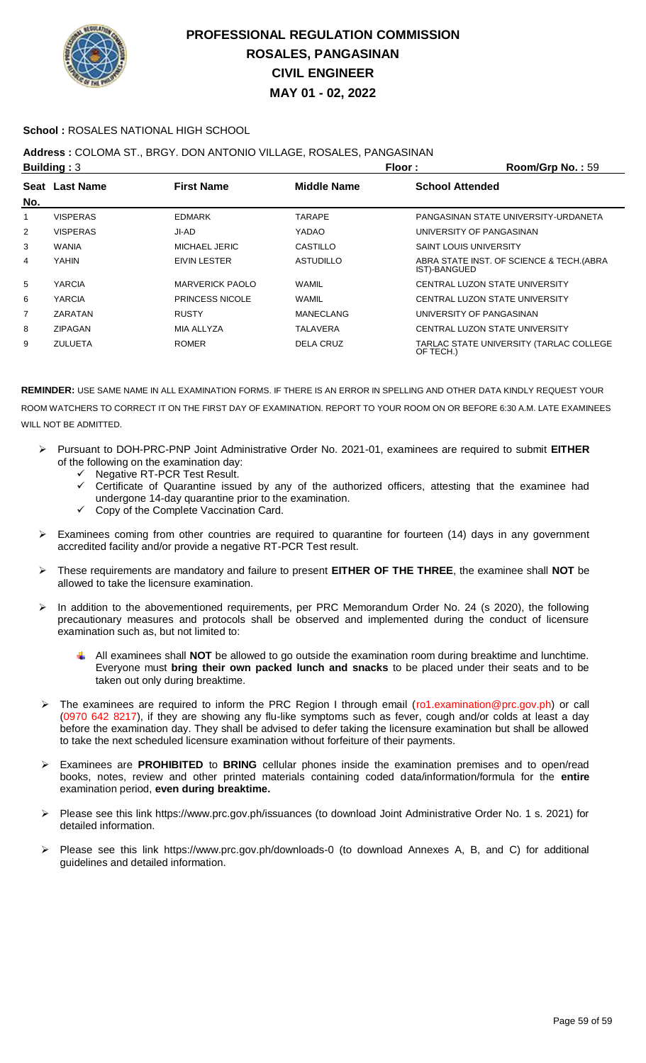# PROFESSIONAL REGULATION COMMISSION
# ROSALES, PANGASINAN
# CIVIL ENGINEER
# MAY 01 - 02, 2022

**School :** ROSALES NATIONAL HIGH SCHOOL

**Address :** COLOMA ST., BRGY. DON ANTONIO VILLAGE, ROSALES, PANGASINAN

**Building :** 3 **Floor :** **Room/Grp No. :** 59

| Seat No. | Last Name | First Name | Middle Name | School Attended |
|---|---|---|---|---|
| 1 | VISPERAS | EDMARK | TARAPE | PANGASINAN STATE UNIVERSITY-URDANETA |
| 2 | VISPERAS | JI-AD | YADAO | UNIVERSITY OF PANGASINAN |
| 3 | WANIA | MICHAEL JERIC | CASTILLO | SAINT LOUIS UNIVERSITY |
| 4 | YAHIN | EIVIN LESTER | ASTUDILLO | ABRA STATE INST. OF SCIENCE & TECH.(ABRA IST)-BANGUED |
| 5 | YARCIA | MARVERICK PAOLO | WAMIL | CENTRAL LUZON STATE UNIVERSITY |
| 6 | YARCIA | PRINCESS NICOLE | WAMIL | CENTRAL LUZON STATE UNIVERSITY |
| 7 | ZARATAN | RUSTY | MANECLANG | UNIVERSITY OF PANGASINAN |
| 8 | ZIPAGAN | MIA ALLYZA | TALAVERA | CENTRAL LUZON STATE UNIVERSITY |
| 9 | ZULUETA | ROMER | DELA CRUZ | TARLAC STATE UNIVERSITY (TARLAC COLLEGE OF TECH.) |

**REMINDER:** USE SAME NAME IN ALL EXAMINATION FORMS. IF THERE IS AN ERROR IN SPELLING AND OTHER DATA KINDLY REQUEST YOUR ROOM WATCHERS TO CORRECT IT ON THE FIRST DAY OF EXAMINATION. REPORT TO YOUR ROOM ON OR BEFORE 6:30 A.M. LATE EXAMINEES WILL NOT BE ADMITTED.

- Pursuant to DOH-PRC-PNP Joint Administrative Order No. 2021-01, examinees are required to submit **EITHER** of the following on the examination day:
  - ✓ Negative RT-PCR Test Result.
  - ✓ Certificate of Quarantine issued by any of the authorized officers, attesting that the examinee had undergone 14-day quarantine prior to the examination.
  - ✓ Copy of the Complete Vaccination Card.
- Examinees coming from other countries are required to quarantine for fourteen (14) days in any government accredited facility and/or provide a negative RT-PCR Test result.
- These requirements are mandatory and failure to present **EITHER OF THE THREE**, the examinee shall **NOT** be allowed to take the licensure examination.
- In addition to the abovementioned requirements, per PRC Memorandum Order No. 24 (s 2020), the following precautionary measures and protocols shall be observed and implemented during the conduct of licensure examination such as, but not limited to:
  - All examinees shall **NOT** be allowed to go outside the examination room during breaktime and lunchtime. Everyone must **bring their own packed lunch and snacks** to be placed under their seats and to be taken out only during breaktime.
- The examinees are required to inform the PRC Region I through email (ro1.examination@prc.gov.ph) or call (0970 642 8217), if they are showing any flu-like symptoms such as fever, cough and/or colds at least a day before the examination day. They shall be advised to defer taking the licensure examination but shall be allowed to take the next scheduled licensure examination without forfeiture of their payments.
- Examinees are **PROHIBITED** to **BRING** cellular phones inside the examination premises and to open/read books, notes, review and other printed materials containing coded data/information/formula for the **entire** examination period, **even during breaktime.**
- Please see this link https://www.prc.gov.ph/issuances (to download Joint Administrative Order No. 1 s. 2021) for detailed information.
- Please see this link https://www.prc.gov.ph/downloads-0 (to download Annexes A, B, and C) for additional guidelines and detailed information.